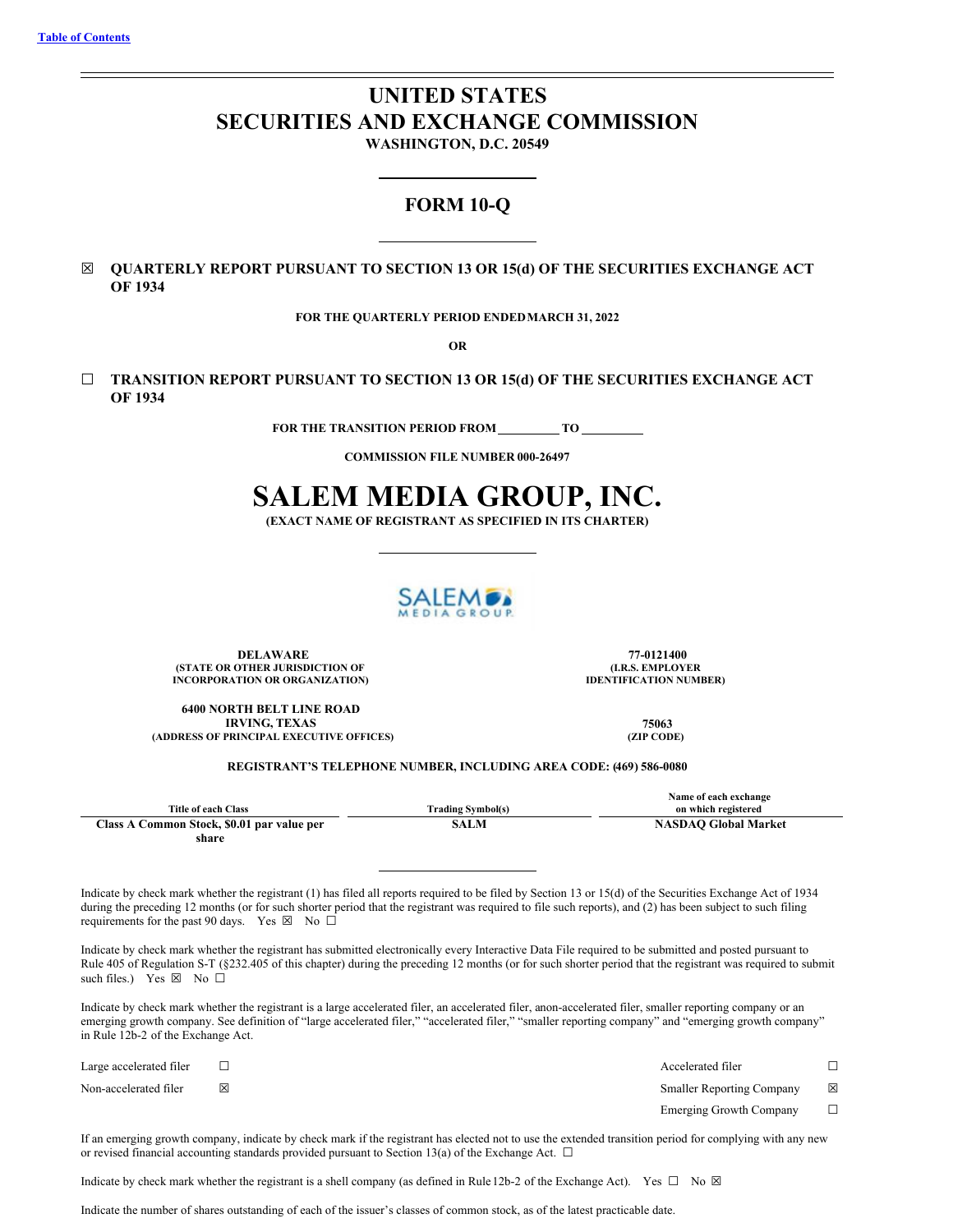Table of Contents

# UNITED STATES
# SECURITIES AND EXCHANGE COMMISSION

**WASHINGTON, D.C. 20549**

## FORM 10-Q

☒ **QUARTERLY REPORT PURSUANT TO SECTION 13 OR 15(d) OF THE SECURITIES EXCHANGE ACT OF 1934**

**FOR THE QUARTERLY PERIOD ENDED MARCH 31, 2022**

**OR**

☐ **TRANSITION REPORT PURSUANT TO SECTION 13 OR 15(d) OF THE SECURITIES EXCHANGE ACT OF 1934**

**FOR THE TRANSITION PERIOD FROM \_\_\_\_\_\_\_\_\_ TO \_\_\_\_\_\_\_\_\_**

**COMMISSION FILE NUMBER 000-26497**

# SALEM MEDIA GROUP, INC.

**(EXACT NAME OF REGISTRANT AS SPECIFIED IN ITS CHARTER)**

| | |
|---|---|
| **DELAWARE**<br>**(STATE OR OTHER JURISDICTION OF INCORPORATION OR ORGANIZATION)** | **77-0121400**<br>**(I.R.S. EMPLOYER IDENTIFICATION NUMBER)** |
| **6400 NORTH BELT LINE ROAD**<br>**IRVING, TEXAS**<br>**(ADDRESS OF PRINCIPAL EXECUTIVE OFFICES)** | **75063**<br>**(ZIP CODE)** |

**REGISTRANT'S TELEPHONE NUMBER, INCLUDING AREA CODE: (469) 586-0080**

| Title of each Class | Trading Symbol(s) | Name of each exchange on which registered |
|---|---|---|
| **Class A Common Stock, $0.01 par value per share** | **SALM** | **NASDAQ Global Market** |

Indicate by check mark whether the registrant (1) has filed all reports required to be filed by Section 13 or 15(d) of the Securities Exchange Act of 1934 during the preceding 12 months (or for such shorter period that the registrant was required to file such reports), and (2) has been subject to such filing requirements for the past 90 days. Yes ☒ No ☐

Indicate by check mark whether the registrant has submitted electronically every Interactive Data File required to be submitted and posted pursuant to Rule 405 of Regulation S-T (§232.405 of this chapter) during the preceding 12 months (or for such shorter period that the registrant was required to submit such files.) Yes ☒ No ☐

Indicate by check mark whether the registrant is a large accelerated filer, an accelerated filer, a non-accelerated filer, smaller reporting company or an emerging growth company. See definition of "large accelerated filer," "accelerated filer," "smaller reporting company" and "emerging growth company" in Rule 12b-2 of the Exchange Act.

| | | | |
|---|---|---|---|
| Large accelerated filer | ☐ | Accelerated filer | ☐ |
| Non-accelerated filer | ☒ | Smaller Reporting Company | ☒ |
| | | Emerging Growth Company | ☐ |

If an emerging growth company, indicate by check mark if the registrant has elected not to use the extended transition period for complying with any new or revised financial accounting standards provided pursuant to Section 13(a) of the Exchange Act. ☐

Indicate by check mark whether the registrant is a shell company (as defined in Rule 12b-2 of the Exchange Act). Yes ☐ No ☒

Indicate the number of shares outstanding of each of the issuer's classes of common stock, as of the latest practicable date.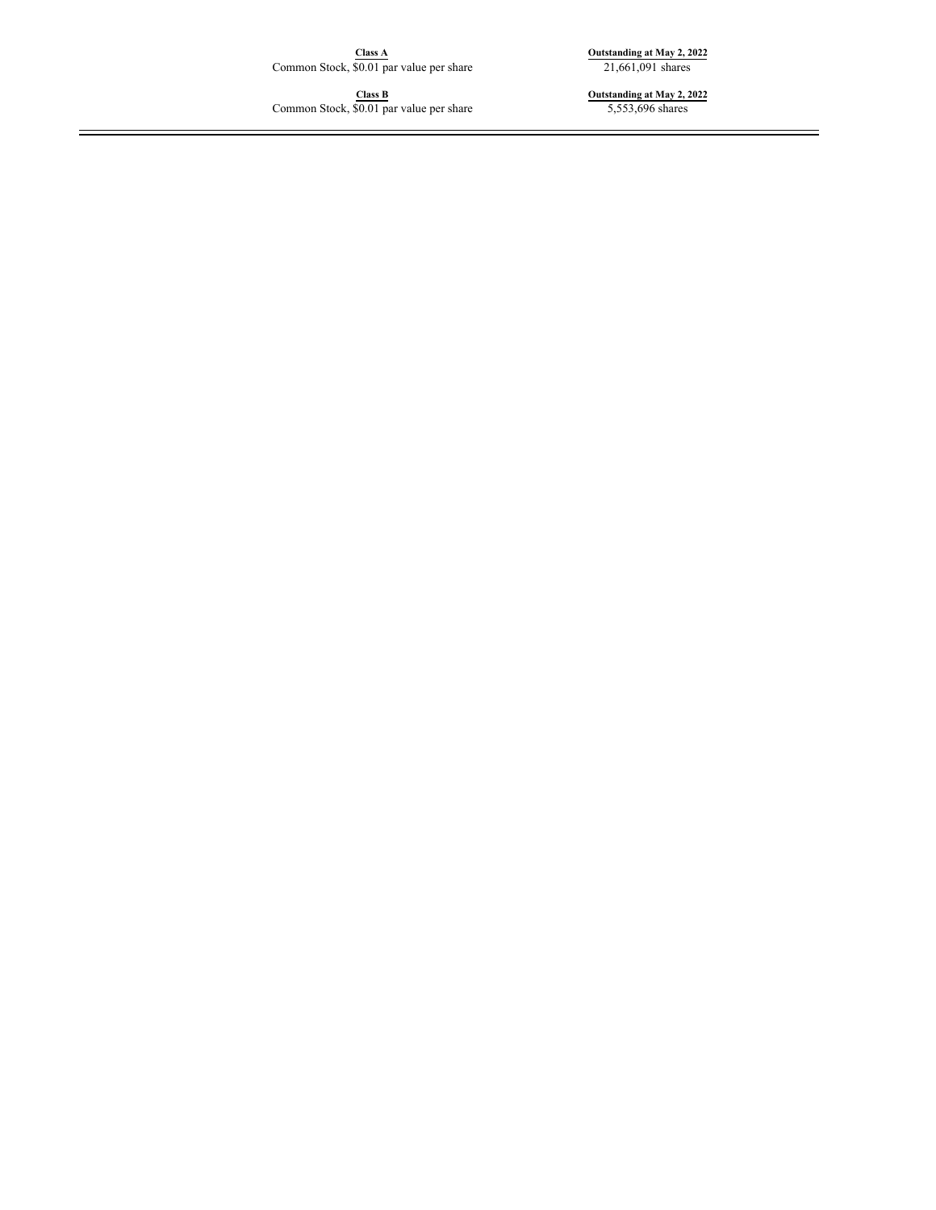| Class A | Outstanding at May 2, 2022 |
| --- | --- |
| Common Stock, $0.01 par value per share | 21,661,091 shares |

| Class B | Outstanding at May 2, 2022 |
| --- | --- |
| Common Stock, $0.01 par value per share | 5,553,696 shares |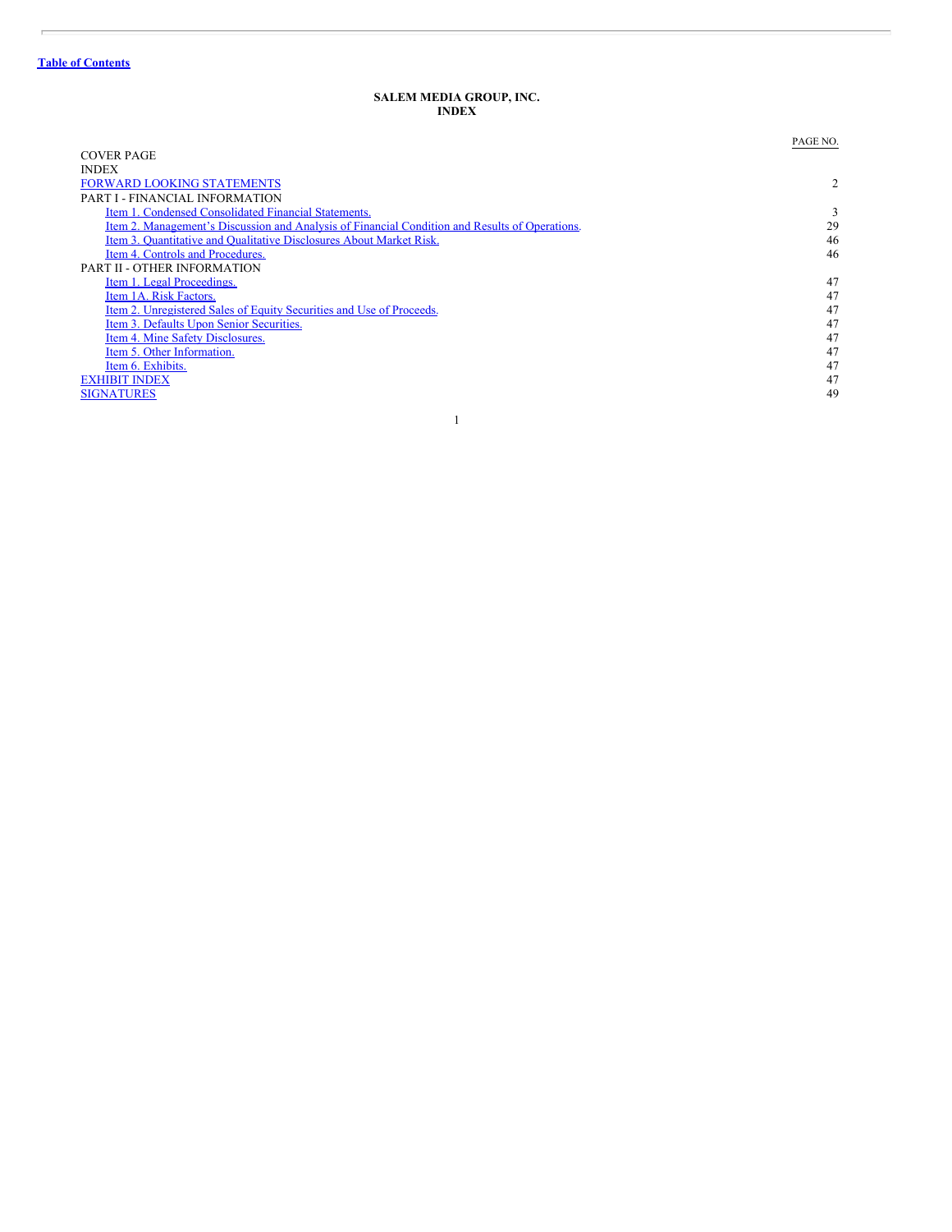[Table of Contents](#)

**SALEM MEDIA GROUP, INC.**
**INDEX**

| | PAGE NO. |
|---|---|
| COVER PAGE | |
| INDEX | |
| FORWARD LOOKING STATEMENTS | 2 |
| PART I - FINANCIAL INFORMATION | |
| Item 1. Condensed Consolidated Financial Statements. | 3 |
| Item 2. Management's Discussion and Analysis of Financial Condition and Results of Operations. | 29 |
| Item 3. Quantitative and Qualitative Disclosures About Market Risk. | 46 |
| Item 4. Controls and Procedures. | 46 |
| PART II - OTHER INFORMATION | |
| Item 1. Legal Proceedings. | 47 |
| Item 1A. Risk Factors. | 47 |
| Item 2. Unregistered Sales of Equity Securities and Use of Proceeds. | 47 |
| Item 3. Defaults Upon Senior Securities. | 47 |
| Item 4. Mine Safety Disclosures. | 47 |
| Item 5. Other Information. | 47 |
| Item 6. Exhibits. | 47 |
| EXHIBIT INDEX | 47 |
| SIGNATURES | 49 |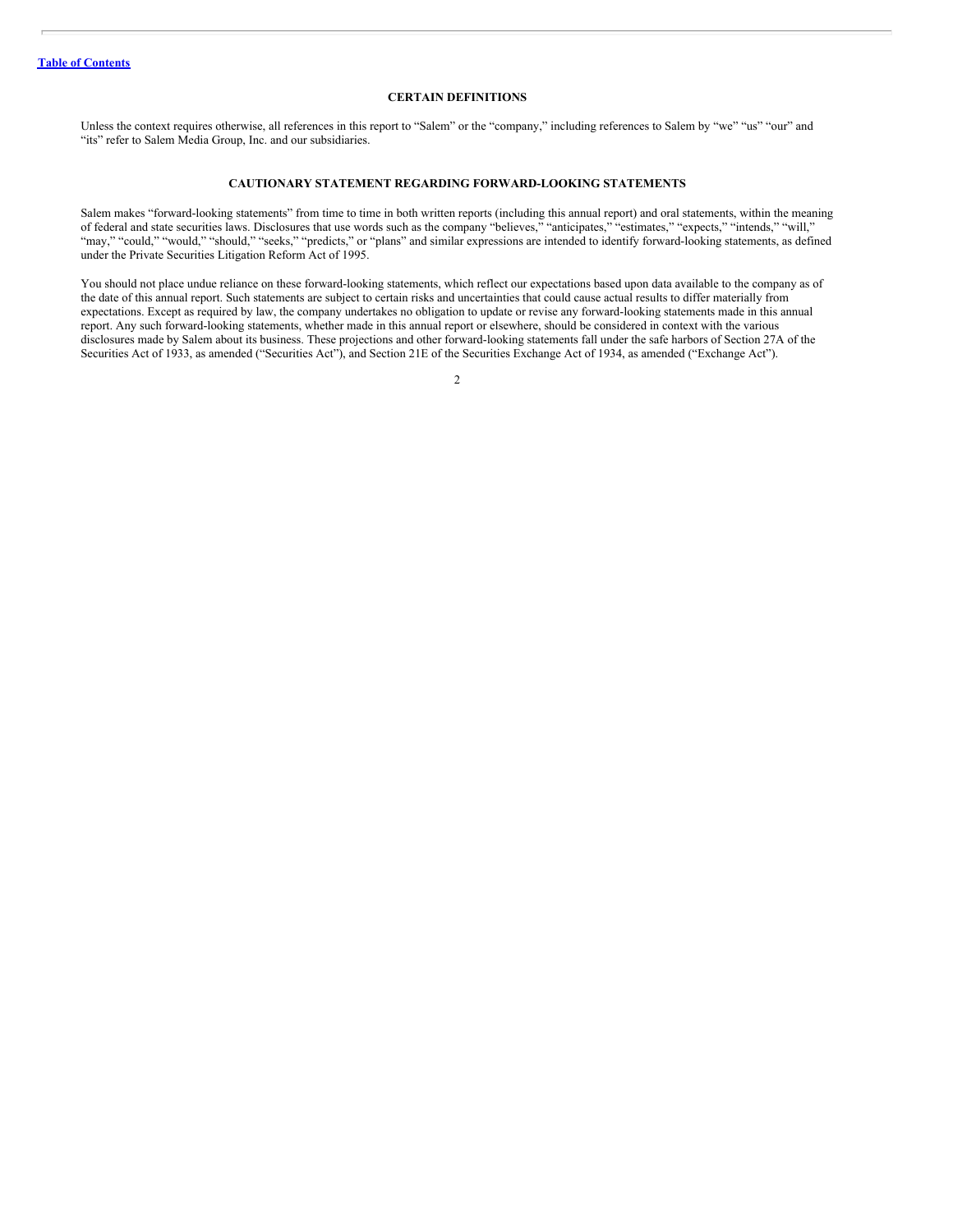[Table of Contents](#)

## CERTAIN DEFINITIONS

Unless the context requires otherwise, all references in this report to "Salem" or the "company," including references to Salem by "we" "us" "our" and "its" refer to Salem Media Group, Inc. and our subsidiaries.

## CAUTIONARY STATEMENT REGARDING FORWARD-LOOKING STATEMENTS

Salem makes "forward-looking statements" from time to time in both written reports (including this annual report) and oral statements, within the meaning of federal and state securities laws. Disclosures that use words such as the company "believes," "anticipates," "estimates," "expects," "intends," "will," "may," "could," "would," "should," "seeks," "predicts," or "plans" and similar expressions are intended to identify forward-looking statements, as defined under the Private Securities Litigation Reform Act of 1995.

You should not place undue reliance on these forward-looking statements, which reflect our expectations based upon data available to the company as of the date of this annual report. Such statements are subject to certain risks and uncertainties that could cause actual results to differ materially from expectations. Except as required by law, the company undertakes no obligation to update or revise any forward-looking statements made in this annual report. Any such forward-looking statements, whether made in this annual report or elsewhere, should be considered in context with the various disclosures made by Salem about its business. These projections and other forward-looking statements fall under the safe harbors of Section 27A of the Securities Act of 1933, as amended ("Securities Act"), and Section 21E of the Securities Exchange Act of 1934, as amended ("Exchange Act").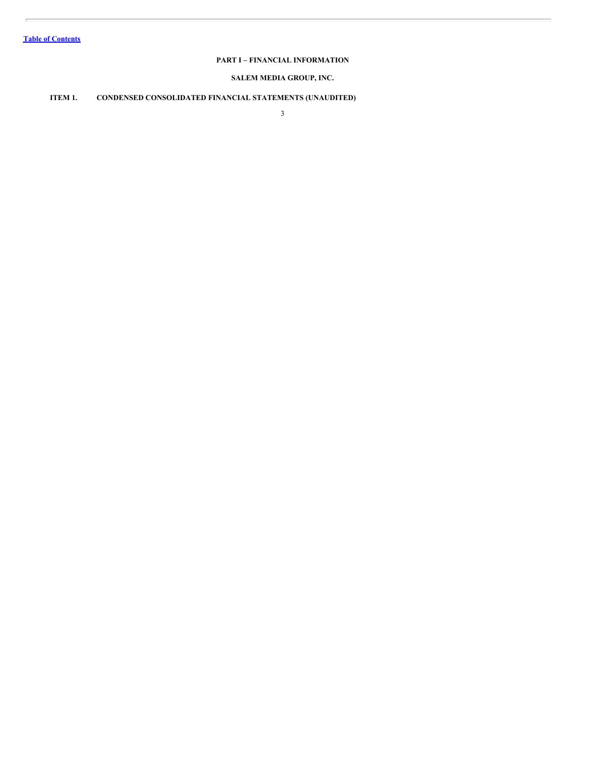[Table of Contents](#)

## PART I – FINANCIAL INFORMATION

## SALEM MEDIA GROUP, INC.

### ITEM 1. CONDENSED CONSOLIDATED FINANCIAL STATEMENTS (UNAUDITED)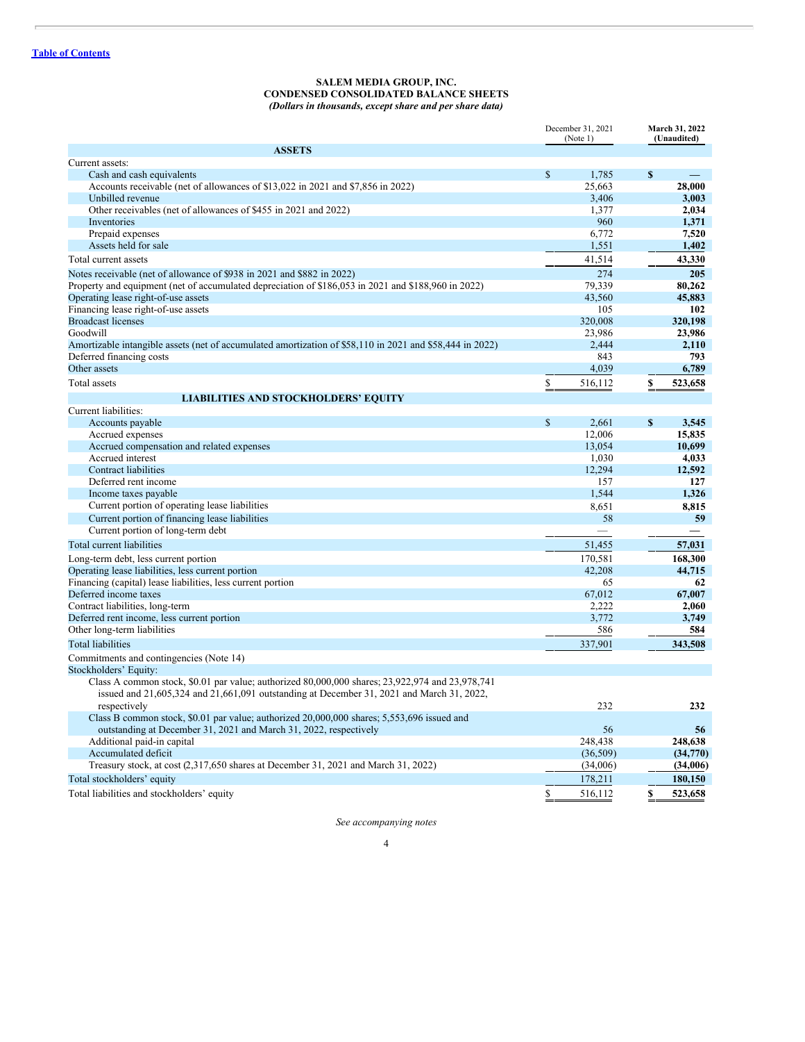**SALEM MEDIA GROUP, INC.**
**CONDENSED CONSOLIDATED BALANCE SHEETS**
***(Dollars in thousands, except share and per share data)***

| | December 31, 2021 (Note 1) | March 31, 2022 (Unaudited) |
|---|---|---|
| **ASSETS** | | |
| Current assets: | | |
| Cash and cash equivalents | $ 1,785 | **$ —** |
| Accounts receivable (net of allowances of $13,022 in 2021 and $7,856 in 2022) | 25,663 | **28,000** |
| Unbilled revenue | 3,406 | **3,003** |
| Other receivables (net of allowances of $455 in 2021 and 2022) | 1,377 | **2,034** |
| Inventories | 960 | **1,371** |
| Prepaid expenses | 6,772 | **7,520** |
| Assets held for sale | 1,551 | **1,402** |
| Total current assets | 41,514 | **43,330** |
| Notes receivable (net of allowance of $938 in 2021 and $882 in 2022) | 274 | **205** |
| Property and equipment (net of accumulated depreciation of $186,053 in 2021 and $188,960 in 2022) | 79,339 | **80,262** |
| Operating lease right-of-use assets | 43,560 | **45,883** |
| Financing lease right-of-use assets | 105 | **102** |
| Broadcast licenses | 320,008 | **320,198** |
| Goodwill | 23,986 | **23,986** |
| Amortizable intangible assets (net of accumulated amortization of $58,110 in 2021 and $58,444 in 2022) | 2,444 | **2,110** |
| Deferred financing costs | 843 | **793** |
| Other assets | 4,039 | **6,789** |
| Total assets | $ 516,112 | **$ 523,658** |
| **LIABILITIES AND STOCKHOLDERS' EQUITY** | | |
| Current liabilities: | | |
| Accounts payable | $ 2,661 | **$ 3,545** |
| Accrued expenses | 12,006 | **15,835** |
| Accrued compensation and related expenses | 13,054 | **10,699** |
| Accrued interest | 1,030 | **4,033** |
| Contract liabilities | 12,294 | **12,592** |
| Deferred rent income | 157 | **127** |
| Income taxes payable | 1,544 | **1,326** |
| Current portion of operating lease liabilities | 8,651 | **8,815** |
| Current portion of financing lease liabilities | 58 | **59** |
| Current portion of long-term debt | — | **—** |
| Total current liabilities | 51,455 | **57,031** |
| Long-term debt, less current portion | 170,581 | **168,300** |
| Operating lease liabilities, less current portion | 42,208 | **44,715** |
| Financing (capital) lease liabilities, less current portion | 65 | **62** |
| Deferred income taxes | 67,012 | **67,007** |
| Contract liabilities, long-term | 2,222 | **2,060** |
| Deferred rent income, less current portion | 3,772 | **3,749** |
| Other long-term liabilities | 586 | **584** |
| Total liabilities | 337,901 | **343,508** |
| Commitments and contingencies (Note 14) | | |
| Stockholders' Equity: | | |
| Class A common stock, $0.01 par value; authorized 80,000,000 shares; 23,922,974 and 23,978,741 issued and 21,605,324 and 21,661,091 outstanding at December 31, 2021 and March 31, 2022, respectively | 232 | **232** |
| Class B common stock, $0.01 par value; authorized 20,000,000 shares; 5,553,696 issued and outstanding at December 31, 2021 and March 31, 2022, respectively | 56 | **56** |
| Additional paid-in capital | 248,438 | **248,638** |
| Accumulated deficit | (36,509) | **(34,770)** |
| Treasury stock, at cost (2,317,650 shares at December 31, 2021 and March 31, 2022) | (34,006) | **(34,006)** |
| Total stockholders' equity | 178,211 | **180,150** |
| Total liabilities and stockholders' equity | $ 516,112 | **$ 523,658** |

*See accompanying notes*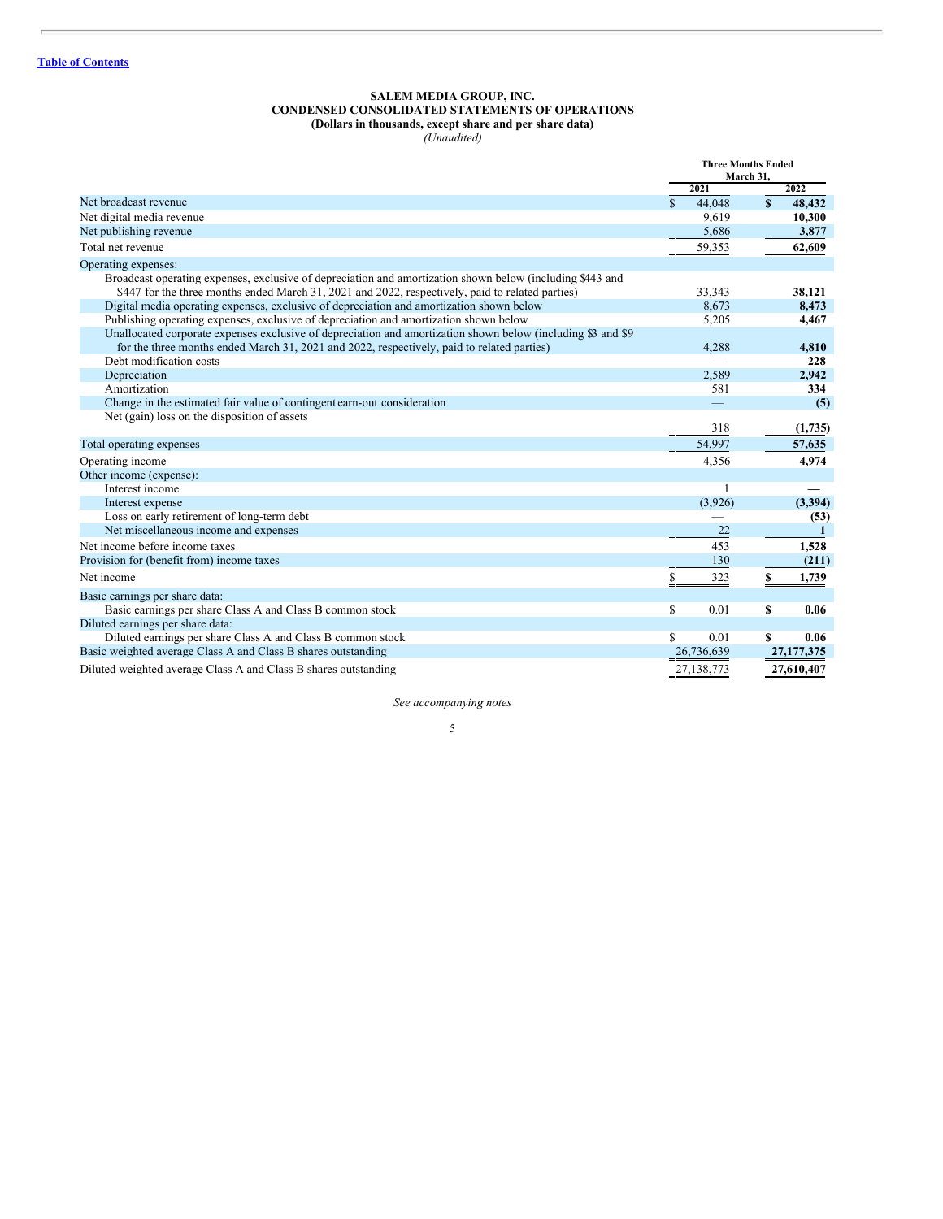[Table of Contents](#)

**SALEM MEDIA GROUP, INC.**
**CONDENSED CONSOLIDATED STATEMENTS OF OPERATIONS**
**(Dollars in thousands, except share and per share data)**
*(Unaudited)*

| | Three Months Ended March 31, | |
|---|---|---|
| | 2021 | 2022 |
| Net broadcast revenue | $ 44,048 | **$ 48,432** |
| Net digital media revenue | 9,619 | **10,300** |
| Net publishing revenue | 5,686 | **3,877** |
| Total net revenue | 59,353 | **62,609** |
| Operating expenses: | | |
| Broadcast operating expenses, exclusive of depreciation and amortization shown below (including $443 and $447 for the three months ended March 31, 2021 and 2022, respectively, paid to related parties) | 33,343 | **38,121** |
| Digital media operating expenses, exclusive of depreciation and amortization shown below | 8,673 | **8,473** |
| Publishing operating expenses, exclusive of depreciation and amortization shown below | 5,205 | **4,467** |
| Unallocated corporate expenses exclusive of depreciation and amortization shown below (including $3 and $9 for the three months ended March 31, 2021 and 2022, respectively, paid to related parties) | 4,288 | **4,810** |
| Debt modification costs | — | **228** |
| Depreciation | 2,589 | **2,942** |
| Amortization | 581 | **334** |
| Change in the estimated fair value of contingent earn-out consideration | — | **(5)** |
| Net (gain) loss on the disposition of assets | 318 | **(1,735)** |
| Total operating expenses | 54,997 | **57,635** |
| Operating income | 4,356 | **4,974** |
| Other income (expense): | | |
| Interest income | 1 | **—** |
| Interest expense | (3,926) | **(3,394)** |
| Loss on early retirement of long-term debt | — | **(53)** |
| Net miscellaneous income and expenses | 22 | **1** |
| Net income before income taxes | 453 | **1,528** |
| Provision for (benefit from) income taxes | 130 | **(211)** |
| Net income | $ 323 | **$ 1,739** |
| Basic earnings per share data: | | |
| Basic earnings per share Class A and Class B common stock | $ 0.01 | **$ 0.06** |
| Diluted earnings per share data: | | |
| Diluted earnings per share Class A and Class B common stock | $ 0.01 | **$ 0.06** |
| Basic weighted average Class A and Class B shares outstanding | 26,736,639 | **27,177,375** |
| Diluted weighted average Class A and Class B shares outstanding | 27,138,773 | **27,610,407** |

*See accompanying notes*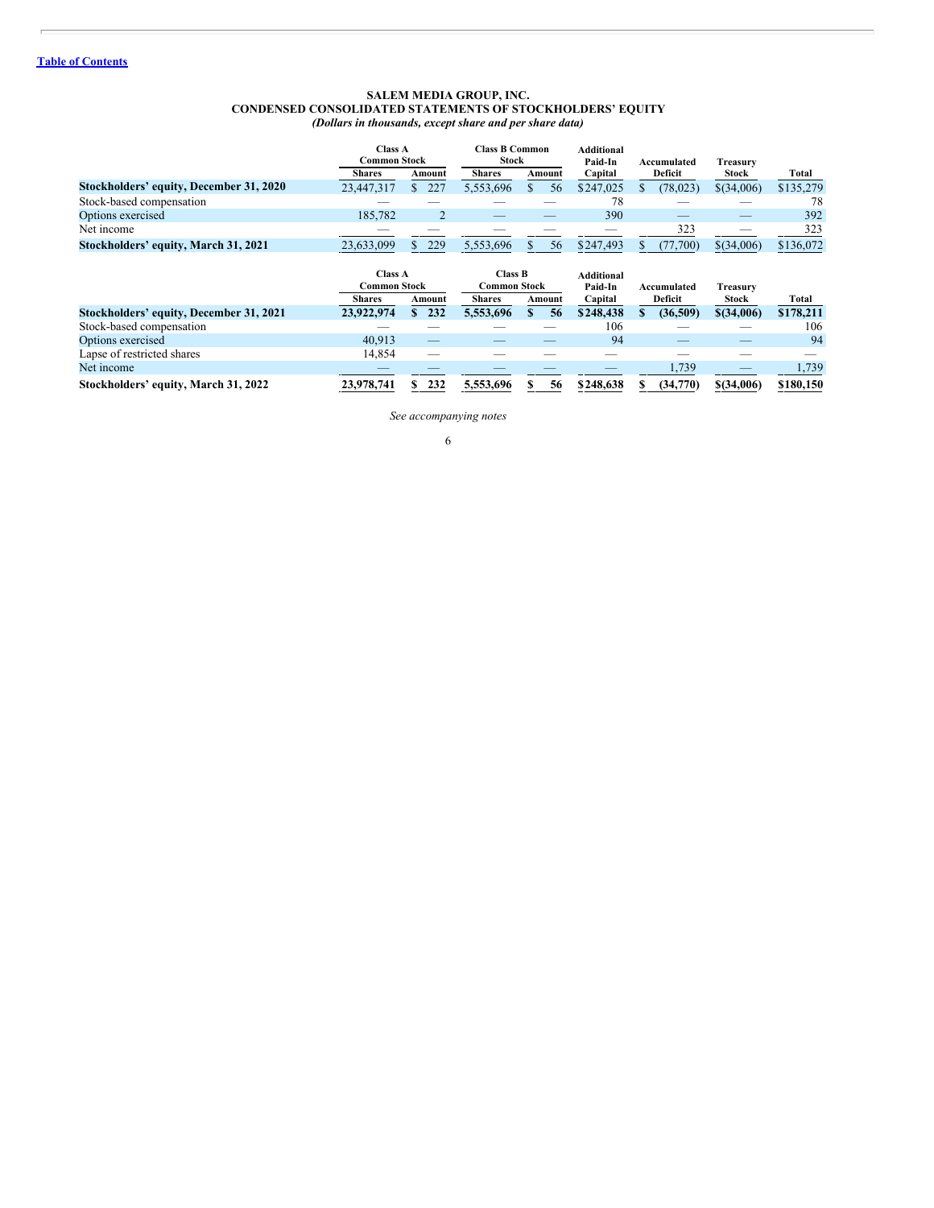**SALEM MEDIA GROUP, INC.**
**CONDENSED CONSOLIDATED STATEMENTS OF STOCKHOLDERS' EQUITY**
***(Dollars in thousands, except share and per share data)***

| | Class A Common Stock | | Class B Common Stock | | Additional Paid-In | Accumulated | Treasury | |
|---|---|---|---|---|---|---|---|---|
| | Shares | Amount | Shares | Amount | Capital | Deficit | Stock | Total |
| **Stockholders' equity, December 31, 2020** | 23,447,317 | $ 227 | 5,553,696 | $ 56 | $247,025 | $ (78,023) | $(34,006) | $135,279 |
| Stock-based compensation | — | — | — | — | 78 | — | — | 78 |
| Options exercised | 185,782 | 2 | — | — | 390 | — | — | 392 |
| Net income | — | — | — | — | — | 323 | — | 323 |
| **Stockholders' equity, March 31, 2021** | 23,633,099 | $ 229 | 5,553,696 | $ 56 | $247,493 | $ (77,700) | $(34,006) | $136,072 |

| | Class A Common Stock | | Class B Common Stock | | Additional Paid-In | Accumulated | Treasury | |
|---|---|---|---|---|---|---|---|---|
| | Shares | Amount | Shares | Amount | Capital | Deficit | Stock | Total |
| **Stockholders' equity, December 31, 2021** | **23,922,974** | **$ 232** | **5,553,696** | **$ 56** | **$248,438** | **$ (36,509)** | **$(34,006)** | **$178,211** |
| Stock-based compensation | — | — | — | — | 106 | — | — | 106 |
| Options exercised | 40,913 | — | — | — | 94 | — | — | 94 |
| Lapse of restricted shares | 14,854 | — | — | — | — | — | — | — |
| Net income | — | — | — | — | — | 1,739 | — | 1,739 |
| **Stockholders' equity, March 31, 2022** | **23,978,741** | **$ 232** | **5,553,696** | **$ 56** | **$248,638** | **$ (34,770)** | **$(34,006)** | **$180,150** |

*See accompanying notes*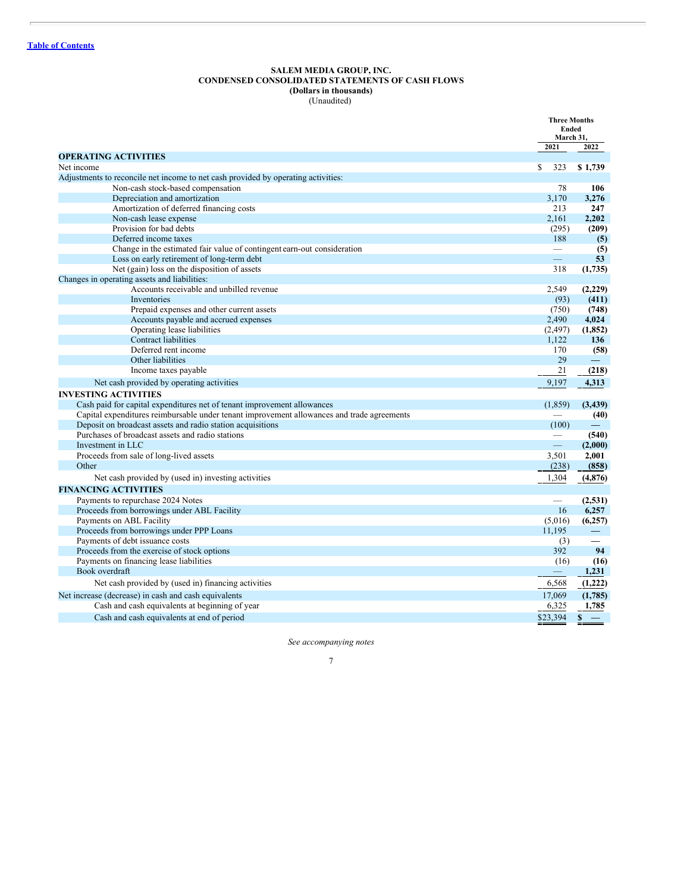**SALEM MEDIA GROUP, INC.**
**CONDENSED CONSOLIDATED STATEMENTS OF CASH FLOWS**
**(Dollars in thousands)**
(Unaudited)

| | Three Months Ended March 31, 2021 | Three Months Ended March 31, 2022 |
|---|---|---|
| **OPERATING ACTIVITIES** | | |
| Net income | $ 323 | **$ 1,739** |
| Adjustments to reconcile net income to net cash provided by operating activities: | | |
| Non-cash stock-based compensation | 78 | **106** |
| Depreciation and amortization | 3,170 | **3,276** |
| Amortization of deferred financing costs | 213 | **247** |
| Non-cash lease expense | 2,161 | **2,202** |
| Provision for bad debts | (295) | **(209)** |
| Deferred income taxes | 188 | **(5)** |
| Change in the estimated fair value of contingent earn-out consideration | — | **(5)** |
| Loss on early retirement of long-term debt | — | **53** |
| Net (gain) loss on the disposition of assets | 318 | **(1,735)** |
| Changes in operating assets and liabilities: | | |
| Accounts receivable and unbilled revenue | 2,549 | **(2,229)** |
| Inventories | (93) | **(411)** |
| Prepaid expenses and other current assets | (750) | **(748)** |
| Accounts payable and accrued expenses | 2,490 | **4,024** |
| Operating lease liabilities | (2,497) | **(1,852)** |
| Contract liabilities | 1,122 | **136** |
| Deferred rent income | 170 | **(58)** |
| Other liabilities | 29 | **—** |
| Income taxes payable | 21 | **(218)** |
| Net cash provided by operating activities | 9,197 | **4,313** |
| **INVESTING ACTIVITIES** | | |
| Cash paid for capital expenditures net of tenant improvement allowances | (1,859) | **(3,439)** |
| Capital expenditures reimbursable under tenant improvement allowances and trade agreements | — | **(40)** |
| Deposit on broadcast assets and radio station acquisitions | (100) | **—** |
| Purchases of broadcast assets and radio stations | — | **(540)** |
| Investment in LLC | — | **(2,000)** |
| Proceeds from sale of long-lived assets | 3,501 | **2,001** |
| Other | (238) | **(858)** |
| Net cash provided by (used in) investing activities | 1,304 | **(4,876)** |
| **FINANCING ACTIVITIES** | | |
| Payments to repurchase 2024 Notes | — | **(2,531)** |
| Proceeds from borrowings under ABL Facility | 16 | **6,257** |
| Payments on ABL Facility | (5,016) | **(6,257)** |
| Proceeds from borrowings under PPP Loans | 11,195 | **—** |
| Payments of debt issuance costs | (3) | **—** |
| Proceeds from the exercise of stock options | 392 | **94** |
| Payments on financing lease liabilities | (16) | **(16)** |
| Book overdraft | — | **1,231** |
| Net cash provided by (used in) financing activities | 6,568 | **(1,222)** |
| Net increase (decrease) in cash and cash equivalents | 17,069 | **(1,785)** |
| Cash and cash equivalents at beginning of year | 6,325 | **1,785** |
| Cash and cash equivalents at end of period | $23,394 | **$ —** |

*See accompanying notes*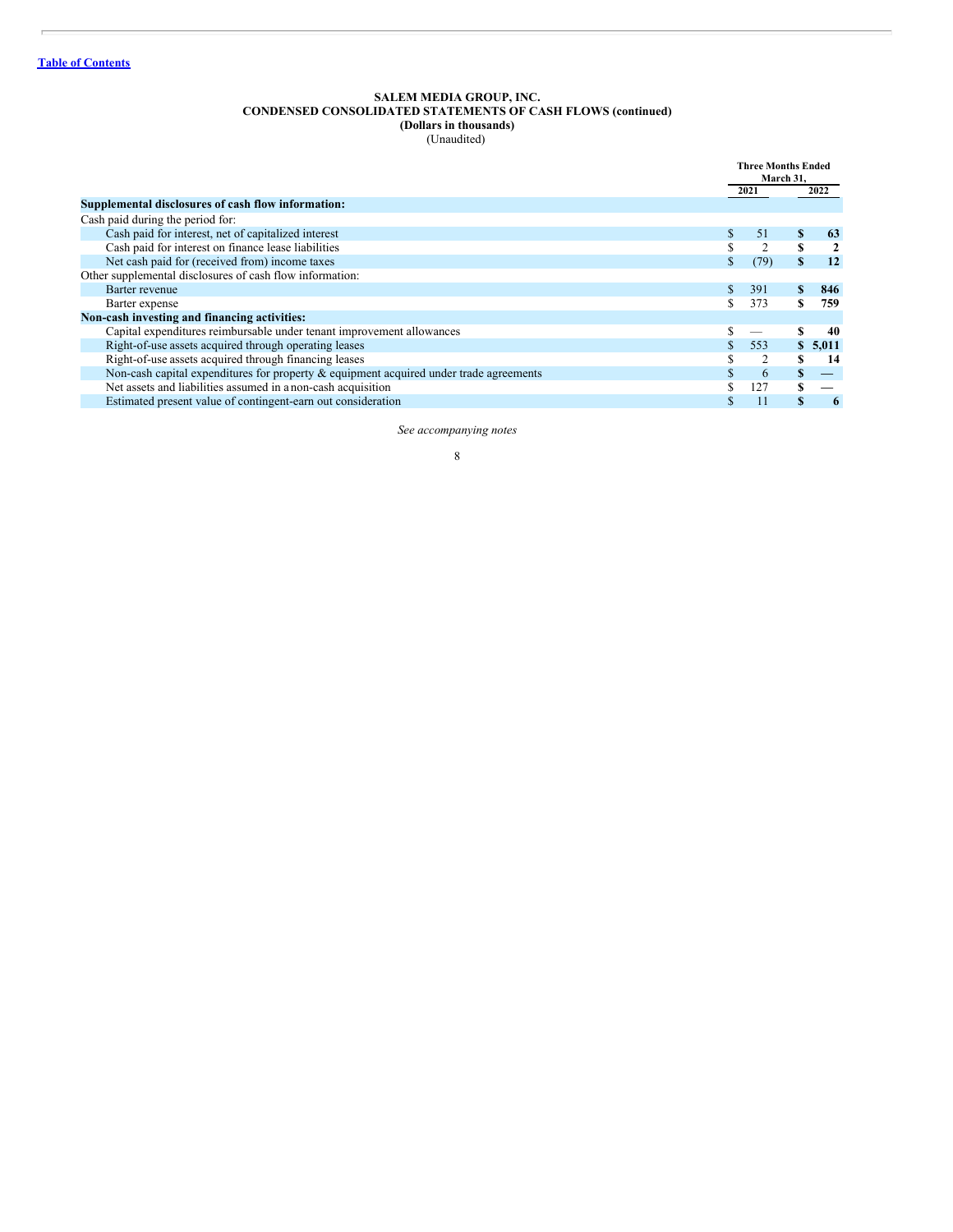**SALEM MEDIA GROUP, INC.**
**CONDENSED CONSOLIDATED STATEMENTS OF CASH FLOWS (continued)**
**(Dollars in thousands)**
(Unaudited)

| | Three Months Ended March 31, | |
|---|---|---|
| | 2021 | 2022 |
| **Supplemental disclosures of cash flow information:** | | |
| Cash paid during the period for: | | |
| Cash paid for interest, net of capitalized interest | $ 51 | **$ 63** |
| Cash paid for interest on finance lease liabilities | $ 2 | **$ 2** |
| Net cash paid for (received from) income taxes | $ (79) | **$ 12** |
| Other supplemental disclosures of cash flow information: | | |
| Barter revenue | $ 391 | **$ 846** |
| Barter expense | $ 373 | **$ 759** |
| **Non-cash investing and financing activities:** | | |
| Capital expenditures reimbursable under tenant improvement allowances | $ — | **$ 40** |
| Right-of-use assets acquired through operating leases | $ 553 | **$ 5,011** |
| Right-of-use assets acquired through financing leases | $ 2 | **$ 14** |
| Non-cash capital expenditures for property & equipment acquired under trade agreements | $ 6 | **$ —** |
| Net assets and liabilities assumed in a non-cash acquisition | $ 127 | **$ —** |
| Estimated present value of contingent-earn out consideration | $ 11 | **$ 6** |

*See accompanying notes*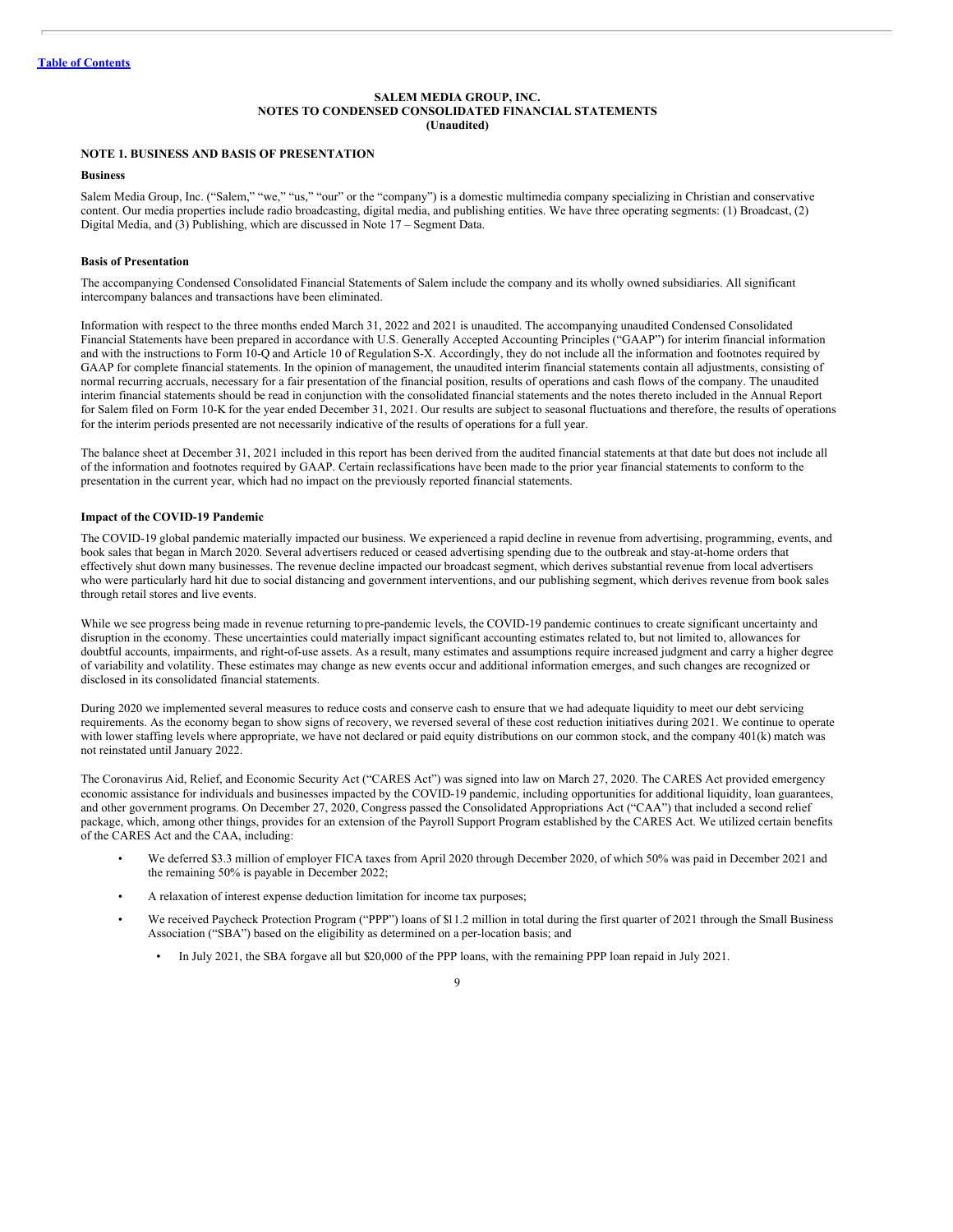SALEM MEDIA GROUP, INC.
NOTES TO CONDENSED CONSOLIDATED FINANCIAL STATEMENTS
(Unaudited)

**NOTE 1. BUSINESS AND BASIS OF PRESENTATION**

**Business**

Salem Media Group, Inc. ("Salem," "we," "us," "our" or the "company") is a domestic multimedia company specializing in Christian and conservative content. Our media properties include radio broadcasting, digital media, and publishing entities. We have three operating segments: (1) Broadcast, (2) Digital Media, and (3) Publishing, which are discussed in Note 17 – Segment Data.

**Basis of Presentation**

The accompanying Condensed Consolidated Financial Statements of Salem include the company and its wholly owned subsidiaries. All significant intercompany balances and transactions have been eliminated.

Information with respect to the three months ended March 31, 2022 and 2021 is unaudited. The accompanying unaudited Condensed Consolidated Financial Statements have been prepared in accordance with U.S. Generally Accepted Accounting Principles ("GAAP") for interim financial information and with the instructions to Form 10-Q and Article 10 of Regulation S-X. Accordingly, they do not include all the information and footnotes required by GAAP for complete financial statements. In the opinion of management, the unaudited interim financial statements contain all adjustments, consisting of normal recurring accruals, necessary for a fair presentation of the financial position, results of operations and cash flows of the company. The unaudited interim financial statements should be read in conjunction with the consolidated financial statements and the notes thereto included in the Annual Report for Salem filed on Form 10-K for the year ended December 31, 2021. Our results are subject to seasonal fluctuations and therefore, the results of operations for the interim periods presented are not necessarily indicative of the results of operations for a full year.

The balance sheet at December 31, 2021 included in this report has been derived from the audited financial statements at that date but does not include all of the information and footnotes required by GAAP. Certain reclassifications have been made to the prior year financial statements to conform to the presentation in the current year, which had no impact on the previously reported financial statements.

**Impact of the COVID-19 Pandemic**

The COVID-19 global pandemic materially impacted our business. We experienced a rapid decline in revenue from advertising, programming, events, and book sales that began in March 2020. Several advertisers reduced or ceased advertising spending due to the outbreak and stay-at-home orders that effectively shut down many businesses. The revenue decline impacted our broadcast segment, which derives substantial revenue from local advertisers who were particularly hard hit due to social distancing and government interventions, and our publishing segment, which derives revenue from book sales through retail stores and live events.

While we see progress being made in revenue returning to pre-pandemic levels, the COVID-19 pandemic continues to create significant uncertainty and disruption in the economy. These uncertainties could materially impact significant accounting estimates related to, but not limited to, allowances for doubtful accounts, impairments, and right-of-use assets. As a result, many estimates and assumptions require increased judgment and carry a higher degree of variability and volatility. These estimates may change as new events occur and additional information emerges, and such changes are recognized or disclosed in its consolidated financial statements.

During 2020 we implemented several measures to reduce costs and conserve cash to ensure that we had adequate liquidity to meet our debt servicing requirements. As the economy began to show signs of recovery, we reversed several of these cost reduction initiatives during 2021. We continue to operate with lower staffing levels where appropriate, we have not declared or paid equity distributions on our common stock, and the company 401(k) match was not reinstated until January 2022.

The Coronavirus Aid, Relief, and Economic Security Act ("CARES Act") was signed into law on March 27, 2020. The CARES Act provided emergency economic assistance for individuals and businesses impacted by the COVID-19 pandemic, including opportunities for additional liquidity, loan guarantees, and other government programs. On December 27, 2020, Congress passed the Consolidated Appropriations Act ("CAA") that included a second relief package, which, among other things, provides for an extension of the Payroll Support Program established by the CARES Act. We utilized certain benefits of the CARES Act and the CAA, including:

- We deferred $3.3 million of employer FICA taxes from April 2020 through December 2020, of which 50% was paid in December 2021 and the remaining 50% is payable in December 2022;
- A relaxation of interest expense deduction limitation for income tax purposes;
- We received Paycheck Protection Program ("PPP") loans of $11.2 million in total during the first quarter of 2021 through the Small Business Association ("SBA") based on the eligibility as determined on a per-location basis; and
  - In July 2021, the SBA forgave all but $20,000 of the PPP loans, with the remaining PPP loan repaid in July 2021.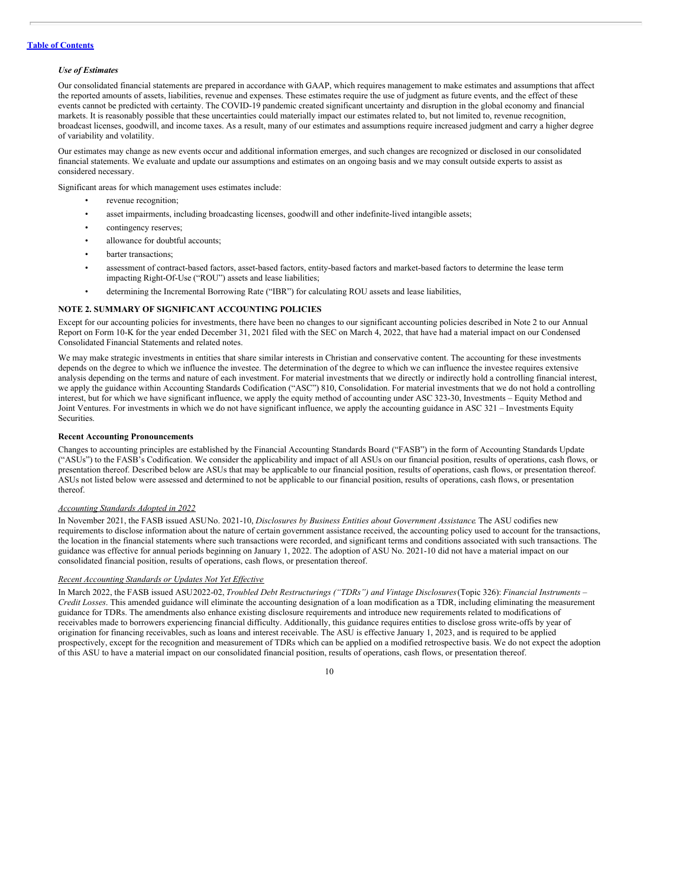*Use of Estimates*

Our consolidated financial statements are prepared in accordance with GAAP, which requires management to make estimates and assumptions that affect the reported amounts of assets, liabilities, revenue and expenses. These estimates require the use of judgment as future events, and the effect of these events cannot be predicted with certainty. The COVID-19 pandemic created significant uncertainty and disruption in the global economy and financial markets. It is reasonably possible that these uncertainties could materially impact our estimates related to, but not limited to, revenue recognition, broadcast licenses, goodwill, and income taxes. As a result, many of our estimates and assumptions require increased judgment and carry a higher degree of variability and volatility.

Our estimates may change as new events occur and additional information emerges, and such changes are recognized or disclosed in our consolidated financial statements. We evaluate and update our assumptions and estimates on an ongoing basis and we may consult outside experts to assist as considered necessary.

Significant areas for which management uses estimates include:

- revenue recognition;
- asset impairments, including broadcasting licenses, goodwill and other indefinite-lived intangible assets;
- contingency reserves;
- allowance for doubtful accounts;
- barter transactions;
- assessment of contract-based factors, asset-based factors, entity-based factors and market-based factors to determine the lease term impacting Right-Of-Use ("ROU") assets and lease liabilities;
- determining the Incremental Borrowing Rate ("IBR") for calculating ROU assets and lease liabilities,

**NOTE 2. SUMMARY OF SIGNIFICANT ACCOUNTING POLICIES**

Except for our accounting policies for investments, there have been no changes to our significant accounting policies described in Note 2 to our Annual Report on Form 10-K for the year ended December 31, 2021 filed with the SEC on March 4, 2022, that have had a material impact on our Condensed Consolidated Financial Statements and related notes.

We may make strategic investments in entities that share similar interests in Christian and conservative content. The accounting for these investments depends on the degree to which we influence the investee. The determination of the degree to which we can influence the investee requires extensive analysis depending on the terms and nature of each investment. For material investments that we directly or indirectly hold a controlling financial interest, we apply the guidance within Accounting Standards Codification ("ASC") 810, Consolidation. For material investments that we do not hold a controlling interest, but for which we have significant influence, we apply the equity method of accounting under ASC 323-30, Investments – Equity Method and Joint Ventures. For investments in which we do not have significant influence, we apply the accounting guidance in ASC 321 – Investments Equity Securities.

**Recent Accounting Pronouncements**

Changes to accounting principles are established by the Financial Accounting Standards Board ("FASB") in the form of Accounting Standards Update ("ASUs") to the FASB's Codification. We consider the applicability and impact of all ASUs on our financial position, results of operations, cash flows, or presentation thereof. Described below are ASUs that may be applicable to our financial position, results of operations, cash flows, or presentation thereof. ASUs not listed below were assessed and determined to not be applicable to our financial position, results of operations, cash flows, or presentation thereof.

*Accounting Standards Adopted in 2022*

In November 2021, the FASB issued ASU No. 2021-10, *Disclosures by Business Entities about Government Assistance*. The ASU codifies new requirements to disclose information about the nature of certain government assistance received, the accounting policy used to account for the transactions, the location in the financial statements where such transactions were recorded, and significant terms and conditions associated with such transactions. The guidance was effective for annual periods beginning on January 1, 2022. The adoption of ASU No. 2021-10 did not have a material impact on our consolidated financial position, results of operations, cash flows, or presentation thereof.

*Recent Accounting Standards or Updates Not Yet Effective*

In March 2022, the FASB issued ASU 2022-02, *Troubled Debt Restructurings ("TDRs") and Vintage Disclosures* (Topic 326): *Financial Instruments – Credit Losses*. This amended guidance will eliminate the accounting designation of a loan modification as a TDR, including eliminating the measurement guidance for TDRs. The amendments also enhance existing disclosure requirements and introduce new requirements related to modifications of receivables made to borrowers experiencing financial difficulty. Additionally, this guidance requires entities to disclose gross write-offs by year of origination for financing receivables, such as loans and interest receivable. The ASU is effective January 1, 2023, and is required to be applied prospectively, except for the recognition and measurement of TDRs which can be applied on a modified retrospective basis. We do not expect the adoption of this ASU to have a material impact on our consolidated financial position, results of operations, cash flows, or presentation thereof.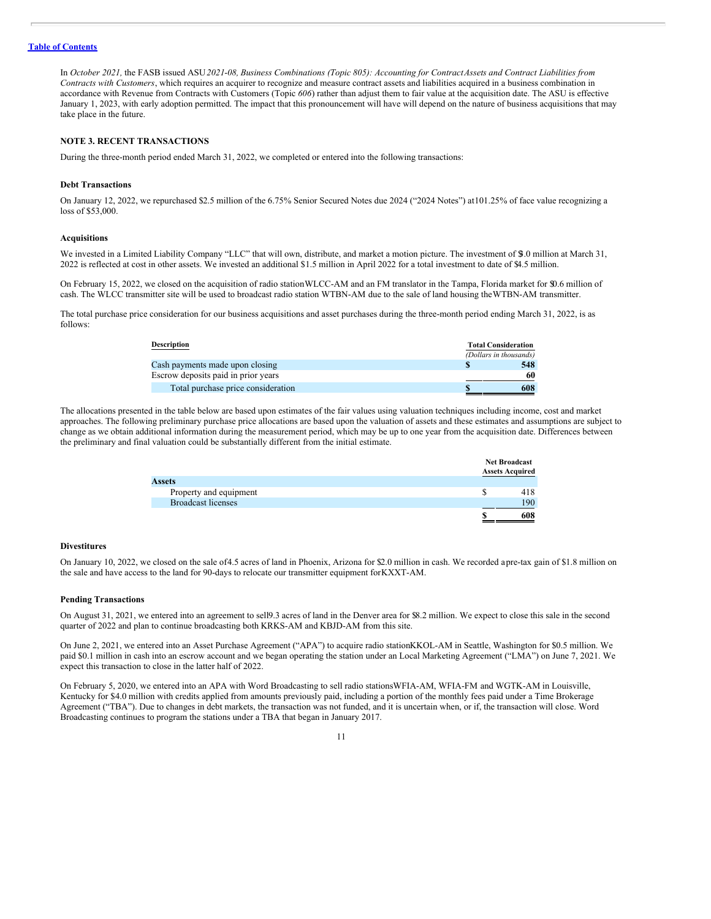In *October 2021,* the FASB issued ASU *2021-08, Business Combinations (Topic 805): Accounting for Contract Assets and Contract Liabilities from Contracts with Customers*, which requires an acquirer to recognize and measure contract assets and liabilities acquired in a business combination in accordance with Revenue from Contracts with Customers (Topic *606*) rather than adjust them to fair value at the acquisition date. The ASU is effective January 1, 2023, with early adoption permitted. The impact that this pronouncement will have will depend on the nature of business acquisitions that may take place in the future.

## NOTE 3. RECENT TRANSACTIONS

During the three-month period ended March 31, 2022, we completed or entered into the following transactions:

### Debt Transactions

On January 12, 2022, we repurchased $2.5 million of the 6.75% Senior Secured Notes due 2024 ("2024 Notes") at 101.25% of face value recognizing a loss of $53,000.

### Acquisitions

We invested in a Limited Liability Company "LLC" that will own, distribute, and market a motion picture. The investment of $3.0 million at March 31, 2022 is reflected at cost in other assets. We invested an additional $1.5 million in April 2022 for a total investment to date of $4.5 million.

On February 15, 2022, we closed on the acquisition of radio station WLCC-AM and an FM translator in the Tampa, Florida market for $0.6 million of cash. The WLCC transmitter site will be used to broadcast radio station WTBN-AM due to the sale of land housing the WTBN-AM transmitter.

The total purchase price consideration for our business acquisitions and asset purchases during the three-month period ending March 31, 2022, is as follows:

| Description | Total Consideration |
|---|---|
| | *(Dollars in thousands)* |
| Cash payments made upon closing | $ 548 |
| Escrow deposits paid in prior years | 60 |
| Total purchase price consideration | $ 608 |

The allocations presented in the table below are based upon estimates of the fair values using valuation techniques including income, cost and market approaches. The following preliminary purchase price allocations are based upon the valuation of assets and these estimates and assumptions are subject to change as we obtain additional information during the measurement period, which may be up to one year from the acquisition date. Differences between the preliminary and final valuation could be substantially different from the initial estimate.

| | Net Broadcast Assets Acquired |
|---|---|
| **Assets** | |
| Property and equipment | $ 418 |
| Broadcast licenses | 190 |
| | $ 608 |

### Divestitures

On January 10, 2022, we closed on the sale of 4.5 acres of land in Phoenix, Arizona for $2.0 million in cash. We recorded a pre-tax gain of $1.8 million on the sale and have access to the land for 90-days to relocate our transmitter equipment for KXXT-AM.

### Pending Transactions

On August 31, 2021, we entered into an agreement to sell 9.3 acres of land in the Denver area for $8.2 million. We expect to close this sale in the second quarter of 2022 and plan to continue broadcasting both KRKS-AM and KBJD-AM from this site.

On June 2, 2021, we entered into an Asset Purchase Agreement ("APA") to acquire radio station KKOL-AM in Seattle, Washington for $0.5 million. We paid $0.1 million in cash into an escrow account and we began operating the station under an Local Marketing Agreement ("LMA") on June 7, 2021. We expect this transaction to close in the latter half of 2022.

On February 5, 2020, we entered into an APA with Word Broadcasting to sell radio stations WFIA-AM, WFIA-FM and WGTK-AM in Louisville, Kentucky for $4.0 million with credits applied from amounts previously paid, including a portion of the monthly fees paid under a Time Brokerage Agreement ("TBA"). Due to changes in debt markets, the transaction was not funded, and it is uncertain when, or if, the transaction will close. Word Broadcasting continues to program the stations under a TBA that began in January 2017.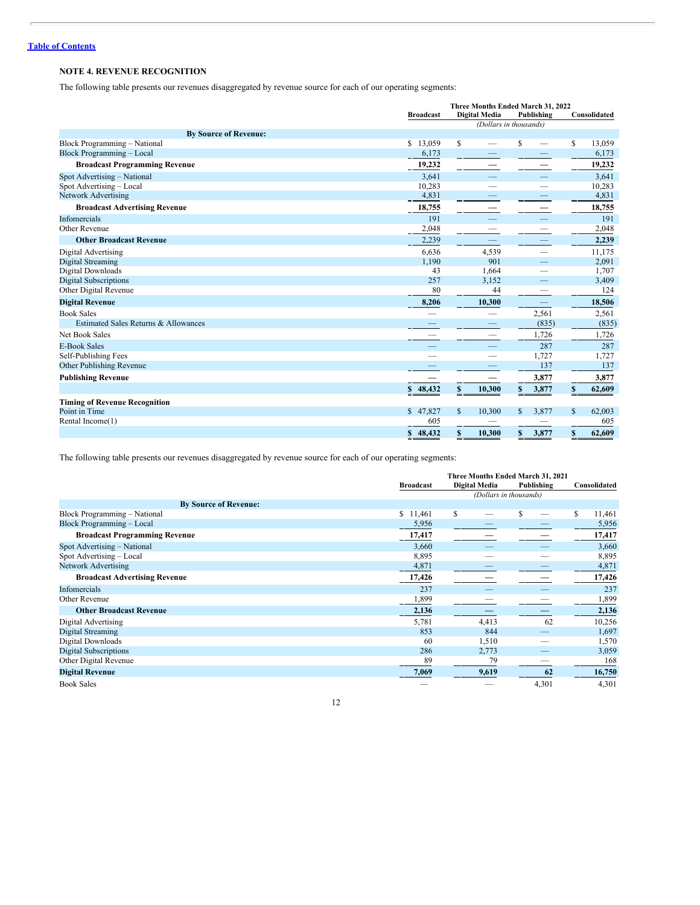[Table of Contents](#)

### NOTE 4. REVENUE RECOGNITION

The following table presents our revenues disaggregated by revenue source for each of our operating segments:

| | Three Months Ended March 31, 2022 | | | |
|---|---|---|---|---|
| | Broadcast | Digital Media | Publishing | Consolidated |
| | (Dollars in thousands) | | | |
| **By Source of Revenue:** | | | | |
| Block Programming – National | $ 13,059 | $ — | $ — | $ 13,059 |
| Block Programming – Local | 6,173 | — | — | 6,173 |
| **Broadcast Programming Revenue** | **19,232** | **—** | **—** | **19,232** |
| Spot Advertising – National | 3,641 | — | — | 3,641 |
| Spot Advertising – Local | 10,283 | — | — | 10,283 |
| Network Advertising | 4,831 | — | — | 4,831 |
| **Broadcast Advertising Revenue** | **18,755** | **—** | **—** | **18,755** |
| Infomercials | 191 | — | — | 191 |
| Other Revenue | 2,048 | — | — | 2,048 |
| **Other Broadcast Revenue** | 2,239 | — | — | **2,239** |
| Digital Advertising | 6,636 | 4,539 | — | 11,175 |
| Digital Streaming | 1,190 | 901 | — | 2,091 |
| Digital Downloads | 43 | 1,664 | — | 1,707 |
| Digital Subscriptions | 257 | 3,152 | — | 3,409 |
| Other Digital Revenue | 80 | 44 | — | 124 |
| **Digital Revenue** | **8,206** | **10,300** | — | **18,506** |
| Book Sales | — | — | 2,561 | 2,561 |
| Estimated Sales Returns & Allowances | — | — | (835) | (835) |
| Net Book Sales | — | — | 1,726 | 1,726 |
| E-Book Sales | — | — | 287 | 287 |
| Self-Publishing Fees | — | — | 1,727 | 1,727 |
| Other Publishing Revenue | — | — | 137 | 137 |
| **Publishing Revenue** | **—** | **—** | **3,877** | **3,877** |
| | **$ 48,432** | **$ 10,300** | **$ 3,877** | **$ 62,609** |
| **Timing of Revenue Recognition** | | | | |
| Point in Time | $ 47,827 | $ 10,300 | $ 3,877 | $ 62,003 |
| Rental Income(1) | 605 | — | — | 605 |
| | **$ 48,432** | **$ 10,300** | **$ 3,877** | **$ 62,609** |

The following table presents our revenues disaggregated by revenue source for each of our operating segments:

| | Three Months Ended March 31, 2021 | | | |
|---|---|---|---|---|
| | Broadcast | Digital Media | Publishing | Consolidated |
| | (Dollars in thousands) | | | |
| **By Source of Revenue:** | | | | |
| Block Programming – National | $ 11,461 | $ — | $ — | $ 11,461 |
| Block Programming – Local | 5,956 | — | — | 5,956 |
| **Broadcast Programming Revenue** | **17,417** | **—** | **—** | **17,417** |
| Spot Advertising – National | 3,660 | — | — | 3,660 |
| Spot Advertising – Local | 8,895 | — | — | 8,895 |
| Network Advertising | 4,871 | — | — | 4,871 |
| **Broadcast Advertising Revenue** | **17,426** | **—** | **—** | **17,426** |
| Infomercials | 237 | — | — | 237 |
| Other Revenue | 1,899 | — | — | 1,899 |
| **Other Broadcast Revenue** | **2,136** | **—** | **—** | **2,136** |
| Digital Advertising | 5,781 | 4,413 | 62 | 10,256 |
| Digital Streaming | 853 | 844 | — | 1,697 |
| Digital Downloads | 60 | 1,510 | — | 1,570 |
| Digital Subscriptions | 286 | 2,773 | — | 3,059 |
| Other Digital Revenue | 89 | 79 | — | 168 |
| **Digital Revenue** | **7,069** | **9,619** | **62** | **16,750** |
| Book Sales | — | — | 4,301 | 4,301 |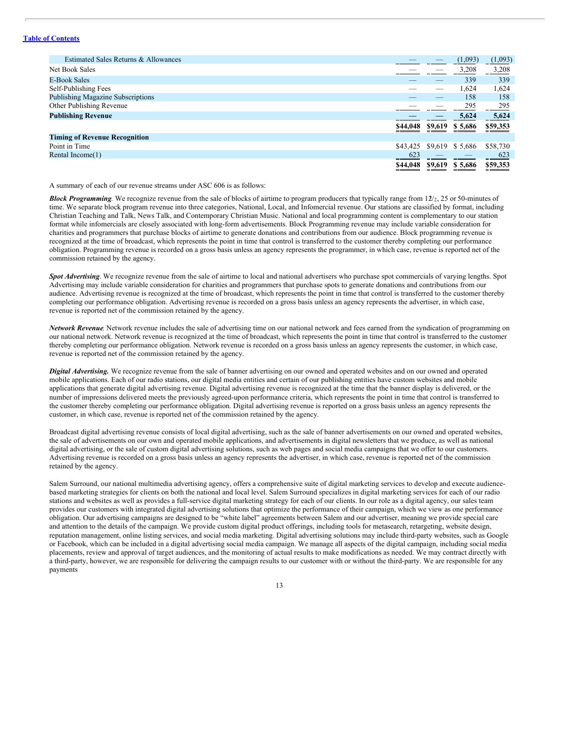| | | | | |
|---|---|---|---|---|
| Estimated Sales Returns & Allowances | — | — | (1,093) | (1,093) |
| Net Book Sales | — | — | 3,208 | 3,208 |
| E-Book Sales | — | — | 339 | 339 |
| Self-Publishing Fees | — | — | 1,624 | 1,624 |
| Publishing Magazine Subscriptions | — | — | 158 | 158 |
| Other Publishing Revenue | — | — | 295 | 295 |
| **Publishing Revenue** | **—** | **—** | **5,624** | **5,624** |
| | **$44,048** | **$9,619** | **$ 5,686** | **$59,353** |
| **Timing of Revenue Recognition** | | | | |
| Point in Time | $43,425 | $9,619 | $ 5,686 | $58,730 |
| Rental Income(1) | 623 | — | — | 623 |
| | **$44,048** | **$9,619** | **$ 5,686** | **$59,353** |

A summary of each of our revenue streams under ASC 606 is as follows:

***Block Programming***. We recognize revenue from the sale of blocks of airtime to program producers that typically range from 12½, 25 or 50-minutes of time. We separate block program revenue into three categories, National, Local, and Infomercial revenue. Our stations are classified by format, including Christian Teaching and Talk, News Talk, and Contemporary Christian Music. National and local programming content is complementary to our station format while infomercials are closely associated with long-form advertisements. Block Programming revenue may include variable consideration for charities and programmers that purchase blocks of airtime to generate donations and contributions from our audience. Block programming revenue is recognized at the time of broadcast, which represents the point in time that control is transferred to the customer thereby completing our performance obligation. Programming revenue is recorded on a gross basis unless an agency represents the programmer, in which case, revenue is reported net of the commission retained by the agency.

***Spot Advertising***. We recognize revenue from the sale of airtime to local and national advertisers who purchase spot commercials of varying lengths. Spot Advertising may include variable consideration for charities and programmers that purchase spots to generate donations and contributions from our audience. Advertising revenue is recognized at the time of broadcast, which represents the point in time that control is transferred to the customer thereby completing our performance obligation. Advertising revenue is recorded on a gross basis unless an agency represents the advertiser, in which case, revenue is reported net of the commission retained by the agency.

***Network Revenue***. Network revenue includes the sale of advertising time on our national network and fees earned from the syndication of programming on our national network. Network revenue is recognized at the time of broadcast, which represents the point in time that control is transferred to the customer thereby completing our performance obligation. Network revenue is recorded on a gross basis unless an agency represents the customer, in which case, revenue is reported net of the commission retained by the agency.

***Digital Advertising.*** We recognize revenue from the sale of banner advertising on our owned and operated websites and on our owned and operated mobile applications. Each of our radio stations, our digital media entities and certain of our publishing entities have custom websites and mobile applications that generate digital advertising revenue. Digital advertising revenue is recognized at the time that the banner display is delivered, or the number of impressions delivered meets the previously agreed-upon performance criteria, which represents the point in time that control is transferred to the customer thereby completing our performance obligation. Digital advertising revenue is reported on a gross basis unless an agency represents the customer, in which case, revenue is reported net of the commission retained by the agency.

Broadcast digital advertising revenue consists of local digital advertising, such as the sale of banner advertisements on our owned and operated websites, the sale of advertisements on our own and operated mobile applications, and advertisements in digital newsletters that we produce, as well as national digital advertising, or the sale of custom digital advertising solutions, such as web pages and social media campaigns that we offer to our customers. Advertising revenue is recorded on a gross basis unless an agency represents the advertiser, in which case, revenue is reported net of the commission retained by the agency.

Salem Surround, our national multimedia advertising agency, offers a comprehensive suite of digital marketing services to develop and execute audience-based marketing strategies for clients on both the national and local level. Salem Surround specializes in digital marketing services for each of our radio stations and websites as well as provides a full-service digital marketing strategy for each of our clients. In our role as a digital agency, our sales team provides our customers with integrated digital advertising solutions that optimize the performance of their campaign, which we view as one performance obligation. Our advertising campaigns are designed to be "white label" agreements between Salem and our advertiser, meaning we provide special care and attention to the details of the campaign. We provide custom digital product offerings, including tools for metasearch, retargeting, website design, reputation management, online listing services, and social media marketing. Digital advertising solutions may include third-party websites, such as Google or Facebook, which can be included in a digital advertising social media campaign. We manage all aspects of the digital campaign, including social media placements, review and approval of target audiences, and the monitoring of actual results to make modifications as needed. We may contract directly with a third-party, however, we are responsible for delivering the campaign results to our customer with or without the third-party. We are responsible for any payments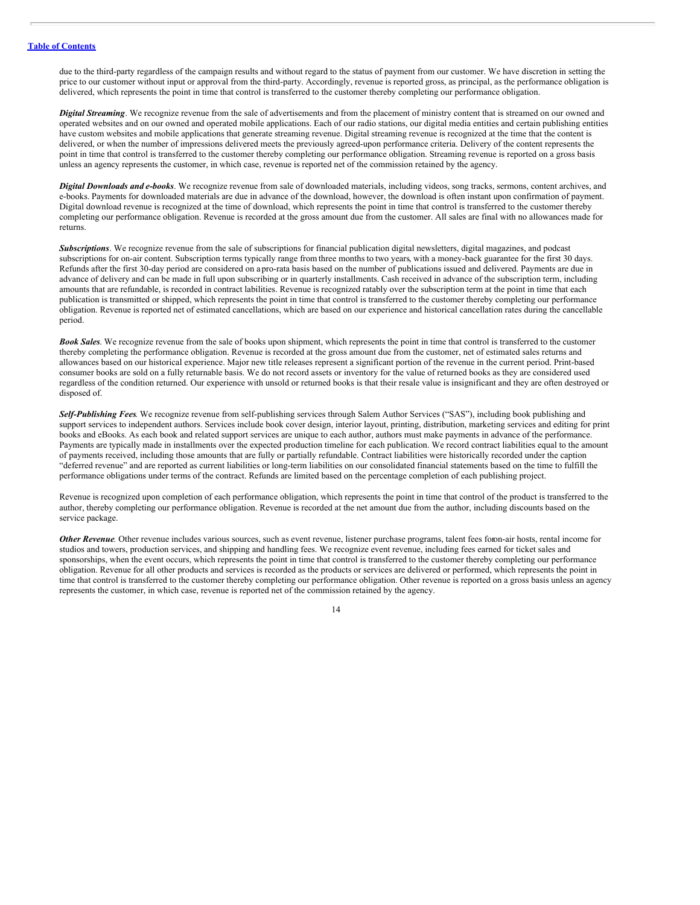due to the third-party regardless of the campaign results and without regard to the status of payment from our customer. We have discretion in setting the price to our customer without input or approval from the third-party. Accordingly, revenue is reported gross, as principal, as the performance obligation is delivered, which represents the point in time that control is transferred to the customer thereby completing our performance obligation.

***Digital Streaming***. We recognize revenue from the sale of advertisements and from the placement of ministry content that is streamed on our owned and operated websites and on our owned and operated mobile applications. Each of our radio stations, our digital media entities and certain publishing entities have custom websites and mobile applications that generate streaming revenue. Digital streaming revenue is recognized at the time that the content is delivered, or when the number of impressions delivered meets the previously agreed-upon performance criteria. Delivery of the content represents the point in time that control is transferred to the customer thereby completing our performance obligation. Streaming revenue is reported on a gross basis unless an agency represents the customer, in which case, revenue is reported net of the commission retained by the agency.

***Digital Downloads and e-books***. We recognize revenue from sale of downloaded materials, including videos, song tracks, sermons, content archives, and e-books. Payments for downloaded materials are due in advance of the download, however, the download is often instant upon confirmation of payment. Digital download revenue is recognized at the time of download, which represents the point in time that control is transferred to the customer thereby completing our performance obligation. Revenue is recorded at the gross amount due from the customer. All sales are final with no allowances made for returns.

***Subscriptions***. We recognize revenue from the sale of subscriptions for financial publication digital newsletters, digital magazines, and podcast subscriptions for on-air content. Subscription terms typically range from three months to two years, with a money-back guarantee for the first 30 days. Refunds after the first 30-day period are considered on a pro-rata basis based on the number of publications issued and delivered. Payments are due in advance of delivery and can be made in full upon subscribing or in quarterly installments. Cash received in advance of the subscription term, including amounts that are refundable, is recorded in contract liabilities. Revenue is recognized ratably over the subscription term at the point in time that each publication is transmitted or shipped, which represents the point in time that control is transferred to the customer thereby completing our performance obligation. Revenue is reported net of estimated cancellations, which are based on our experience and historical cancellation rates during the cancellable period.

***Book Sales***. We recognize revenue from the sale of books upon shipment, which represents the point in time that control is transferred to the customer thereby completing the performance obligation. Revenue is recorded at the gross amount due from the customer, net of estimated sales returns and allowances based on our historical experience. Major new title releases represent a significant portion of the revenue in the current period. Print-based consumer books are sold on a fully returnable basis. We do not record assets or inventory for the value of returned books as they are considered used regardless of the condition returned. Our experience with unsold or returned books is that their resale value is insignificant and they are often destroyed or disposed of.

***Self-Publishing Fees***. We recognize revenue from self-publishing services through Salem Author Services ("SAS"), including book publishing and support services to independent authors. Services include book cover design, interior layout, printing, distribution, marketing services and editing for print books and eBooks. As each book and related support services are unique to each author, authors must make payments in advance of the performance. Payments are typically made in installments over the expected production timeline for each publication. We record contract liabilities equal to the amount of payments received, including those amounts that are fully or partially refundable. Contract liabilities were historically recorded under the caption "deferred revenue" and are reported as current liabilities or long-term liabilities on our consolidated financial statements based on the time to fulfill the performance obligations under terms of the contract. Refunds are limited based on the percentage completion of each publishing project.

Revenue is recognized upon completion of each performance obligation, which represents the point in time that control of the product is transferred to the author, thereby completing our performance obligation. Revenue is recorded at the net amount due from the author, including discounts based on the service package.

***Other Revenue***. Other revenue includes various sources, such as event revenue, listener purchase programs, talent fees for on-air hosts, rental income for studios and towers, production services, and shipping and handling fees. We recognize event revenue, including fees earned for ticket sales and sponsorships, when the event occurs, which represents the point in time that control is transferred to the customer thereby completing our performance obligation. Revenue for all other products and services is recorded as the products or services are delivered or performed, which represents the point in time that control is transferred to the customer thereby completing our performance obligation. Other revenue is reported on a gross basis unless an agency represents the customer, in which case, revenue is reported net of the commission retained by the agency.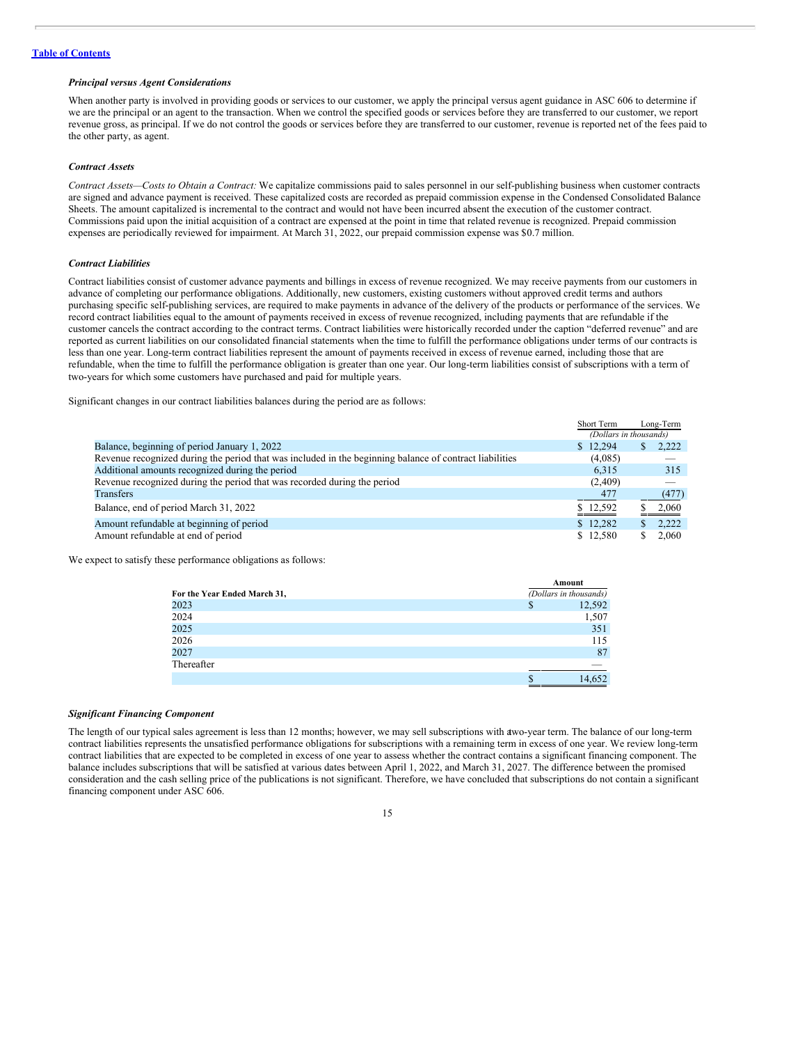Table of Contents

***Principal versus Agent Considerations***

When another party is involved in providing goods or services to our customer, we apply the principal versus agent guidance in ASC 606 to determine if we are the principal or an agent to the transaction. When we control the specified goods or services before they are transferred to our customer, we report revenue gross, as principal. If we do not control the goods or services before they are transferred to our customer, revenue is reported net of the fees paid to the other party, as agent.

***Contract Assets***

*Contract Assets—Costs to Obtain a Contract:* We capitalize commissions paid to sales personnel in our self-publishing business when customer contracts are signed and advance payment is received. These capitalized costs are recorded as prepaid commission expense in the Condensed Consolidated Balance Sheets. The amount capitalized is incremental to the contract and would not have been incurred absent the execution of the customer contract. Commissions paid upon the initial acquisition of a contract are expensed at the point in time that related revenue is recognized. Prepaid commission expenses are periodically reviewed for impairment. At March 31, 2022, our prepaid commission expense was $0.7 million.

***Contract Liabilities***

Contract liabilities consist of customer advance payments and billings in excess of revenue recognized. We may receive payments from our customers in advance of completing our performance obligations. Additionally, new customers, existing customers without approved credit terms and authors purchasing specific self-publishing services, are required to make payments in advance of the delivery of the products or performance of the services. We record contract liabilities equal to the amount of payments received in excess of revenue recognized, including payments that are refundable if the customer cancels the contract according to the contract terms. Contract liabilities were historically recorded under the caption "deferred revenue" and are reported as current liabilities on our consolidated financial statements when the time to fulfill the performance obligations under terms of our contracts is less than one year. Long-term contract liabilities represent the amount of payments received in excess of revenue earned, including those that are refundable, when the time to fulfill the performance obligation is greater than one year. Our long-term liabilities consist of subscriptions with a term of two-years for which some customers have purchased and paid for multiple years.

Significant changes in our contract liabilities balances during the period are as follows:

| | Short Term | Long-Term |
|---|---|---|
| | (Dollars in thousands) | |
| Balance, beginning of period January 1, 2022 | $ 12,294 | $ 2,222 |
| Revenue recognized during the period that was included in the beginning balance of contract liabilities | (4,085) | — |
| Additional amounts recognized during the period | 6,315 | 315 |
| Revenue recognized during the period that was recorded during the period | (2,409) | — |
| Transfers | 477 | (477) |
| Balance, end of period March 31, 2022 | $ 12,592 | $ 2,060 |
| Amount refundable at beginning of period | $ 12,282 | $ 2,222 |
| Amount refundable at end of period | $ 12,580 | $ 2,060 |

We expect to satisfy these performance obligations as follows:

| For the Year Ended March 31, | Amount (Dollars in thousands) |
|---|---|
| 2023 | $ 12,592 |
| 2024 | 1,507 |
| 2025 | 351 |
| 2026 | 115 |
| 2027 | 87 |
| Thereafter | — |
| | $ 14,652 |

***Significant Financing Component***

The length of our typical sales agreement is less than 12 months; however, we may sell subscriptions with a two-year term. The balance of our long-term contract liabilities represents the unsatisfied performance obligations for subscriptions with a remaining term in excess of one year. We review long-term contract liabilities that are expected to be completed in excess of one year to assess whether the contract contains a significant financing component. The balance includes subscriptions that will be satisfied at various dates between April 1, 2022, and March 31, 2027. The difference between the promised consideration and the cash selling price of the publications is not significant. Therefore, we have concluded that subscriptions do not contain a significant financing component under ASC 606.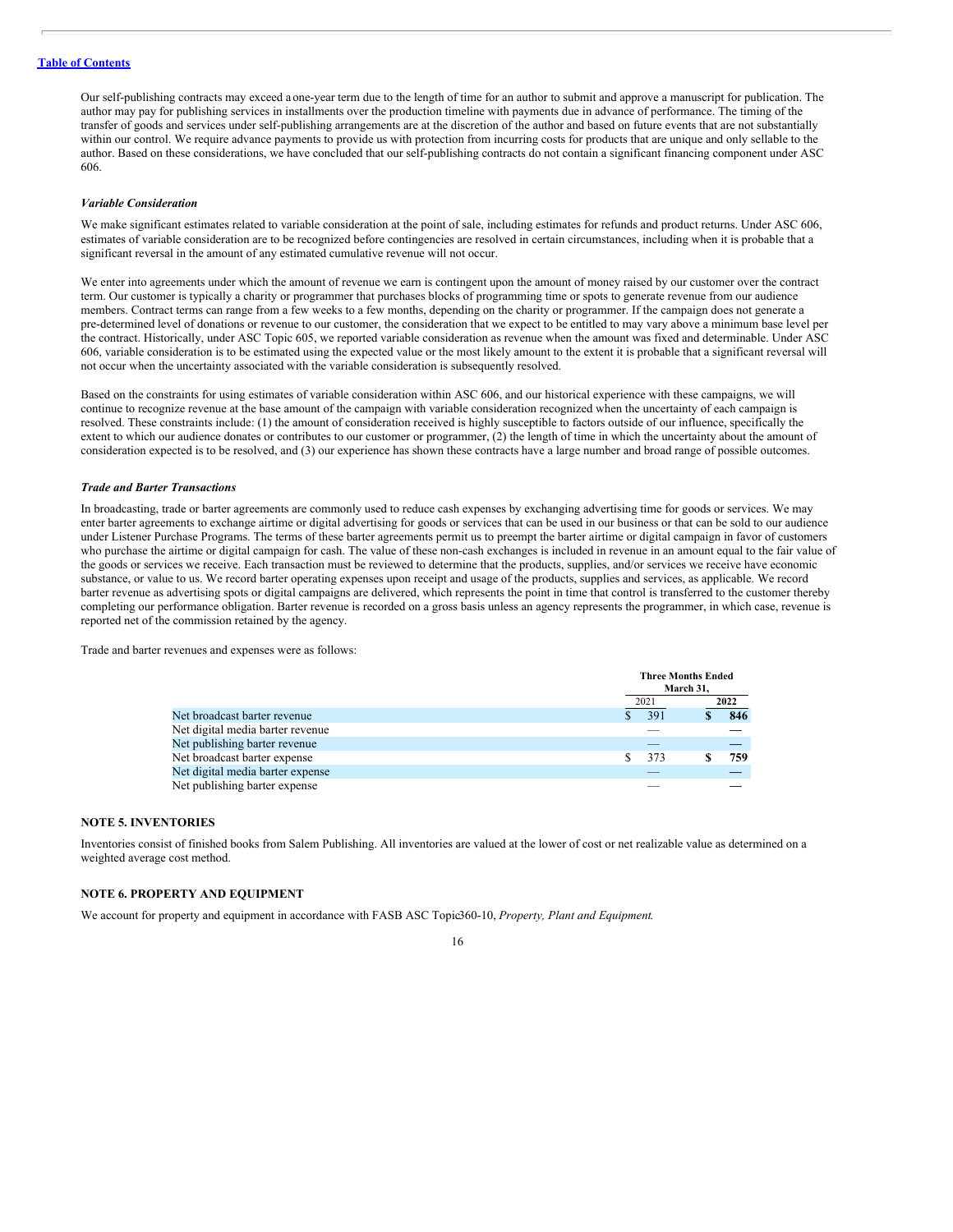Our self-publishing contracts may exceed a one-year term due to the length of time for an author to submit and approve a manuscript for publication. The author may pay for publishing services in installments over the production timeline with payments due in advance of performance. The timing of the transfer of goods and services under self-publishing arrangements are at the discretion of the author and based on future events that are not substantially within our control. We require advance payments to provide us with protection from incurring costs for products that are unique and only sellable to the author. Based on these considerations, we have concluded that our self-publishing contracts do not contain a significant financing component under ASC 606.

***Variable Consideration***

We make significant estimates related to variable consideration at the point of sale, including estimates for refunds and product returns. Under ASC 606, estimates of variable consideration are to be recognized before contingencies are resolved in certain circumstances, including when it is probable that a significant reversal in the amount of any estimated cumulative revenue will not occur.

We enter into agreements under which the amount of revenue we earn is contingent upon the amount of money raised by our customer over the contract term. Our customer is typically a charity or programmer that purchases blocks of programming time or spots to generate revenue from our audience members. Contract terms can range from a few weeks to a few months, depending on the charity or programmer. If the campaign does not generate a pre-determined level of donations or revenue to our customer, the consideration that we expect to be entitled to may vary above a minimum base level per the contract. Historically, under ASC Topic 605, we reported variable consideration as revenue when the amount was fixed and determinable. Under ASC 606, variable consideration is to be estimated using the expected value or the most likely amount to the extent it is probable that a significant reversal will not occur when the uncertainty associated with the variable consideration is subsequently resolved.

Based on the constraints for using estimates of variable consideration within ASC 606, and our historical experience with these campaigns, we will continue to recognize revenue at the base amount of the campaign with variable consideration recognized when the uncertainty of each campaign is resolved. These constraints include: (1) the amount of consideration received is highly susceptible to factors outside of our influence, specifically the extent to which our audience donates or contributes to our customer or programmer, (2) the length of time in which the uncertainty about the amount of consideration expected is to be resolved, and (3) our experience has shown these contracts have a large number and broad range of possible outcomes.

***Trade and Barter Transactions***

In broadcasting, trade or barter agreements are commonly used to reduce cash expenses by exchanging advertising time for goods or services. We may enter barter agreements to exchange airtime or digital advertising for goods or services that can be used in our business or that can be sold to our audience under Listener Purchase Programs. The terms of these barter agreements permit us to preempt the barter airtime or digital campaign in favor of customers who purchase the airtime or digital campaign for cash. The value of these non-cash exchanges is included in revenue in an amount equal to the fair value of the goods or services we receive. Each transaction must be reviewed to determine that the products, supplies, and/or services we receive have economic substance, or value to us. We record barter operating expenses upon receipt and usage of the products, supplies and services, as applicable. We record barter revenue as advertising spots or digital campaigns are delivered, which represents the point in time that control is transferred to the customer thereby completing our performance obligation. Barter revenue is recorded on a gross basis unless an agency represents the programmer, in which case, revenue is reported net of the commission retained by the agency.

Trade and barter revenues and expenses were as follows:

| | Three Months Ended March 31, | |
|---|---|---|
| | 2021 | **2022** |
| Net broadcast barter revenue | $ 391 | **$ 846** |
| Net digital media barter revenue | — | **—** |
| Net publishing barter revenue | — | **—** |
| Net broadcast barter expense | $ 373 | **$ 759** |
| Net digital media barter expense | — | **—** |
| Net publishing barter expense | — | **—** |

**NOTE 5. INVENTORIES**

Inventories consist of finished books from Salem Publishing. All inventories are valued at the lower of cost or net realizable value as determined on a weighted average cost method.

**NOTE 6. PROPERTY AND EQUIPMENT**

We account for property and equipment in accordance with FASB ASC Topic 360-10, *Property, Plant and Equipment*.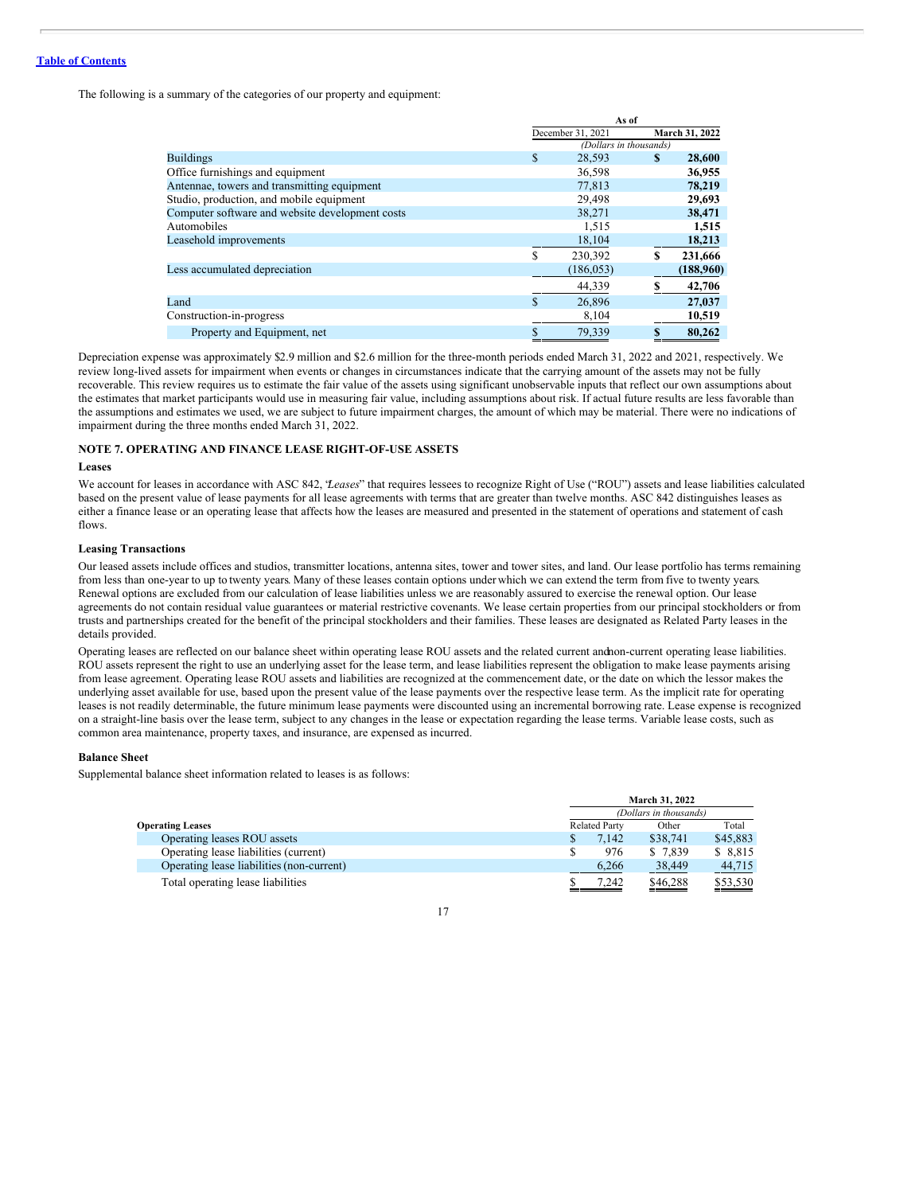[Table of Contents](#)

The following is a summary of the categories of our property and equipment:

| | As of | |
|---|---|---|
| | December 31, 2021 | March 31, 2022 |
| | (Dollars in thousands) | |
| Buildings | $ 28,593 | **$ 28,600** |
| Office furnishings and equipment | 36,598 | **36,955** |
| Antennae, towers and transmitting equipment | 77,813 | **78,219** |
| Studio, production, and mobile equipment | 29,498 | **29,693** |
| Computer software and website development costs | 38,271 | **38,471** |
| Automobiles | 1,515 | **1,515** |
| Leasehold improvements | 18,104 | **18,213** |
| | $ 230,392 | **$ 231,666** |
| Less accumulated depreciation | (186,053) | **(188,960)** |
| | 44,339 | **$ 42,706** |
| Land | $ 26,896 | **27,037** |
| Construction-in-progress | 8,104 | **10,519** |
| Property and Equipment, net | $ 79,339 | **$ 80,262** |

Depreciation expense was approximately $2.9 million and $2.6 million for the three-month periods ended March 31, 2022 and 2021, respectively. We review long-lived assets for impairment when events or changes in circumstances indicate that the carrying amount of the assets may not be fully recoverable. This review requires us to estimate the fair value of the assets using significant unobservable inputs that reflect our own assumptions about the estimates that market participants would use in measuring fair value, including assumptions about risk. If actual future results are less favorable than the assumptions and estimates we used, we are subject to future impairment charges, the amount of which may be material. There were no indications of impairment during the three months ended March 31, 2022.

## NOTE 7. OPERATING AND FINANCE LEASE RIGHT-OF-USE ASSETS

### Leases

We account for leases in accordance with ASC 842, "*Leases*" that requires lessees to recognize Right of Use ("ROU") assets and lease liabilities calculated based on the present value of lease payments for all lease agreements with terms that are greater than twelve months. ASC 842 distinguishes leases as either a finance lease or an operating lease that affects how the leases are measured and presented in the statement of operations and statement of cash flows.

### Leasing Transactions

Our leased assets include offices and studios, transmitter locations, antenna sites, tower and tower sites, and land. Our lease portfolio has terms remaining from less than one-year to up to twenty years. Many of these leases contain options under which we can extend the term from five to twenty years. Renewal options are excluded from our calculation of lease liabilities unless we are reasonably assured to exercise the renewal option. Our lease agreements do not contain residual value guarantees or material restrictive covenants. We lease certain properties from our principal stockholders or from trusts and partnerships created for the benefit of the principal stockholders and their families. These leases are designated as Related Party leases in the details provided.

Operating leases are reflected on our balance sheet within operating lease ROU assets and the related current and non-current operating lease liabilities. ROU assets represent the right to use an underlying asset for the lease term, and lease liabilities represent the obligation to make lease payments arising from lease agreement. Operating lease ROU assets and liabilities are recognized at the commencement date, or the date on which the lessor makes the underlying asset available for use, based upon the present value of the lease payments over the respective lease term. As the implicit rate for operating leases is not readily determinable, the future minimum lease payments were discounted using an incremental borrowing rate. Lease expense is recognized on a straight-line basis over the lease term, subject to any changes in the lease or expectation regarding the lease terms. Variable lease costs, such as common area maintenance, property taxes, and insurance, are expensed as incurred.

### Balance Sheet

Supplemental balance sheet information related to leases is as follows:

| | March 31, 2022 | | |
|---|---|---|---|
| | (Dollars in thousands) | | |
| **Operating Leases** | Related Party | Other | Total |
| Operating leases ROU assets | $ 7,142 | $38,741 | $45,883 |
| Operating lease liabilities (current) | $ 976 | $ 7,839 | $ 8,815 |
| Operating lease liabilities (non-current) | 6,266 | 38,449 | 44,715 |
| Total operating lease liabilities | $ 7,242 | $46,288 | $53,530 |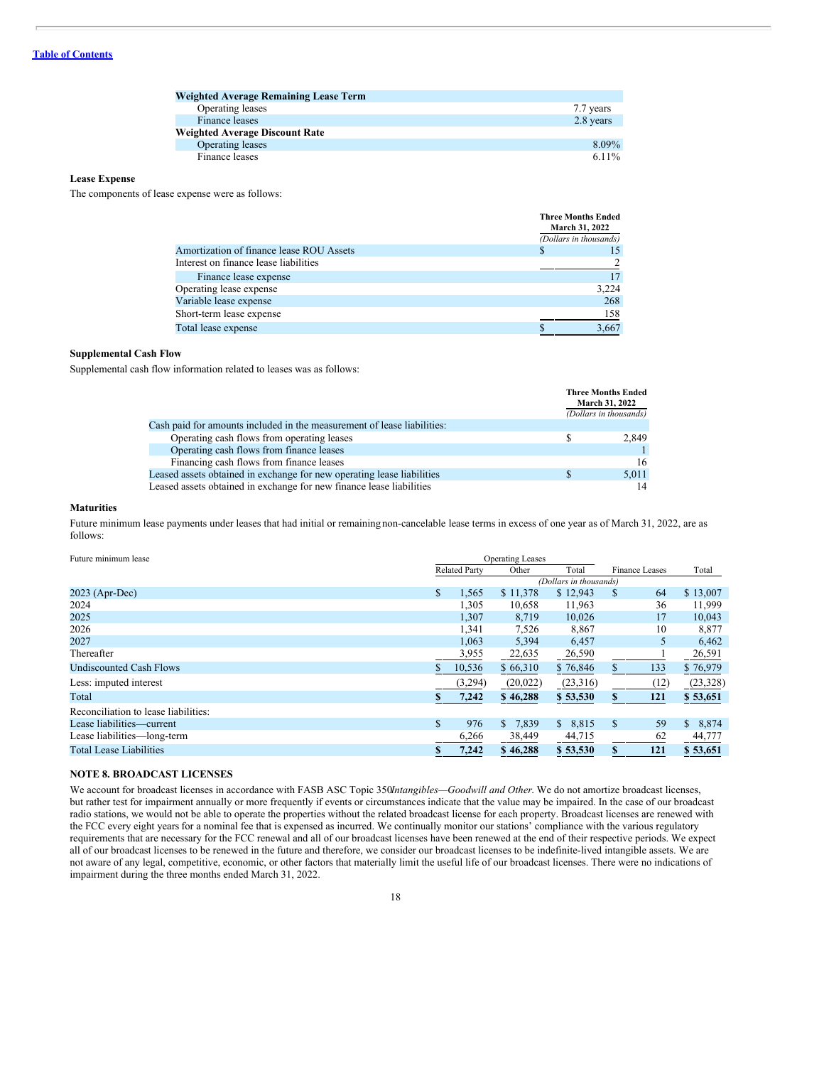| | |
|---|---|
| **Weighted Average Remaining Lease Term** | |
| Operating leases | 7.7 years |
| Finance leases | 2.8 years |
| **Weighted Average Discount Rate** | |
| Operating leases | 8.09% |
| Finance leases | 6.11% |

**Lease Expense**

The components of lease expense were as follows:

| | Three Months Ended March 31, 2022 |
|---|---|
| | *(Dollars in thousands)* |
| Amortization of finance lease ROU Assets | $ 15 |
| Interest on finance lease liabilities | 2 |
| Finance lease expense | 17 |
| Operating lease expense | 3,224 |
| Variable lease expense | 268 |
| Short-term lease expense | 158 |
| Total lease expense | $ 3,667 |

**Supplemental Cash Flow**

Supplemental cash flow information related to leases was as follows:

| | Three Months Ended March 31, 2022 |
|---|---|
| | *(Dollars in thousands)* |
| Cash paid for amounts included in the measurement of lease liabilities: | |
| Operating cash flows from operating leases | $ 2,849 |
| Operating cash flows from finance leases | 1 |
| Financing cash flows from finance leases | 16 |
| Leased assets obtained in exchange for new operating lease liabilities | $ 5,011 |
| Leased assets obtained in exchange for new finance lease liabilities | 14 |

**Maturities**

Future minimum lease payments under leases that had initial or remaining non-cancelable lease terms in excess of one year as of March 31, 2022, are as follows:

| Future minimum lease | Operating Leases | | | | |
|---|---|---|---|---|---|
| | Related Party | Other | Total | Finance Leases | Total |
| | *(Dollars in thousands)* | | | | |
| 2023 (Apr-Dec) | $ 1,565 | $ 11,378 | $ 12,943 | $ 64 | $ 13,007 |
| 2024 | 1,305 | 10,658 | 11,963 | 36 | 11,999 |
| 2025 | 1,307 | 8,719 | 10,026 | 17 | 10,043 |
| 2026 | 1,341 | 7,526 | 8,867 | 10 | 8,877 |
| 2027 | 1,063 | 5,394 | 6,457 | 5 | 6,462 |
| Thereafter | 3,955 | 22,635 | 26,590 | 1 | 26,591 |
| Undiscounted Cash Flows | $ 10,536 | $ 66,310 | $ 76,846 | $ 133 | $ 76,979 |
| Less: imputed interest | (3,294) | (20,022) | (23,316) | (12) | (23,328) |
| Total | **$ 7,242** | **$ 46,288** | **$ 53,530** | **$ 121** | **$ 53,651** |
| Reconciliation to lease liabilities: | | | | | |
| Lease liabilities—current | $ 976 | $ 7,839 | $ 8,815 | $ 59 | $ 8,874 |
| Lease liabilities—long-term | 6,266 | 38,449 | 44,715 | 62 | 44,777 |
| Total Lease Liabilities | **$ 7,242** | **$ 46,288** | **$ 53,530** | **$ 121** | **$ 53,651** |

**NOTE 8. BROADCAST LICENSES**

We account for broadcast licenses in accordance with FASB ASC Topic 350*Intangibles—Goodwill and Other*. We do not amortize broadcast licenses, but rather test for impairment annually or more frequently if events or circumstances indicate that the value may be impaired. In the case of our broadcast radio stations, we would not be able to operate the properties without the related broadcast license for each property. Broadcast licenses are renewed with the FCC every eight years for a nominal fee that is expensed as incurred. We continually monitor our stations' compliance with the various regulatory requirements that are necessary for the FCC renewal and all of our broadcast licenses have been renewed at the end of their respective periods. We expect all of our broadcast licenses to be renewed in the future and therefore, we consider our broadcast licenses to be indefinite-lived intangible assets. We are not aware of any legal, competitive, economic, or other factors that materially limit the useful life of our broadcast licenses. There were no indications of impairment during the three months ended March 31, 2022.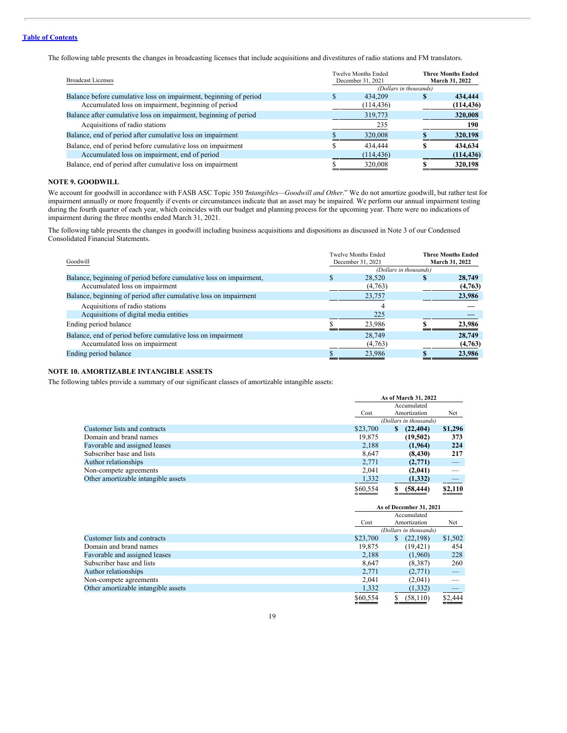[Table of Contents](#)

The following table presents the changes in broadcasting licenses that include acquisitions and divestitures of radio stations and FM translators.

| Broadcast Licenses | Twelve Months Ended December 31, 2021 | Three Months Ended March 31, 2022 |
|---|---|---|
| | (Dollars in thousands) | |
| Balance before cumulative loss on impairment, beginning of period | $ 434,209 | $ 434,444 |
| Accumulated loss on impairment, beginning of period | (114,436) | (114,436) |
| Balance after cumulative loss on impairment, beginning of period | 319,773 | 320,008 |
| Acquisitions of radio stations | 235 | 190 |
| Balance, end of period after cumulative loss on impairment | $ 320,008 | $ 320,198 |
| Balance, end of period before cumulative loss on impairment | $ 434,444 | $ 434,634 |
| Accumulated loss on impairment, end of period | (114,436) | (114,436) |
| Balance, end of period after cumulative loss on impairment | $ 320,008 | $ 320,198 |

## NOTE 9. GOODWILL

We account for goodwill in accordance with FASB ASC Topic 350 "*Intangibles—Goodwill and Other.*" We do not amortize goodwill, but rather test for impairment annually or more frequently if events or circumstances indicate that an asset may be impaired. We perform our annual impairment testing during the fourth quarter of each year, which coincides with our budget and planning process for the upcoming year. There were no indications of impairment during the three months ended March 31, 2021.

The following table presents the changes in goodwill including business acquisitions and dispositions as discussed in Note 3 of our Condensed Consolidated Financial Statements.

| Goodwill | Twelve Months Ended December 31, 2021 | Three Months Ended March 31, 2022 |
|---|---|---|
| | (Dollars in thousands) | |
| Balance, beginning of period before cumulative loss on impairment, | $ 28,520 | $ 28,749 |
| Accumulated loss on impairment | (4,763) | (4,763) |
| Balance, beginning of period after cumulative loss on impairment | 23,757 | 23,986 |
| Acquisitions of radio stations | 4 | — |
| Acquisitions of digital media entities | 225 | — |
| Ending period balance | $ 23,986 | $ 23,986 |
| Balance, end of period before cumulative loss on impairment | 28,749 | 28,749 |
| Accumulated loss on impairment | (4,763) | (4,763) |
| Ending period balance | $ 23,986 | $ 23,986 |

## NOTE 10. AMORTIZABLE INTANGIBLE ASSETS

The following tables provide a summary of our significant classes of amortizable intangible assets:

| | As of March 31, 2022 | | |
|---|---|---|---|
| | Cost | Accumulated Amortization | Net |
| | (Dollars in thousands) | | |
| Customer lists and contracts | $23,700 | $ (22,404) | $1,296 |
| Domain and brand names | 19,875 | (19,502) | 373 |
| Favorable and assigned leases | 2,188 | (1,964) | 224 |
| Subscriber base and lists | 8,647 | (8,430) | 217 |
| Author relationships | 2,771 | (2,771) | — |
| Non-compete agreements | 2,041 | (2,041) | — |
| Other amortizable intangible assets | 1,332 | (1,332) | — |
| | $60,554 | $ (58,444) | $2,110 |

| | As of December 31, 2021 | | |
|---|---|---|---|
| | Cost | Accumulated Amortization | Net |
| | (Dollars in thousands) | | |
| Customer lists and contracts | $23,700 | $ (22,198) | $1,502 |
| Domain and brand names | 19,875 | (19,421) | 454 |
| Favorable and assigned leases | 2,188 | (1,960) | 228 |
| Subscriber base and lists | 8,647 | (8,387) | 260 |
| Author relationships | 2,771 | (2,771) | — |
| Non-compete agreements | 2,041 | (2,041) | — |
| Other amortizable intangible assets | 1,332 | (1,332) | — |
| | $60,554 | $ (58,110) | $2,444 |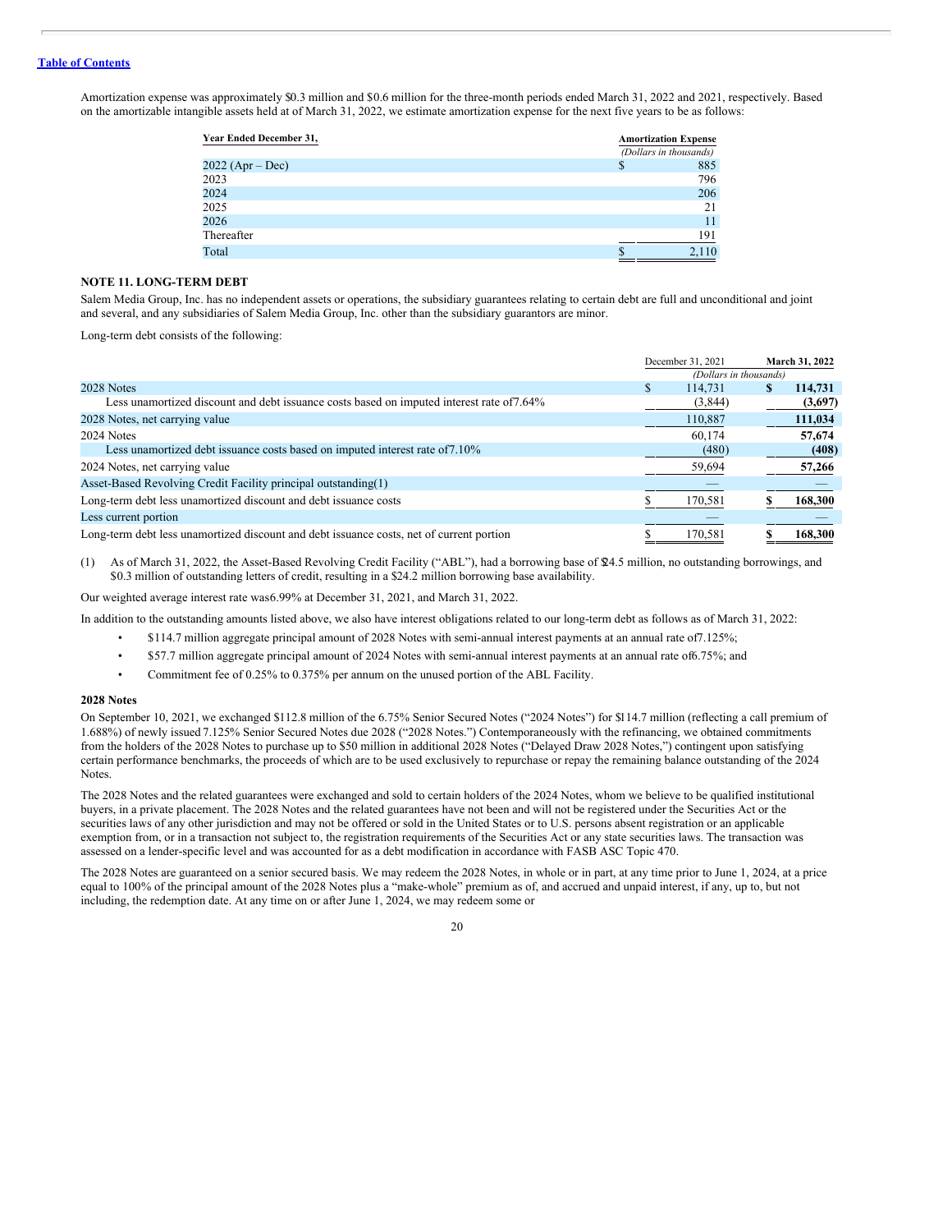[Table of Contents](#)

Amortization expense was approximately $0.3 million and $0.6 million for the three-month periods ended March 31, 2022 and 2021, respectively. Based on the amortizable intangible assets held at of March 31, 2022, we estimate amortization expense for the next five years to be as follows:

| Year Ended December 31, | Amortization Expense |
| --- | --- |
| | *(Dollars in thousands)* |
| 2022 (Apr – Dec) | $ 885 |
| 2023 | 796 |
| 2024 | 206 |
| 2025 | 21 |
| 2026 | 11 |
| Thereafter | 191 |
| Total | $ 2,110 |

**NOTE 11. LONG-TERM DEBT**

Salem Media Group, Inc. has no independent assets or operations, the subsidiary guarantees relating to certain debt are full and unconditional and joint and several, and any subsidiaries of Salem Media Group, Inc. other than the subsidiary guarantors are minor.

Long-term debt consists of the following:

| | December 31, 2021 | March 31, 2022 |
| --- | --- | --- |
| | *(Dollars in thousands)* | |
| 2028 Notes | $ 114,731 | **$ 114,731** |
| Less unamortized discount and debt issuance costs based on imputed interest rate of 7.64% | (3,844) | **(3,697)** |
| 2028 Notes, net carrying value | 110,887 | **111,034** |
| 2024 Notes | 60,174 | **57,674** |
| Less unamortized debt issuance costs based on imputed interest rate of 7.10% | (480) | **(408)** |
| 2024 Notes, net carrying value | 59,694 | **57,266** |
| Asset-Based Revolving Credit Facility principal outstanding(1) | — | **—** |
| Long-term debt less unamortized discount and debt issuance costs | $ 170,581 | **$ 168,300** |
| Less current portion | — | **—** |
| Long-term debt less unamortized discount and debt issuance costs, net of current portion | $ 170,581 | **$ 168,300** |

(1) As of March 31, 2022, the Asset-Based Revolving Credit Facility ("ABL"), had a borrowing base of $24.5 million, no outstanding borrowings, and $0.3 million of outstanding letters of credit, resulting in a $24.2 million borrowing base availability.

Our weighted average interest rate was 6.99% at December 31, 2021, and March 31, 2022.

In addition to the outstanding amounts listed above, we also have interest obligations related to our long-term debt as follows as of March 31, 2022:

- $114.7 million aggregate principal amount of 2028 Notes with semi-annual interest payments at an annual rate of 7.125%;
- $57.7 million aggregate principal amount of 2024 Notes with semi-annual interest payments at an annual rate of 6.75%; and
- Commitment fee of 0.25% to 0.375% per annum on the unused portion of the ABL Facility.

**2028 Notes**

On September 10, 2021, we exchanged $112.8 million of the 6.75% Senior Secured Notes ("2024 Notes") for $114.7 million (reflecting a call premium of 1.688%) of newly issued 7.125% Senior Secured Notes due 2028 ("2028 Notes.") Contemporaneously with the refinancing, we obtained commitments from the holders of the 2028 Notes to purchase up to $50 million in additional 2028 Notes ("Delayed Draw 2028 Notes,") contingent upon satisfying certain performance benchmarks, the proceeds of which are to be used exclusively to repurchase or repay the remaining balance outstanding of the 2024 Notes.

The 2028 Notes and the related guarantees were exchanged and sold to certain holders of the 2024 Notes, whom we believe to be qualified institutional buyers, in a private placement. The 2028 Notes and the related guarantees have not been and will not be registered under the Securities Act or the securities laws of any other jurisdiction and may not be offered or sold in the United States or to U.S. persons absent registration or an applicable exemption from, or in a transaction not subject to, the registration requirements of the Securities Act or any state securities laws. The transaction was assessed on a lender-specific level and was accounted for as a debt modification in accordance with FASB ASC Topic 470.

The 2028 Notes are guaranteed on a senior secured basis. We may redeem the 2028 Notes, in whole or in part, at any time prior to June 1, 2024, at a price equal to 100% of the principal amount of the 2028 Notes plus a "make-whole" premium as of, and accrued and unpaid interest, if any, up to, but not including, the redemption date. At any time on or after June 1, 2024, we may redeem some or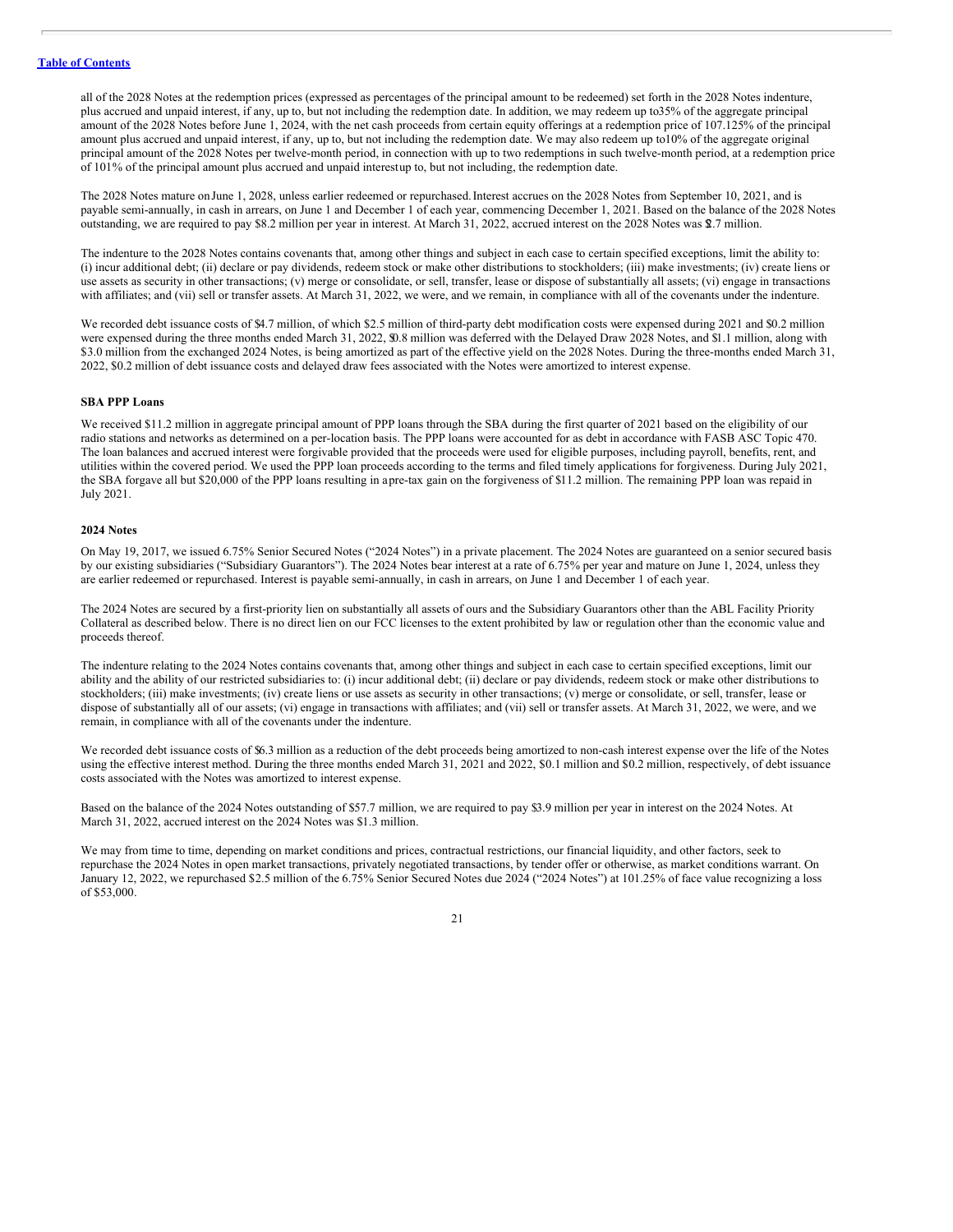all of the 2028 Notes at the redemption prices (expressed as percentages of the principal amount to be redeemed) set forth in the 2028 Notes indenture, plus accrued and unpaid interest, if any, up to, but not including the redemption date. In addition, we may redeem up to 35% of the aggregate principal amount of the 2028 Notes before June 1, 2024, with the net cash proceeds from certain equity offerings at a redemption price of 107.125% of the principal amount plus accrued and unpaid interest, if any, up to, but not including the redemption date. We may also redeem up to 10% of the aggregate original principal amount of the 2028 Notes per twelve-month period, in connection with up to two redemptions in such twelve-month period, at a redemption price of 101% of the principal amount plus accrued and unpaid interest up to, but not including, the redemption date.

The 2028 Notes mature on June 1, 2028, unless earlier redeemed or repurchased. Interest accrues on the 2028 Notes from September 10, 2021, and is payable semi-annually, in cash in arrears, on June 1 and December 1 of each year, commencing December 1, 2021. Based on the balance of the 2028 Notes outstanding, we are required to pay $8.2 million per year in interest. At March 31, 2022, accrued interest on the 2028 Notes was $2.7 million.

The indenture to the 2028 Notes contains covenants that, among other things and subject in each case to certain specified exceptions, limit the ability to: (i) incur additional debt; (ii) declare or pay dividends, redeem stock or make other distributions to stockholders; (iii) make investments; (iv) create liens or use assets as security in other transactions; (v) merge or consolidate, or sell, transfer, lease or dispose of substantially all assets; (vi) engage in transactions with affiliates; and (vii) sell or transfer assets. At March 31, 2022, we were, and we remain, in compliance with all of the covenants under the indenture.

We recorded debt issuance costs of $4.7 million, of which $2.5 million of third-party debt modification costs were expensed during 2021 and $0.2 million were expensed during the three months ended March 31, 2022, $0.8 million was deferred with the Delayed Draw 2028 Notes, and $1.1 million, along with $3.0 million from the exchanged 2024 Notes, is being amortized as part of the effective yield on the 2028 Notes. During the three-months ended March 31, 2022, $0.2 million of debt issuance costs and delayed draw fees associated with the Notes were amortized to interest expense.

**SBA PPP Loans**

We received $11.2 million in aggregate principal amount of PPP loans through the SBA during the first quarter of 2021 based on the eligibility of our radio stations and networks as determined on a per-location basis. The PPP loans were accounted for as debt in accordance with FASB ASC Topic 470. The loan balances and accrued interest were forgivable provided that the proceeds were used for eligible purposes, including payroll, benefits, rent, and utilities within the covered period. We used the PPP loan proceeds according to the terms and filed timely applications for forgiveness. During July 2021, the SBA forgave all but $20,000 of the PPP loans resulting in a pre-tax gain on the forgiveness of $11.2 million. The remaining PPP loan was repaid in July 2021.

**2024 Notes**

On May 19, 2017, we issued 6.75% Senior Secured Notes ("2024 Notes") in a private placement. The 2024 Notes are guaranteed on a senior secured basis by our existing subsidiaries ("Subsidiary Guarantors"). The 2024 Notes bear interest at a rate of 6.75% per year and mature on June 1, 2024, unless they are earlier redeemed or repurchased. Interest is payable semi-annually, in cash in arrears, on June 1 and December 1 of each year.

The 2024 Notes are secured by a first-priority lien on substantially all assets of ours and the Subsidiary Guarantors other than the ABL Facility Priority Collateral as described below. There is no direct lien on our FCC licenses to the extent prohibited by law or regulation other than the economic value and proceeds thereof.

The indenture relating to the 2024 Notes contains covenants that, among other things and subject in each case to certain specified exceptions, limit our ability and the ability of our restricted subsidiaries to: (i) incur additional debt; (ii) declare or pay dividends, redeem stock or make other distributions to stockholders; (iii) make investments; (iv) create liens or use assets as security in other transactions; (v) merge or consolidate, or sell, transfer, lease or dispose of substantially all of our assets; (vi) engage in transactions with affiliates; and (vii) sell or transfer assets. At March 31, 2022, we were, and we remain, in compliance with all of the covenants under the indenture.

We recorded debt issuance costs of $6.3 million as a reduction of the debt proceeds being amortized to non-cash interest expense over the life of the Notes using the effective interest method. During the three months ended March 31, 2021 and 2022, $0.1 million and $0.2 million, respectively, of debt issuance costs associated with the Notes was amortized to interest expense.

Based on the balance of the 2024 Notes outstanding of $57.7 million, we are required to pay $3.9 million per year in interest on the 2024 Notes. At March 31, 2022, accrued interest on the 2024 Notes was $1.3 million.

We may from time to time, depending on market conditions and prices, contractual restrictions, our financial liquidity, and other factors, seek to repurchase the 2024 Notes in open market transactions, privately negotiated transactions, by tender offer or otherwise, as market conditions warrant. On January 12, 2022, we repurchased $2.5 million of the 6.75% Senior Secured Notes due 2024 ("2024 Notes") at 101.25% of face value recognizing a loss of $53,000.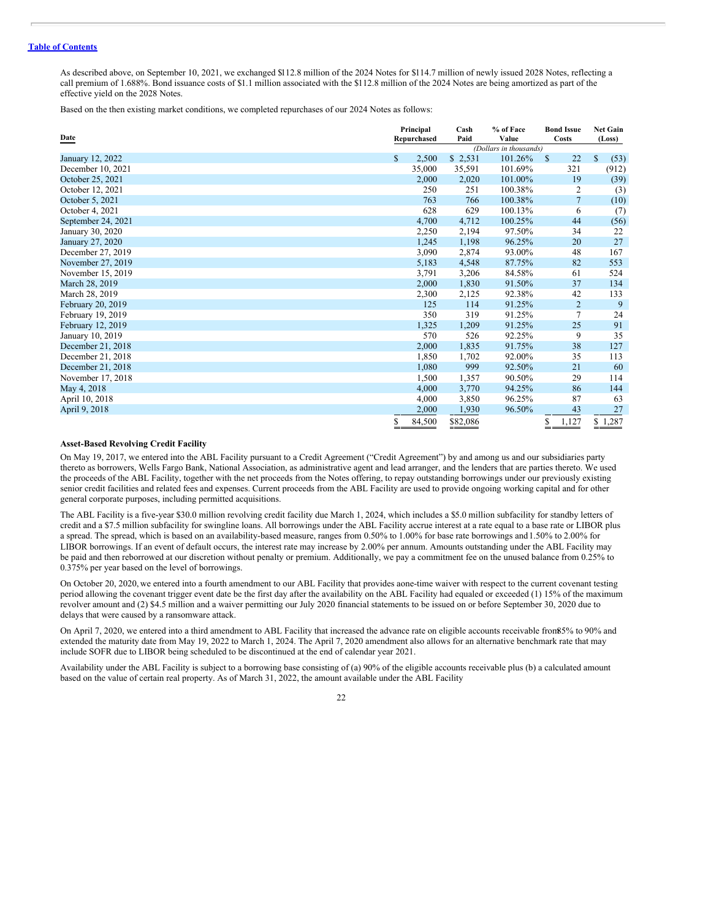[Table of Contents](#)

As described above, on September 10, 2021, we exchanged $112.8 million of the 2024 Notes for $114.7 million of newly issued 2028 Notes, reflecting a call premium of 1.688%. Bond issuance costs of $1.1 million associated with the $112.8 million of the 2024 Notes are being amortized as part of the effective yield on the 2028 Notes.

Based on the then existing market conditions, we completed repurchases of our 2024 Notes as follows:

| Date | Principal Repurchased | Cash Paid | % of Face Value | Bond Issue Costs | Net Gain (Loss) |
|---|---|---|---|---|---|
| | | | *(Dollars in thousands)* | | |
| January 12, 2022 | $ 2,500 | $ 2,531 | 101.26% | $ 22 | $ (53) |
| December 10, 2021 | 35,000 | 35,591 | 101.69% | 321 | (912) |
| October 25, 2021 | 2,000 | 2,020 | 101.00% | 19 | (39) |
| October 12, 2021 | 250 | 251 | 100.38% | 2 | (3) |
| October 5, 2021 | 763 | 766 | 100.38% | 7 | (10) |
| October 4, 2021 | 628 | 629 | 100.13% | 6 | (7) |
| September 24, 2021 | 4,700 | 4,712 | 100.25% | 44 | (56) |
| January 30, 2020 | 2,250 | 2,194 | 97.50% | 34 | 22 |
| January 27, 2020 | 1,245 | 1,198 | 96.25% | 20 | 27 |
| December 27, 2019 | 3,090 | 2,874 | 93.00% | 48 | 167 |
| November 27, 2019 | 5,183 | 4,548 | 87.75% | 82 | 553 |
| November 15, 2019 | 3,791 | 3,206 | 84.58% | 61 | 524 |
| March 28, 2019 | 2,000 | 1,830 | 91.50% | 37 | 134 |
| March 28, 2019 | 2,300 | 2,125 | 92.38% | 42 | 133 |
| February 20, 2019 | 125 | 114 | 91.25% | 2 | 9 |
| February 19, 2019 | 350 | 319 | 91.25% | 7 | 24 |
| February 12, 2019 | 1,325 | 1,209 | 91.25% | 25 | 91 |
| January 10, 2019 | 570 | 526 | 92.25% | 9 | 35 |
| December 21, 2018 | 2,000 | 1,835 | 91.75% | 38 | 127 |
| December 21, 2018 | 1,850 | 1,702 | 92.00% | 35 | 113 |
| December 21, 2018 | 1,080 | 999 | 92.50% | 21 | 60 |
| November 17, 2018 | 1,500 | 1,357 | 90.50% | 29 | 114 |
| May 4, 2018 | 4,000 | 3,770 | 94.25% | 86 | 144 |
| April 10, 2018 | 4,000 | 3,850 | 96.25% | 87 | 63 |
| April 9, 2018 | 2,000 | 1,930 | 96.50% | 43 | 27 |
| | $ 84,500 | $82,086 | | $ 1,127 | $ 1,287 |

**Asset-Based Revolving Credit Facility**

On May 19, 2017, we entered into the ABL Facility pursuant to a Credit Agreement ("Credit Agreement") by and among us and our subsidiaries party thereto as borrowers, Wells Fargo Bank, National Association, as administrative agent and lead arranger, and the lenders that are parties thereto. We used the proceeds of the ABL Facility, together with the net proceeds from the Notes offering, to repay outstanding borrowings under our previously existing senior credit facilities and related fees and expenses. Current proceeds from the ABL Facility are used to provide ongoing working capital and for other general corporate purposes, including permitted acquisitions.

The ABL Facility is a five-year $30.0 million revolving credit facility due March 1, 2024, which includes a $5.0 million subfacility for standby letters of credit and a $7.5 million subfacility for swingline loans. All borrowings under the ABL Facility accrue interest at a rate equal to a base rate or LIBOR plus a spread. The spread, which is based on an availability-based measure, ranges from 0.50% to 1.00% for base rate borrowings and 1.50% to 2.00% for LIBOR borrowings. If an event of default occurs, the interest rate may increase by 2.00% per annum. Amounts outstanding under the ABL Facility may be paid and then reborrowed at our discretion without penalty or premium. Additionally, we pay a commitment fee on the unused balance from 0.25% to 0.375% per year based on the level of borrowings.

On October 20, 2020, we entered into a fourth amendment to our ABL Facility that provides aone-time waiver with respect to the current covenant testing period allowing the covenant trigger event date be the first day after the availability on the ABL Facility had equaled or exceeded (1) 15% of the maximum revolver amount and (2) $4.5 million and a waiver permitting our July 2020 financial statements to be issued on or before September 30, 2020 due to delays that were caused by a ransomware attack.

On April 7, 2020, we entered into a third amendment to ABL Facility that increased the advance rate on eligible accounts receivable from 85% to 90% and extended the maturity date from May 19, 2022 to March 1, 2024. The April 7, 2020 amendment also allows for an alternative benchmark rate that may include SOFR due to LIBOR being scheduled to be discontinued at the end of calendar year 2021.

Availability under the ABL Facility is subject to a borrowing base consisting of (a) 90% of the eligible accounts receivable plus (b) a calculated amount based on the value of certain real property. As of March 31, 2022, the amount available under the ABL Facility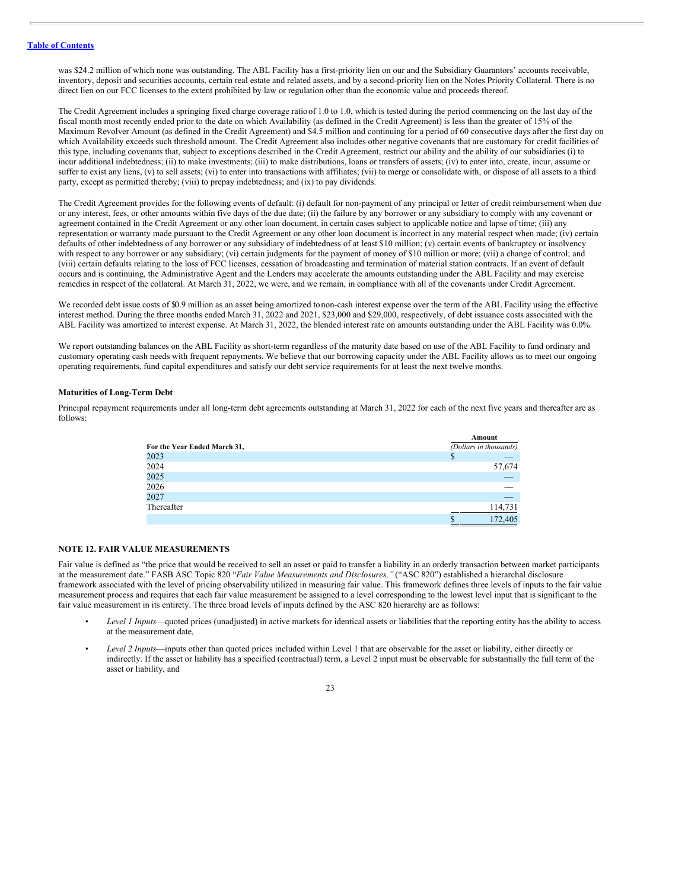was $24.2 million of which none was outstanding. The ABL Facility has a first-priority lien on our and the Subsidiary Guarantors' accounts receivable, inventory, deposit and securities accounts, certain real estate and related assets, and by a second-priority lien on the Notes Priority Collateral. There is no direct lien on our FCC licenses to the extent prohibited by law or regulation other than the economic value and proceeds thereof.

The Credit Agreement includes a springing fixed charge coverage ratio of 1.0 to 1.0, which is tested during the period commencing on the last day of the fiscal month most recently ended prior to the date on which Availability (as defined in the Credit Agreement) is less than the greater of 15% of the Maximum Revolver Amount (as defined in the Credit Agreement) and $4.5 million and continuing for a period of 60 consecutive days after the first day on which Availability exceeds such threshold amount. The Credit Agreement also includes other negative covenants that are customary for credit facilities of this type, including covenants that, subject to exceptions described in the Credit Agreement, restrict our ability and the ability of our subsidiaries (i) to incur additional indebtedness; (ii) to make investments; (iii) to make distributions, loans or transfers of assets; (iv) to enter into, create, incur, assume or suffer to exist any liens, (v) to sell assets; (vi) to enter into transactions with affiliates; (vii) to merge or consolidate with, or dispose of all assets to a third party, except as permitted thereby; (viii) to prepay indebtedness; and (ix) to pay dividends.

The Credit Agreement provides for the following events of default: (i) default for non-payment of any principal or letter of credit reimbursement when due or any interest, fees, or other amounts within five days of the due date; (ii) the failure by any borrower or any subsidiary to comply with any covenant or agreement contained in the Credit Agreement or any other loan document, in certain cases subject to applicable notice and lapse of time; (iii) any representation or warranty made pursuant to the Credit Agreement or any other loan document is incorrect in any material respect when made; (iv) certain defaults of other indebtedness of any borrower or any subsidiary of indebtedness of at least $10 million; (v) certain events of bankruptcy or insolvency with respect to any borrower or any subsidiary; (vi) certain judgments for the payment of money of $10 million or more; (vii) a change of control; and (viii) certain defaults relating to the loss of FCC licenses, cessation of broadcasting and termination of material station contracts. If an event of default occurs and is continuing, the Administrative Agent and the Lenders may accelerate the amounts outstanding under the ABL Facility and may exercise remedies in respect of the collateral. At March 31, 2022, we were, and we remain, in compliance with all of the covenants under Credit Agreement.

We recorded debt issue costs of $0.9 million as an asset being amortized to non-cash interest expense over the term of the ABL Facility using the effective interest method. During the three months ended March 31, 2022 and 2021, $23,000 and $29,000, respectively, of debt issuance costs associated with the ABL Facility was amortized to interest expense. At March 31, 2022, the blended interest rate on amounts outstanding under the ABL Facility was 0.0%.

We report outstanding balances on the ABL Facility as short-term regardless of the maturity date based on use of the ABL Facility to fund ordinary and customary operating cash needs with frequent repayments. We believe that our borrowing capacity under the ABL Facility allows us to meet our ongoing operating requirements, fund capital expenditures and satisfy our debt service requirements for at least the next twelve months.

**Maturities of Long-Term Debt**

Principal repayment requirements under all long-term debt agreements outstanding at March 31, 2022 for each of the next five years and thereafter are as follows:

| For the Year Ended March 31, | Amount<br>*(Dollars in thousands)* |
|---|---|
| 2023 | $ — |
| 2024 | 57,674 |
| 2025 | — |
| 2026 | — |
| 2027 | — |
| Thereafter | 114,731 |
| | $ 172,405 |

## NOTE 12. FAIR VALUE MEASUREMENTS

Fair value is defined as "the price that would be received to sell an asset or paid to transfer a liability in an orderly transaction between market participants at the measurement date." FASB ASC Topic 820 "*Fair Value Measurements and Disclosures,"* ("ASC 820") established a hierarchal disclosure framework associated with the level of pricing observability utilized in measuring fair value. This framework defines three levels of inputs to the fair value measurement process and requires that each fair value measurement be assigned to a level corresponding to the lowest level input that is significant to the fair value measurement in its entirety. The three broad levels of inputs defined by the ASC 820 hierarchy are as follows:

- *Level 1 Inputs*—quoted prices (unadjusted) in active markets for identical assets or liabilities that the reporting entity has the ability to access at the measurement date,
- *Level 2 Inputs*—inputs other than quoted prices included within Level 1 that are observable for the asset or liability, either directly or indirectly. If the asset or liability has a specified (contractual) term, a Level 2 input must be observable for substantially the full term of the asset or liability, and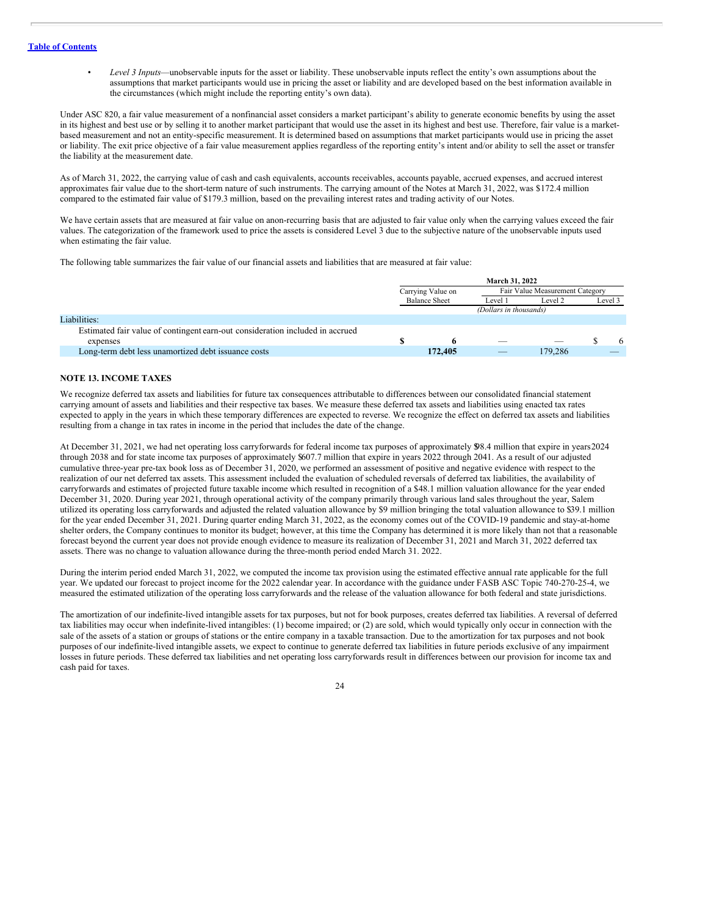- *Level 3 Inputs*—unobservable inputs for the asset or liability. These unobservable inputs reflect the entity's own assumptions about the assumptions that market participants would use in pricing the asset or liability and are developed based on the best information available in the circumstances (which might include the reporting entity's own data).

Under ASC 820, a fair value measurement of a nonfinancial asset considers a market participant's ability to generate economic benefits by using the asset in its highest and best use or by selling it to another market participant that would use the asset in its highest and best use. Therefore, fair value is a market-based measurement and not an entity-specific measurement. It is determined based on assumptions that market participants would use in pricing the asset or liability. The exit price objective of a fair value measurement applies regardless of the reporting entity's intent and/or ability to sell the asset or transfer the liability at the measurement date.

As of March 31, 2022, the carrying value of cash and cash equivalents, accounts receivables, accounts payable, accrued expenses, and accrued interest approximates fair value due to the short-term nature of such instruments. The carrying amount of the Notes at March 31, 2022, was $172.4 million compared to the estimated fair value of $179.3 million, based on the prevailing interest rates and trading activity of our Notes.

We have certain assets that are measured at fair value on anon-recurring basis that are adjusted to fair value only when the carrying values exceed the fair values. The categorization of the framework used to price the assets is considered Level 3 due to the subjective nature of the unobservable inputs used when estimating the fair value.

The following table summarizes the fair value of our financial assets and liabilities that are measured at fair value:

| | March 31, 2022 | | | |
|---|---|---|---|---|
| | Carrying Value on Balance Sheet | Fair Value Measurement Category | | |
| | | Level 1 | Level 2 | Level 3 |
| | (Dollars in thousands) | | | |
| Liabilities: | | | | |
| Estimated fair value of contingent earn-out consideration included in accrued expenses | **$ 6** | — | — | $ 6 |
| Long-term debt less unamortized debt issuance costs | **172,405** | — | 179,286 | — |

## NOTE 13. INCOME TAXES

We recognize deferred tax assets and liabilities for future tax consequences attributable to differences between our consolidated financial statement carrying amount of assets and liabilities and their respective tax bases. We measure these deferred tax assets and liabilities using enacted tax rates expected to apply in the years in which these temporary differences are expected to reverse. We recognize the effect on deferred tax assets and liabilities resulting from a change in tax rates in income in the period that includes the date of the change.

At December 31, 2021, we had net operating loss carryforwards for federal income tax purposes of approximately $98.4 million that expire in years 2024 through 2038 and for state income tax purposes of approximately $607.7 million that expire in years 2022 through 2041. As a result of our adjusted cumulative three-year pre-tax book loss as of December 31, 2020, we performed an assessment of positive and negative evidence with respect to the realization of our net deferred tax assets. This assessment included the evaluation of scheduled reversals of deferred tax liabilities, the availability of carryforwards and estimates of projected future taxable income which resulted in recognition of a $48.1 million valuation allowance for the year ended December 31, 2020. During year 2021, through operational activity of the company primarily through various land sales throughout the year, Salem utilized its operating loss carryforwards and adjusted the related valuation allowance by $9 million bringing the total valuation allowance to $39.1 million for the year ended December 31, 2021. During quarter ending March 31, 2022, as the economy comes out of the COVID-19 pandemic and stay-at-home shelter orders, the Company continues to monitor its budget; however, at this time the Company has determined it is more likely than not that a reasonable forecast beyond the current year does not provide enough evidence to measure its realization of December 31, 2021 and March 31, 2022 deferred tax assets. There was no change to valuation allowance during the three-month period ended March 31. 2022.

During the interim period ended March 31, 2022, we computed the income tax provision using the estimated effective annual rate applicable for the full year. We updated our forecast to project income for the 2022 calendar year. In accordance with the guidance under FASB ASC Topic 740-270-25-4, we measured the estimated utilization of the operating loss carryforwards and the release of the valuation allowance for both federal and state jurisdictions.

The amortization of our indefinite-lived intangible assets for tax purposes, but not for book purposes, creates deferred tax liabilities. A reversal of deferred tax liabilities may occur when indefinite-lived intangibles: (1) become impaired; or (2) are sold, which would typically only occur in connection with the sale of the assets of a station or groups of stations or the entire company in a taxable transaction. Due to the amortization for tax purposes and not book purposes of our indefinite-lived intangible assets, we expect to continue to generate deferred tax liabilities in future periods exclusive of any impairment losses in future periods. These deferred tax liabilities and net operating loss carryforwards result in differences between our provision for income tax and cash paid for taxes.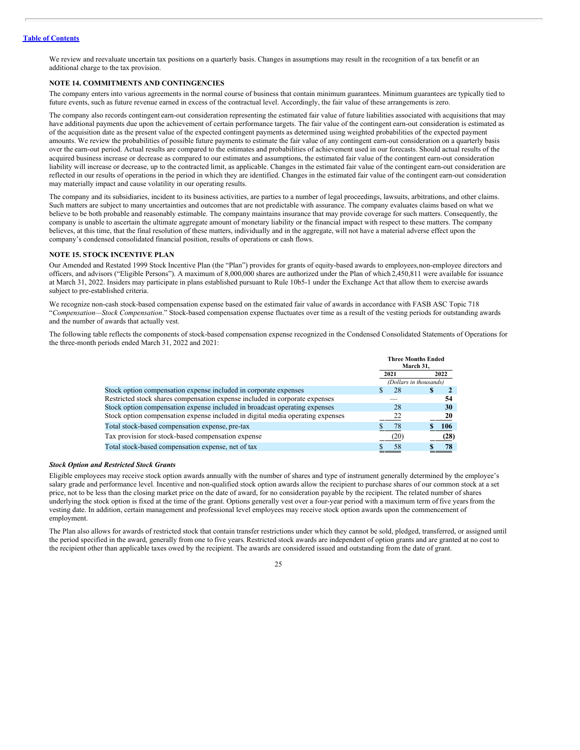We review and reevaluate uncertain tax positions on a quarterly basis. Changes in assumptions may result in the recognition of a tax benefit or an additional charge to the tax provision.

### NOTE 14. COMMITMENTS AND CONTINGENCIES

The company enters into various agreements in the normal course of business that contain minimum guarantees. Minimum guarantees are typically tied to future events, such as future revenue earned in excess of the contractual level. Accordingly, the fair value of these arrangements is zero.

The company also records contingent earn-out consideration representing the estimated fair value of future liabilities associated with acquisitions that may have additional payments due upon the achievement of certain performance targets. The fair value of the contingent earn-out consideration is estimated as of the acquisition date as the present value of the expected contingent payments as determined using weighted probabilities of the expected payment amounts. We review the probabilities of possible future payments to estimate the fair value of any contingent earn-out consideration on a quarterly basis over the earn-out period. Actual results are compared to the estimates and probabilities of achievement used in our forecasts. Should actual results of the acquired business increase or decrease as compared to our estimates and assumptions, the estimated fair value of the contingent earn-out consideration liability will increase or decrease, up to the contracted limit, as applicable. Changes in the estimated fair value of the contingent earn-out consideration are reflected in our results of operations in the period in which they are identified. Changes in the estimated fair value of the contingent earn-out consideration may materially impact and cause volatility in our operating results.

The company and its subsidiaries, incident to its business activities, are parties to a number of legal proceedings, lawsuits, arbitrations, and other claims. Such matters are subject to many uncertainties and outcomes that are not predictable with assurance. The company evaluates claims based on what we believe to be both probable and reasonably estimable. The company maintains insurance that may provide coverage for such matters. Consequently, the company is unable to ascertain the ultimate aggregate amount of monetary liability or the financial impact with respect to these matters. The company believes, at this time, that the final resolution of these matters, individually and in the aggregate, will not have a material adverse effect upon the company's condensed consolidated financial position, results of operations or cash flows.

### NOTE 15. STOCK INCENTIVE PLAN

Our Amended and Restated 1999 Stock Incentive Plan (the "Plan") provides for grants of equity-based awards to employees, non-employee directors and officers, and advisors ("Eligible Persons"). A maximum of 8,000,000 shares are authorized under the Plan of which 2,450,811 were available for issuance at March 31, 2022. Insiders may participate in plans established pursuant to Rule 10b5-1 under the Exchange Act that allow them to exercise awards subject to pre-established criteria.

We recognize non-cash stock-based compensation expense based on the estimated fair value of awards in accordance with FASB ASC Topic 718 "*Compensation—Stock Compensation*." Stock-based compensation expense fluctuates over time as a result of the vesting periods for outstanding awards and the number of awards that actually vest.

The following table reflects the components of stock-based compensation expense recognized in the Condensed Consolidated Statements of Operations for the three-month periods ended March 31, 2022 and 2021:

| | Three Months Ended March 31, | |
|---|---|---|
| | 2021 | 2022 |
| | (Dollars in thousands) | |
| Stock option compensation expense included in corporate expenses | $ 28 | **$ 2** |
| Restricted stock shares compensation expense included in corporate expenses | — | **54** |
| Stock option compensation expense included in broadcast operating expenses | 28 | **30** |
| Stock option compensation expense included in digital media operating expenses | 22 | **20** |
| Total stock-based compensation expense, pre-tax | $ 78 | **$ 106** |
| Tax provision for stock-based compensation expense | (20) | **(28)** |
| Total stock-based compensation expense, net of tax | $ 58 | **$ 78** |

#### *Stock Option and Restricted Stock Grants*

Eligible employees may receive stock option awards annually with the number of shares and type of instrument generally determined by the employee's salary grade and performance level. Incentive and non-qualified stock option awards allow the recipient to purchase shares of our common stock at a set price, not to be less than the closing market price on the date of award, for no consideration payable by the recipient. The related number of shares underlying the stock option is fixed at the time of the grant. Options generally vest over a four-year period with a maximum term of five years from the vesting date. In addition, certain management and professional level employees may receive stock option awards upon the commencement of employment.

The Plan also allows for awards of restricted stock that contain transfer restrictions under which they cannot be sold, pledged, transferred, or assigned until the period specified in the award, generally from one to five years. Restricted stock awards are independent of option grants and are granted at no cost to the recipient other than applicable taxes owed by the recipient. The awards are considered issued and outstanding from the date of grant.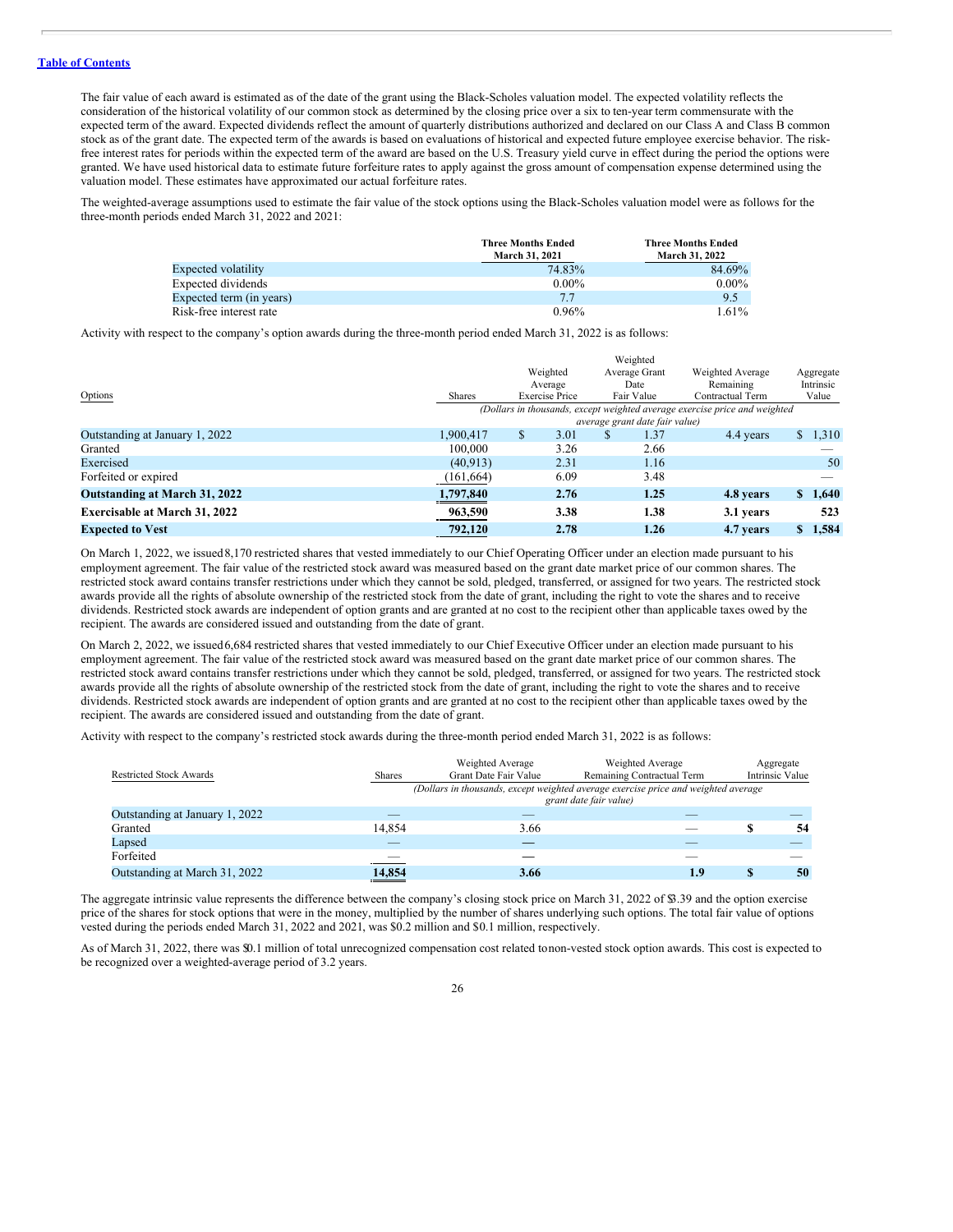The fair value of each award is estimated as of the date of the grant using the Black-Scholes valuation model. The expected volatility reflects the consideration of the historical volatility of our common stock as determined by the closing price over a six to ten-year term commensurate with the expected term of the award. Expected dividends reflect the amount of quarterly distributions authorized and declared on our Class A and Class B common stock as of the grant date. The expected term of the awards is based on evaluations of historical and expected future employee exercise behavior. The risk-free interest rates for periods within the expected term of the award are based on the U.S. Treasury yield curve in effect during the period the options were granted. We have used historical data to estimate future forfeiture rates to apply against the gross amount of compensation expense determined using the valuation model. These estimates have approximated our actual forfeiture rates.

The weighted-average assumptions used to estimate the fair value of the stock options using the Black-Scholes valuation model were as follows for the three-month periods ended March 31, 2022 and 2021:

| | Three Months Ended March 31, 2021 | Three Months Ended March 31, 2022 |
|---|---|---|
| Expected volatility | 74.83% | 84.69% |
| Expected dividends | 0.00% | 0.00% |
| Expected term (in years) | 7.7 | 9.5 |
| Risk-free interest rate | 0.96% | 1.61% |

Activity with respect to the company's option awards during the three-month period ended March 31, 2022 is as follows:

| Options | Shares | Weighted Average Exercise Price | Weighted Average Grant Date Fair Value | Weighted Average Remaining Contractual Term | Aggregate Intrinsic Value |
|---|---|---|---|---|---|
| | *(Dollars in thousands, except weighted average exercise price and weighted average grant date fair value)* | | | | |
| Outstanding at January 1, 2022 | 1,900,417 | $ 3.01 | $ 1.37 | 4.4 years | $ 1,310 |
| Granted | 100,000 | 3.26 | 2.66 | | — |
| Exercised | (40,913) | 2.31 | 1.16 | | 50 |
| Forfeited or expired | (161,664) | 6.09 | 3.48 | | — |
| **Outstanding at March 31, 2022** | **1,797,840** | **2.76** | **1.25** | **4.8 years** | **$ 1,640** |
| **Exercisable at March 31, 2022** | **963,590** | **3.38** | **1.38** | **3.1 years** | **523** |
| **Expected to Vest** | **792,120** | **2.78** | **1.26** | **4.7 years** | **$ 1,584** |

On March 1, 2022, we issued 8,170 restricted shares that vested immediately to our Chief Operating Officer under an election made pursuant to his employment agreement. The fair value of the restricted stock award was measured based on the grant date market price of our common shares. The restricted stock award contains transfer restrictions under which they cannot be sold, pledged, transferred, or assigned for two years. The restricted stock awards provide all the rights of absolute ownership of the restricted stock from the date of grant, including the right to vote the shares and to receive dividends. Restricted stock awards are independent of option grants and are granted at no cost to the recipient other than applicable taxes owed by the recipient. The awards are considered issued and outstanding from the date of grant.

On March 2, 2022, we issued 6,684 restricted shares that vested immediately to our Chief Executive Officer under an election made pursuant to his employment agreement. The fair value of the restricted stock award was measured based on the grant date market price of our common shares. The restricted stock award contains transfer restrictions under which they cannot be sold, pledged, transferred, or assigned for two years. The restricted stock awards provide all the rights of absolute ownership of the restricted stock from the date of grant, including the right to vote the shares and to receive dividends. Restricted stock awards are independent of option grants and are granted at no cost to the recipient other than applicable taxes owed by the recipient. The awards are considered issued and outstanding from the date of grant.

Activity with respect to the company's restricted stock awards during the three-month period ended March 31, 2022 is as follows:

| Restricted Stock Awards | Shares | Weighted Average Grant Date Fair Value | Weighted Average Remaining Contractual Term | Aggregate Intrinsic Value |
|---|---|---|---|---|
| | *(Dollars in thousands, except weighted average exercise price and weighted average grant date fair value)* | | | |
| Outstanding at January 1, 2022 | — | — | — | — |
| Granted | 14,854 | 3.66 | — | $ 54 |
| Lapsed | — | — | — | — |
| Forfeited | — | — | — | — |
| Outstanding at March 31, 2022 | 14,854 | 3.66 | 1.9 | $ 50 |

The aggregate intrinsic value represents the difference between the company's closing stock price on March 31, 2022 of $3.39 and the option exercise price of the shares for stock options that were in the money, multiplied by the number of shares underlying such options. The total fair value of options vested during the periods ended March 31, 2022 and 2021, was $0.2 million and $0.1 million, respectively.

As of March 31, 2022, there was $0.1 million of total unrecognized compensation cost related to non-vested stock option awards. This cost is expected to be recognized over a weighted-average period of 3.2 years.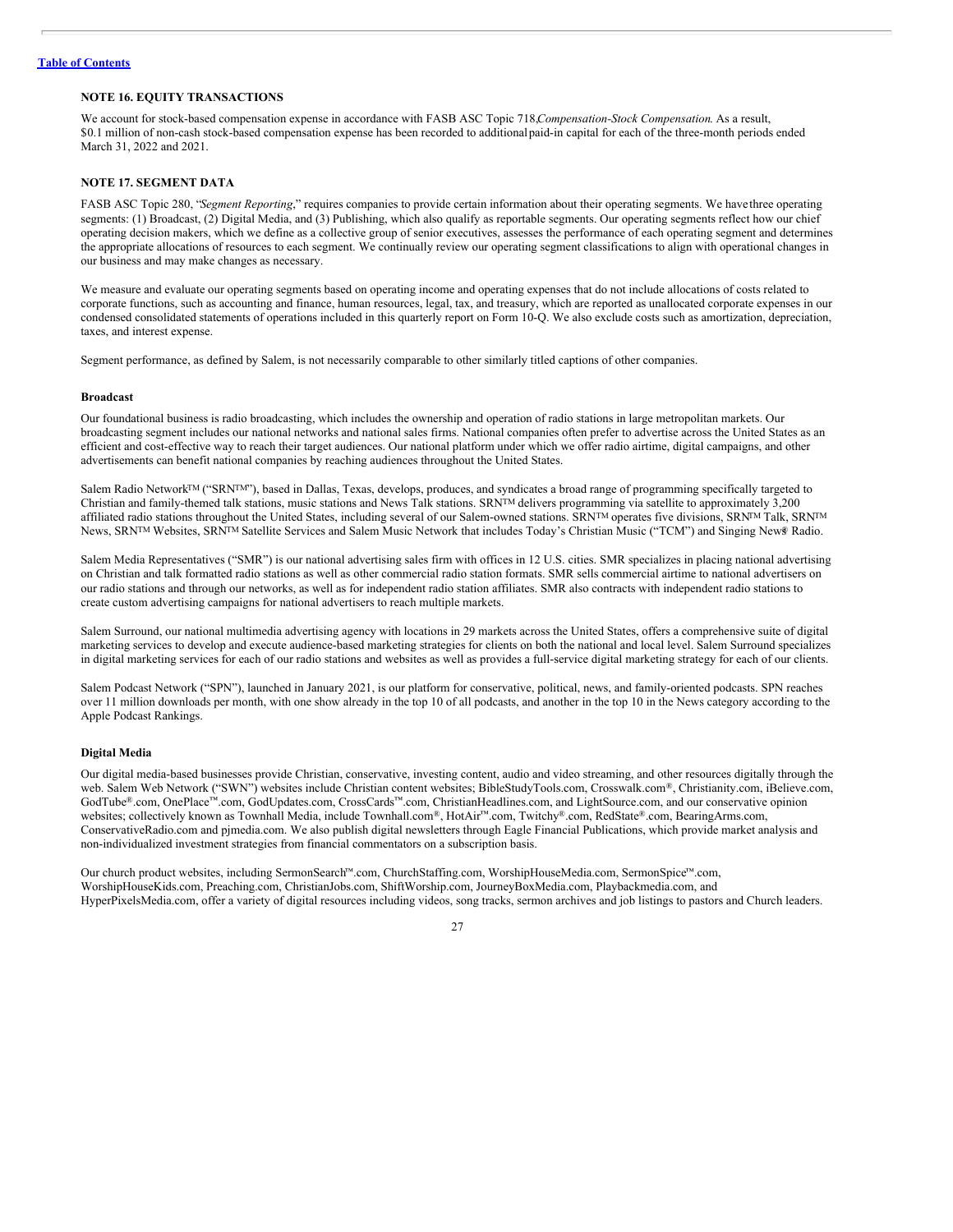## NOTE 16. EQUITY TRANSACTIONS

We account for stock-based compensation expense in accordance with FASB ASC Topic 718, *Compensation-Stock Compensation*. As a result, \$0.1 million of non-cash stock-based compensation expense has been recorded to additional paid-in capital for each of the three-month periods ended March 31, 2022 and 2021.

## NOTE 17. SEGMENT DATA

FASB ASC Topic 280, "*Segment Reporting*," requires companies to provide certain information about their operating segments. We have three operating segments: (1) Broadcast, (2) Digital Media, and (3) Publishing, which also qualify as reportable segments. Our operating segments reflect how our chief operating decision makers, which we define as a collective group of senior executives, assesses the performance of each operating segment and determines the appropriate allocations of resources to each segment. We continually review our operating segment classifications to align with operational changes in our business and may make changes as necessary.

We measure and evaluate our operating segments based on operating income and operating expenses that do not include allocations of costs related to corporate functions, such as accounting and finance, human resources, legal, tax, and treasury, which are reported as unallocated corporate expenses in our condensed consolidated statements of operations included in this quarterly report on Form 10-Q. We also exclude costs such as amortization, depreciation, taxes, and interest expense.

Segment performance, as defined by Salem, is not necessarily comparable to other similarly titled captions of other companies.

### Broadcast

Our foundational business is radio broadcasting, which includes the ownership and operation of radio stations in large metropolitan markets. Our broadcasting segment includes our national networks and national sales firms. National companies often prefer to advertise across the United States as an efficient and cost-effective way to reach their target audiences. Our national platform under which we offer radio airtime, digital campaigns, and other advertisements can benefit national companies by reaching audiences throughout the United States.

Salem Radio Network™ ("SRN™"), based in Dallas, Texas, develops, produces, and syndicates a broad range of programming specifically targeted to Christian and family-themed talk stations, music stations and News Talk stations. SRN™ delivers programming via satellite to approximately 3,200 affiliated radio stations throughout the United States, including several of our Salem-owned stations. SRN™ operates five divisions, SRN™ Talk, SRN™ News, SRN™ Websites, SRN™ Satellite Services and Salem Music Network that includes Today's Christian Music ("TCM") and Singing News® Radio.

Salem Media Representatives ("SMR") is our national advertising sales firm with offices in 12 U.S. cities. SMR specializes in placing national advertising on Christian and talk formatted radio stations as well as other commercial radio station formats. SMR sells commercial airtime to national advertisers on our radio stations and through our networks, as well as for independent radio station affiliates. SMR also contracts with independent radio stations to create custom advertising campaigns for national advertisers to reach multiple markets.

Salem Surround, our national multimedia advertising agency with locations in 29 markets across the United States, offers a comprehensive suite of digital marketing services to develop and execute audience-based marketing strategies for clients on both the national and local level. Salem Surround specializes in digital marketing services for each of our radio stations and websites as well as provides a full-service digital marketing strategy for each of our clients.

Salem Podcast Network ("SPN"), launched in January 2021, is our platform for conservative, political, news, and family-oriented podcasts. SPN reaches over 11 million downloads per month, with one show already in the top 10 of all podcasts, and another in the top 10 in the News category according to the Apple Podcast Rankings.

### Digital Media

Our digital media-based businesses provide Christian, conservative, investing content, audio and video streaming, and other resources digitally through the web. Salem Web Network ("SWN") websites include Christian content websites; BibleStudyTools.com, Crosswalk.com®, Christianity.com, iBelieve.com, GodTube®.com, OnePlace™.com, GodUpdates.com, CrossCards™.com, ChristianHeadlines.com, and LightSource.com, and our conservative opinion websites; collectively known as Townhall Media, include Townhall.com®, HotAir™.com, Twitchy®.com, RedState®.com, BearingArms.com, ConservativeRadio.com and pjmedia.com. We also publish digital newsletters through Eagle Financial Publications, which provide market analysis and non-individualized investment strategies from financial commentators on a subscription basis.

Our church product websites, including SermonSearch™.com, ChurchStaffing.com, WorshipHouseMedia.com, SermonSpice™.com, WorshipHouseKids.com, Preaching.com, ChristianJobs.com, ShiftWorship.com, JourneyBoxMedia.com, Playbackmedia.com, and HyperPixelsMedia.com, offer a variety of digital resources including videos, song tracks, sermon archives and job listings to pastors and Church leaders.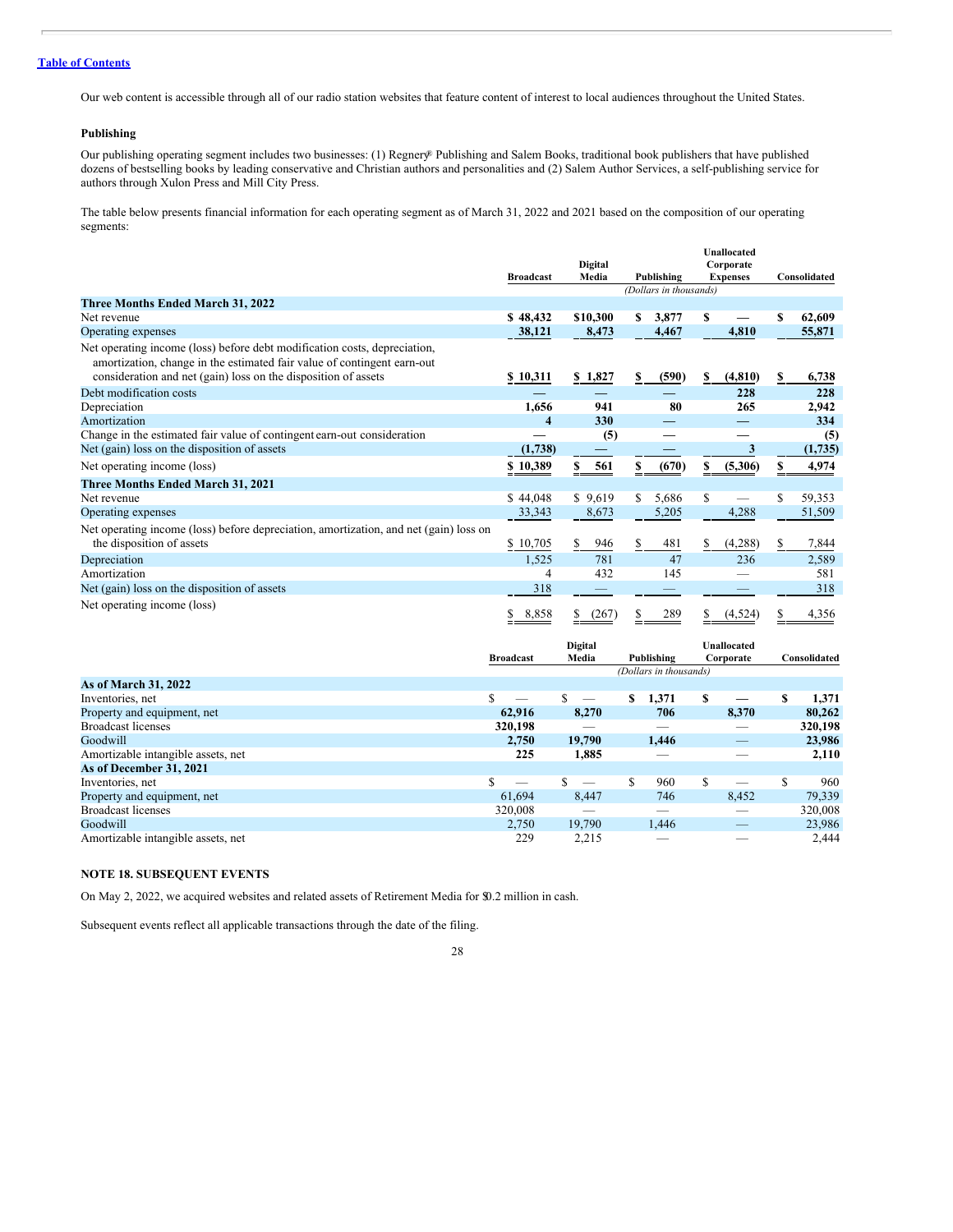Our web content is accessible through all of our radio station websites that feature content of interest to local audiences throughout the United States.

**Publishing**

Our publishing operating segment includes two businesses: (1) Regnery® Publishing and Salem Books, traditional book publishers that have published dozens of bestselling books by leading conservative and Christian authors and personalities and (2) Salem Author Services, a self-publishing service for authors through Xulon Press and Mill City Press.

The table below presents financial information for each operating segment as of March 31, 2022 and 2021 based on the composition of our operating segments:

| | Broadcast | Digital Media | Publishing | Unallocated Corporate Expenses | Consolidated |
|---|---|---|---|---|---|
| | | | (Dollars in thousands) | | |
| **Three Months Ended March 31, 2022** | | | | | |
| Net revenue | **$ 48,432** | **$10,300** | **$ 3,877** | **$ —** | **$ 62,609** |
| Operating expenses | **38,121** | **8,473** | **4,467** | **4,810** | **55,871** |
| Net operating income (loss) before debt modification costs, depreciation, amortization, change in the estimated fair value of contingent earn-out consideration and net (gain) loss on the disposition of assets | **$ 10,311** | **$ 1,827** | **$ (590)** | **$ (4,810)** | **$ 6,738** |
| Debt modification costs | **—** | **—** | **—** | **228** | **228** |
| Depreciation | **1,656** | **941** | **80** | **265** | **2,942** |
| Amortization | **4** | **330** | **—** | **—** | **334** |
| Change in the estimated fair value of contingent earn-out consideration | **—** | **(5)** | **—** | **—** | **(5)** |
| Net (gain) loss on the disposition of assets | **(1,738)** | **—** | **—** | **3** | **(1,735)** |
| Net operating income (loss) | **$ 10,389** | **$ 561** | **$ (670)** | **$ (5,306)** | **$ 4,974** |
| **Three Months Ended March 31, 2021** | | | | | |
| Net revenue | $ 44,048 | $ 9,619 | $ 5,686 | $ — | $ 59,353 |
| Operating expenses | 33,343 | 8,673 | 5,205 | 4,288 | 51,509 |
| Net operating income (loss) before depreciation, amortization, and net (gain) loss on the disposition of assets | $ 10,705 | $ 946 | $ 481 | $ (4,288) | $ 7,844 |
| Depreciation | 1,525 | 781 | 47 | 236 | 2,589 |
| Amortization | 4 | 432 | 145 | — | 581 |
| Net (gain) loss on the disposition of assets | 318 | — | — | — | 318 |
| Net operating income (loss) | $ 8,858 | $ (267) | $ 289 | $ (4,524) | $ 4,356 |

| | Broadcast | Digital Media | Publishing | Unallocated Corporate | Consolidated |
|---|---|---|---|---|---|
| | | | (Dollars in thousands) | | |
| **As of March 31, 2022** | | | | | |
| Inventories, net | $ — | $ — | **$ 1,371** | **$ —** | **$ 1,371** |
| Property and equipment, net | **62,916** | **8,270** | **706** | **8,370** | **80,262** |
| Broadcast licenses | **320,198** | — | — | — | **320,198** |
| Goodwill | **2,750** | **19,790** | **1,446** | — | **23,986** |
| Amortizable intangible assets, net | **225** | **1,885** | — | — | **2,110** |
| **As of December 31, 2021** | | | | | |
| Inventories, net | $ — | $ — | $ 960 | $ — | $ 960 |
| Property and equipment, net | 61,694 | 8,447 | 746 | 8,452 | 79,339 |
| Broadcast licenses | 320,008 | — | — | — | 320,008 |
| Goodwill | 2,750 | 19,790 | 1,446 | — | 23,986 |
| Amortizable intangible assets, net | 229 | 2,215 | — | — | 2,444 |

**NOTE 18. SUBSEQUENT EVENTS**

On May 2, 2022, we acquired websites and related assets of Retirement Media for $0.2 million in cash.

Subsequent events reflect all applicable transactions through the date of the filing.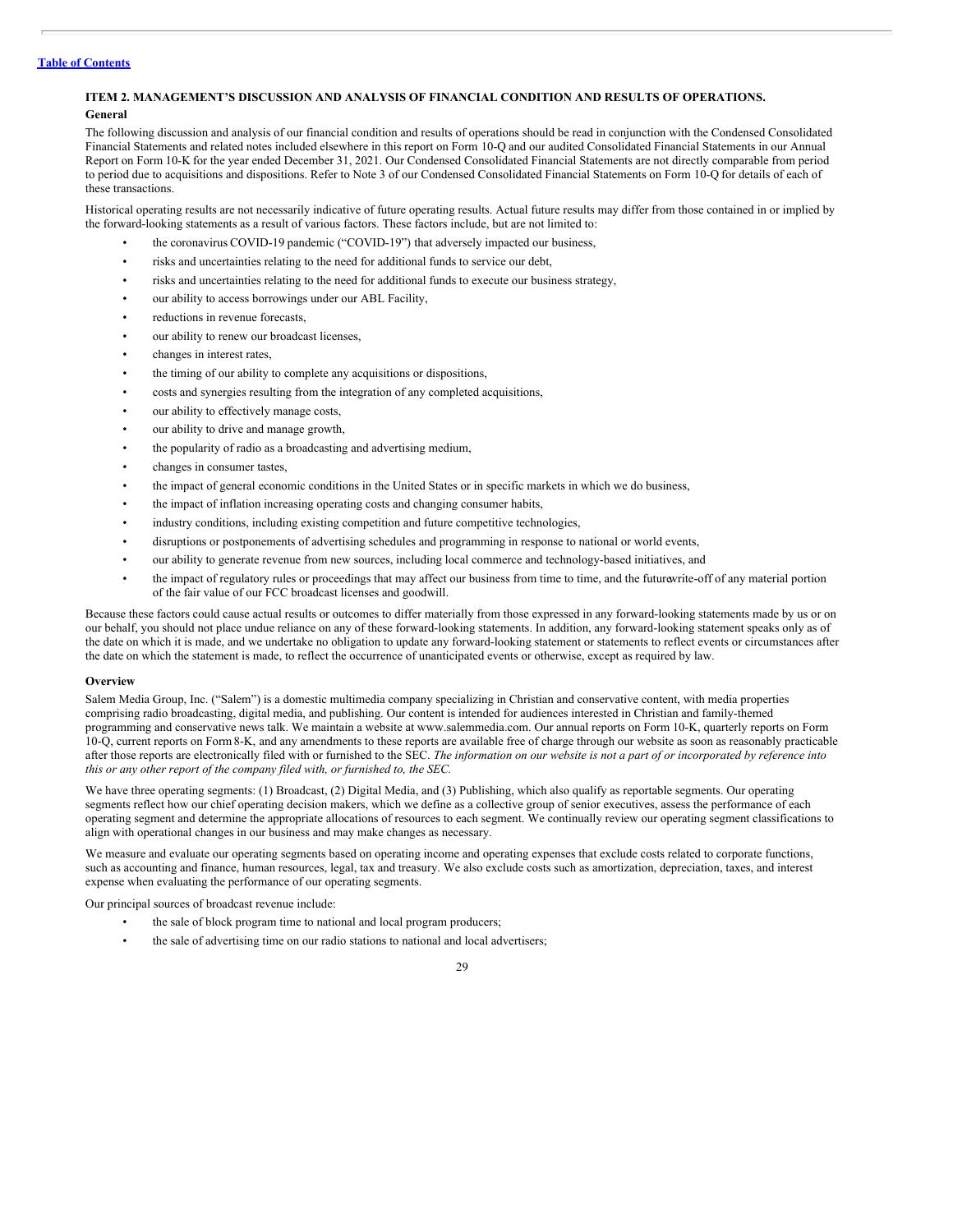[Table of Contents](#)

## ITEM 2. MANAGEMENT'S DISCUSSION AND ANALYSIS OF FINANCIAL CONDITION AND RESULTS OF OPERATIONS.

### General

The following discussion and analysis of our financial condition and results of operations should be read in conjunction with the Condensed Consolidated Financial Statements and related notes included elsewhere in this report on Form 10-Q and our audited Consolidated Financial Statements in our Annual Report on Form 10-K for the year ended December 31, 2021. Our Condensed Consolidated Financial Statements are not directly comparable from period to period due to acquisitions and dispositions. Refer to Note 3 of our Condensed Consolidated Financial Statements on Form 10-Q for details of each of these transactions.

Historical operating results are not necessarily indicative of future operating results. Actual future results may differ from those contained in or implied by the forward-looking statements as a result of various factors. These factors include, but are not limited to:

- the coronavirus COVID-19 pandemic ("COVID-19") that adversely impacted our business,
- risks and uncertainties relating to the need for additional funds to service our debt,
- risks and uncertainties relating to the need for additional funds to execute our business strategy,
- our ability to access borrowings under our ABL Facility,
- reductions in revenue forecasts,
- our ability to renew our broadcast licenses,
- changes in interest rates,
- the timing of our ability to complete any acquisitions or dispositions,
- costs and synergies resulting from the integration of any completed acquisitions,
- our ability to effectively manage costs,
- our ability to drive and manage growth,
- the popularity of radio as a broadcasting and advertising medium,
- changes in consumer tastes,
- the impact of general economic conditions in the United States or in specific markets in which we do business,
- the impact of inflation increasing operating costs and changing consumer habits,
- industry conditions, including existing competition and future competitive technologies,
- disruptions or postponements of advertising schedules and programming in response to national or world events,
- our ability to generate revenue from new sources, including local commerce and technology-based initiatives, and
- the impact of regulatory rules or proceedings that may affect our business from time to time, and the future write-off of any material portion of the fair value of our FCC broadcast licenses and goodwill.

Because these factors could cause actual results or outcomes to differ materially from those expressed in any forward-looking statements made by us or on our behalf, you should not place undue reliance on any of these forward-looking statements. In addition, any forward-looking statement speaks only as of the date on which it is made, and we undertake no obligation to update any forward-looking statement or statements to reflect events or circumstances after the date on which the statement is made, to reflect the occurrence of unanticipated events or otherwise, except as required by law.

### Overview

Salem Media Group, Inc. ("Salem") is a domestic multimedia company specializing in Christian and conservative content, with media properties comprising radio broadcasting, digital media, and publishing. Our content is intended for audiences interested in Christian and family-themed programming and conservative news talk. We maintain a website at www.salemmedia.com. Our annual reports on Form 10-K, quarterly reports on Form 10-Q, current reports on Form 8-K, and any amendments to these reports are available free of charge through our website as soon as reasonably practicable after those reports are electronically filed with or furnished to the SEC. *The information on our website is not a part of or incorporated by reference into this or any other report of the company filed with, or furnished to, the SEC.*

We have three operating segments: (1) Broadcast, (2) Digital Media, and (3) Publishing, which also qualify as reportable segments. Our operating segments reflect how our chief operating decision makers, which we define as a collective group of senior executives, assess the performance of each operating segment and determine the appropriate allocations of resources to each segment. We continually review our operating segment classifications to align with operational changes in our business and may make changes as necessary.

We measure and evaluate our operating segments based on operating income and operating expenses that exclude costs related to corporate functions, such as accounting and finance, human resources, legal, tax and treasury. We also exclude costs such as amortization, depreciation, taxes, and interest expense when evaluating the performance of our operating segments.

Our principal sources of broadcast revenue include:

- the sale of block program time to national and local program producers;
- the sale of advertising time on our radio stations to national and local advertisers;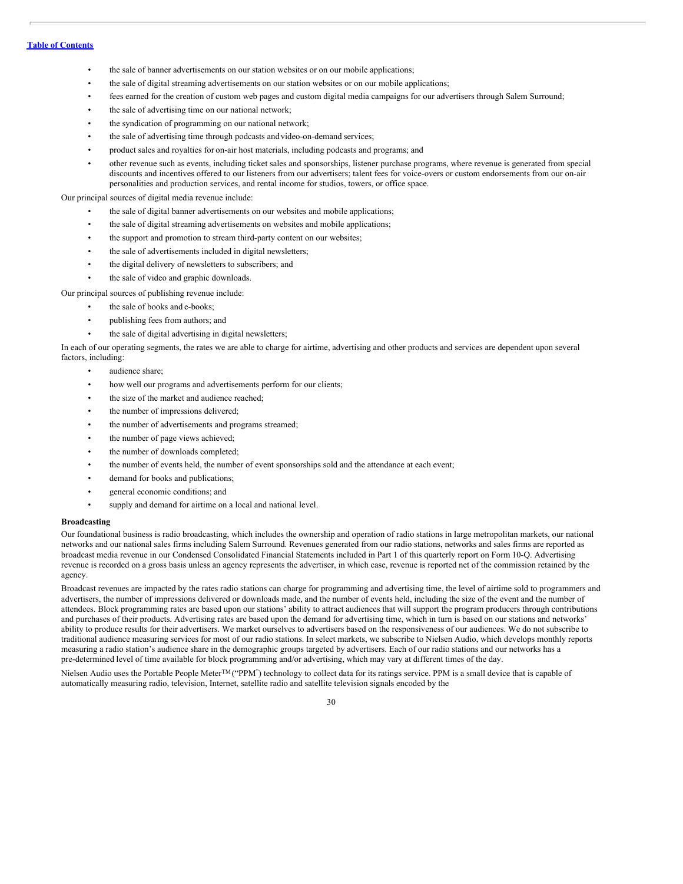- the sale of banner advertisements on our station websites or on our mobile applications;
- the sale of digital streaming advertisements on our station websites or on our mobile applications;
- fees earned for the creation of custom web pages and custom digital media campaigns for our advertisers through Salem Surround;
- the sale of advertising time on our national network;
- the syndication of programming on our national network;
- the sale of advertising time through podcasts and video-on-demand services;
- product sales and royalties for on-air host materials, including podcasts and programs; and
- other revenue such as events, including ticket sales and sponsorships, listener purchase programs, where revenue is generated from special discounts and incentives offered to our listeners from our advertisers; talent fees for voice-overs or custom endorsements from our on-air personalities and production services, and rental income for studios, towers, or office space.

Our principal sources of digital media revenue include:

- the sale of digital banner advertisements on our websites and mobile applications;
- the sale of digital streaming advertisements on websites and mobile applications;
- the support and promotion to stream third-party content on our websites;
- the sale of advertisements included in digital newsletters;
- the digital delivery of newsletters to subscribers; and
- the sale of video and graphic downloads.

Our principal sources of publishing revenue include:

- the sale of books and e-books;
- publishing fees from authors; and
- the sale of digital advertising in digital newsletters;

In each of our operating segments, the rates we are able to charge for airtime, advertising and other products and services are dependent upon several factors, including:

- audience share;
- how well our programs and advertisements perform for our clients;
- the size of the market and audience reached;
- the number of impressions delivered;
- the number of advertisements and programs streamed;
- the number of page views achieved;
- the number of downloads completed;
- the number of events held, the number of event sponsorships sold and the attendance at each event;
- demand for books and publications;
- general economic conditions; and
- supply and demand for airtime on a local and national level.

**Broadcasting**

Our foundational business is radio broadcasting, which includes the ownership and operation of radio stations in large metropolitan markets, our national networks and our national sales firms including Salem Surround. Revenues generated from our radio stations, networks and sales firms are reported as broadcast media revenue in our Condensed Consolidated Financial Statements included in Part 1 of this quarterly report on Form 10-Q. Advertising revenue is recorded on a gross basis unless an agency represents the advertiser, in which case, revenue is reported net of the commission retained by the agency.

Broadcast revenues are impacted by the rates radio stations can charge for programming and advertising time, the level of airtime sold to programmers and advertisers, the number of impressions delivered or downloads made, and the number of events held, including the size of the event and the number of attendees. Block programming rates are based upon our stations' ability to attract audiences that will support the program producers through contributions and purchases of their products. Advertising rates are based upon the demand for advertising time, which in turn is based on our stations and networks' ability to produce results for their advertisers. We market ourselves to advertisers based on the responsiveness of our audiences. We do not subscribe to traditional audience measuring services for most of our radio stations. In select markets, we subscribe to Nielsen Audio, which develops monthly reports measuring a radio station's audience share in the demographic groups targeted by advertisers. Each of our radio stations and our networks has a pre-determined level of time available for block programming and/or advertising, which may vary at different times of the day.

Nielsen Audio uses the Portable People Meter™ ("PPM") technology to collect data for its ratings service. PPM is a small device that is capable of automatically measuring radio, television, Internet, satellite radio and satellite television signals encoded by the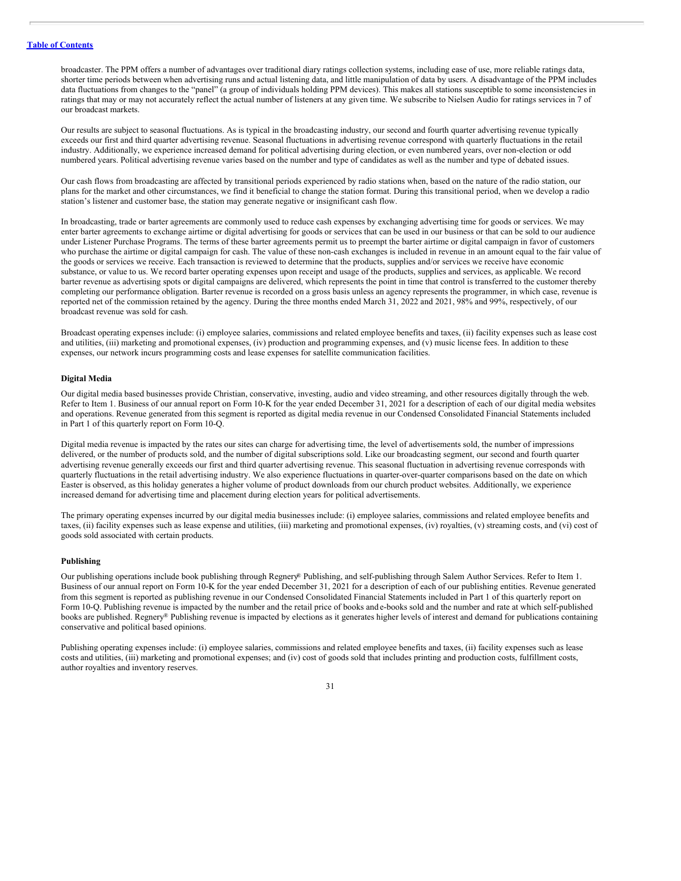broadcaster. The PPM offers a number of advantages over traditional diary ratings collection systems, including ease of use, more reliable ratings data, shorter time periods between when advertising runs and actual listening data, and little manipulation of data by users. A disadvantage of the PPM includes data fluctuations from changes to the "panel" (a group of individuals holding PPM devices). This makes all stations susceptible to some inconsistencies in ratings that may or may not accurately reflect the actual number of listeners at any given time. We subscribe to Nielsen Audio for ratings services in 7 of our broadcast markets.

Our results are subject to seasonal fluctuations. As is typical in the broadcasting industry, our second and fourth quarter advertising revenue typically exceeds our first and third quarter advertising revenue. Seasonal fluctuations in advertising revenue correspond with quarterly fluctuations in the retail industry. Additionally, we experience increased demand for political advertising during election, or even numbered years, over non-election or odd numbered years. Political advertising revenue varies based on the number and type of candidates as well as the number and type of debated issues.

Our cash flows from broadcasting are affected by transitional periods experienced by radio stations when, based on the nature of the radio station, our plans for the market and other circumstances, we find it beneficial to change the station format. During this transitional period, when we develop a radio station's listener and customer base, the station may generate negative or insignificant cash flow.

In broadcasting, trade or barter agreements are commonly used to reduce cash expenses by exchanging advertising time for goods or services. We may enter barter agreements to exchange airtime or digital advertising for goods or services that can be used in our business or that can be sold to our audience under Listener Purchase Programs. The terms of these barter agreements permit us to preempt the barter airtime or digital campaign in favor of customers who purchase the airtime or digital campaign for cash. The value of these non-cash exchanges is included in revenue in an amount equal to the fair value of the goods or services we receive. Each transaction is reviewed to determine that the products, supplies and/or services we receive have economic substance, or value to us. We record barter operating expenses upon receipt and usage of the products, supplies and services, as applicable. We record barter revenue as advertising spots or digital campaigns are delivered, which represents the point in time that control is transferred to the customer thereby completing our performance obligation. Barter revenue is recorded on a gross basis unless an agency represents the programmer, in which case, revenue is reported net of the commission retained by the agency. During the three months ended March 31, 2022 and 2021, 98% and 99%, respectively, of our broadcast revenue was sold for cash.

Broadcast operating expenses include: (i) employee salaries, commissions and related employee benefits and taxes, (ii) facility expenses such as lease cost and utilities, (iii) marketing and promotional expenses, (iv) production and programming expenses, and (v) music license fees. In addition to these expenses, our network incurs programming costs and lease expenses for satellite communication facilities.

**Digital Media**

Our digital media based businesses provide Christian, conservative, investing, audio and video streaming, and other resources digitally through the web. Refer to Item 1. Business of our annual report on Form 10-K for the year ended December 31, 2021 for a description of each of our digital media websites and operations. Revenue generated from this segment is reported as digital media revenue in our Condensed Consolidated Financial Statements included in Part 1 of this quarterly report on Form 10-Q.

Digital media revenue is impacted by the rates our sites can charge for advertising time, the level of advertisements sold, the number of impressions delivered, or the number of products sold, and the number of digital subscriptions sold. Like our broadcasting segment, our second and fourth quarter advertising revenue generally exceeds our first and third quarter advertising revenue. This seasonal fluctuation in advertising revenue corresponds with quarterly fluctuations in the retail advertising industry. We also experience fluctuations in quarter-over-quarter comparisons based on the date on which Easter is observed, as this holiday generates a higher volume of product downloads from our church product websites. Additionally, we experience increased demand for advertising time and placement during election years for political advertisements.

The primary operating expenses incurred by our digital media businesses include: (i) employee salaries, commissions and related employee benefits and taxes, (ii) facility expenses such as lease expense and utilities, (iii) marketing and promotional expenses, (iv) royalties, (v) streaming costs, and (vi) cost of goods sold associated with certain products.

**Publishing**

Our publishing operations include book publishing through Regnery® Publishing, and self-publishing through Salem Author Services. Refer to Item 1. Business of our annual report on Form 10-K for the year ended December 31, 2021 for a description of each of our publishing entities. Revenue generated from this segment is reported as publishing revenue in our Condensed Consolidated Financial Statements included in Part 1 of this quarterly report on Form 10-Q. Publishing revenue is impacted by the number and the retail price of books and e-books sold and the number and rate at which self-published books are published. Regnery® Publishing revenue is impacted by elections as it generates higher levels of interest and demand for publications containing conservative and political based opinions.

Publishing operating expenses include: (i) employee salaries, commissions and related employee benefits and taxes, (ii) facility expenses such as lease costs and utilities, (iii) marketing and promotional expenses; and (iv) cost of goods sold that includes printing and production costs, fulfillment costs, author royalties and inventory reserves.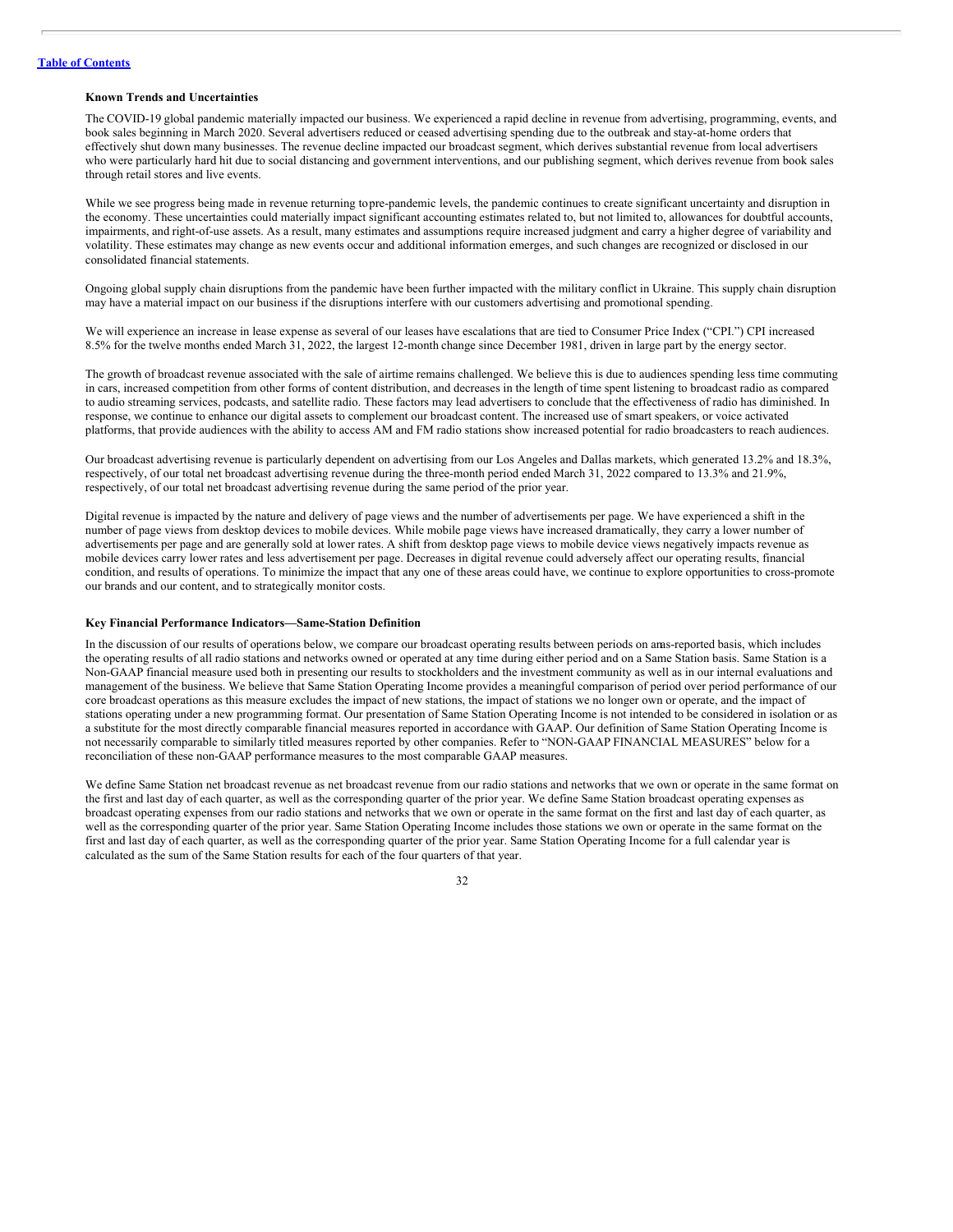#### Known Trends and Uncertainties

The COVID-19 global pandemic materially impacted our business. We experienced a rapid decline in revenue from advertising, programming, events, and book sales beginning in March 2020. Several advertisers reduced or ceased advertising spending due to the outbreak and stay-at-home orders that effectively shut down many businesses. The revenue decline impacted our broadcast segment, which derives substantial revenue from local advertisers who were particularly hard hit due to social distancing and government interventions, and our publishing segment, which derives revenue from book sales through retail stores and live events.

While we see progress being made in revenue returning to pre-pandemic levels, the pandemic continues to create significant uncertainty and disruption in the economy. These uncertainties could materially impact significant accounting estimates related to, but not limited to, allowances for doubtful accounts, impairments, and right-of-use assets. As a result, many estimates and assumptions require increased judgment and carry a higher degree of variability and volatility. These estimates may change as new events occur and additional information emerges, and such changes are recognized or disclosed in our consolidated financial statements.

Ongoing global supply chain disruptions from the pandemic have been further impacted with the military conflict in Ukraine. This supply chain disruption may have a material impact on our business if the disruptions interfere with our customers advertising and promotional spending.

We will experience an increase in lease expense as several of our leases have escalations that are tied to Consumer Price Index ("CPI.") CPI increased 8.5% for the twelve months ended March 31, 2022, the largest 12-month change since December 1981, driven in large part by the energy sector.

The growth of broadcast revenue associated with the sale of airtime remains challenged. We believe this is due to audiences spending less time commuting in cars, increased competition from other forms of content distribution, and decreases in the length of time spent listening to broadcast radio as compared to audio streaming services, podcasts, and satellite radio. These factors may lead advertisers to conclude that the effectiveness of radio has diminished. In response, we continue to enhance our digital assets to complement our broadcast content. The increased use of smart speakers, or voice activated platforms, that provide audiences with the ability to access AM and FM radio stations show increased potential for radio broadcasters to reach audiences.

Our broadcast advertising revenue is particularly dependent on advertising from our Los Angeles and Dallas markets, which generated 13.2% and 18.3%, respectively, of our total net broadcast advertising revenue during the three-month period ended March 31, 2022 compared to 13.3% and 21.9%, respectively, of our total net broadcast advertising revenue during the same period of the prior year.

Digital revenue is impacted by the nature and delivery of page views and the number of advertisements per page. We have experienced a shift in the number of page views from desktop devices to mobile devices. While mobile page views have increased dramatically, they carry a lower number of advertisements per page and are generally sold at lower rates. A shift from desktop page views to mobile device views negatively impacts revenue as mobile devices carry lower rates and less advertisement per page. Decreases in digital revenue could adversely affect our operating results, financial condition, and results of operations. To minimize the impact that any one of these areas could have, we continue to explore opportunities to cross-promote our brands and our content, and to strategically monitor costs.

#### Key Financial Performance Indicators—Same-Station Definition

In the discussion of our results of operations below, we compare our broadcast operating results between periods on an as-reported basis, which includes the operating results of all radio stations and networks owned or operated at any time during either period and on a Same Station basis. Same Station is a Non-GAAP financial measure used both in presenting our results to stockholders and the investment community as well as in our internal evaluations and management of the business. We believe that Same Station Operating Income provides a meaningful comparison of period over period performance of our core broadcast operations as this measure excludes the impact of new stations, the impact of stations we no longer own or operate, and the impact of stations operating under a new programming format. Our presentation of Same Station Operating Income is not intended to be considered in isolation or as a substitute for the most directly comparable financial measures reported in accordance with GAAP. Our definition of Same Station Operating Income is not necessarily comparable to similarly titled measures reported by other companies. Refer to "NON-GAAP FINANCIAL MEASURES" below for a reconciliation of these non-GAAP performance measures to the most comparable GAAP measures.

We define Same Station net broadcast revenue as net broadcast revenue from our radio stations and networks that we own or operate in the same format on the first and last day of each quarter, as well as the corresponding quarter of the prior year. We define Same Station broadcast operating expenses as broadcast operating expenses from our radio stations and networks that we own or operate in the same format on the first and last day of each quarter, as well as the corresponding quarter of the prior year. Same Station Operating Income includes those stations we own or operate in the same format on the first and last day of each quarter, as well as the corresponding quarter of the prior year. Same Station Operating Income for a full calendar year is calculated as the sum of the Same Station results for each of the four quarters of that year.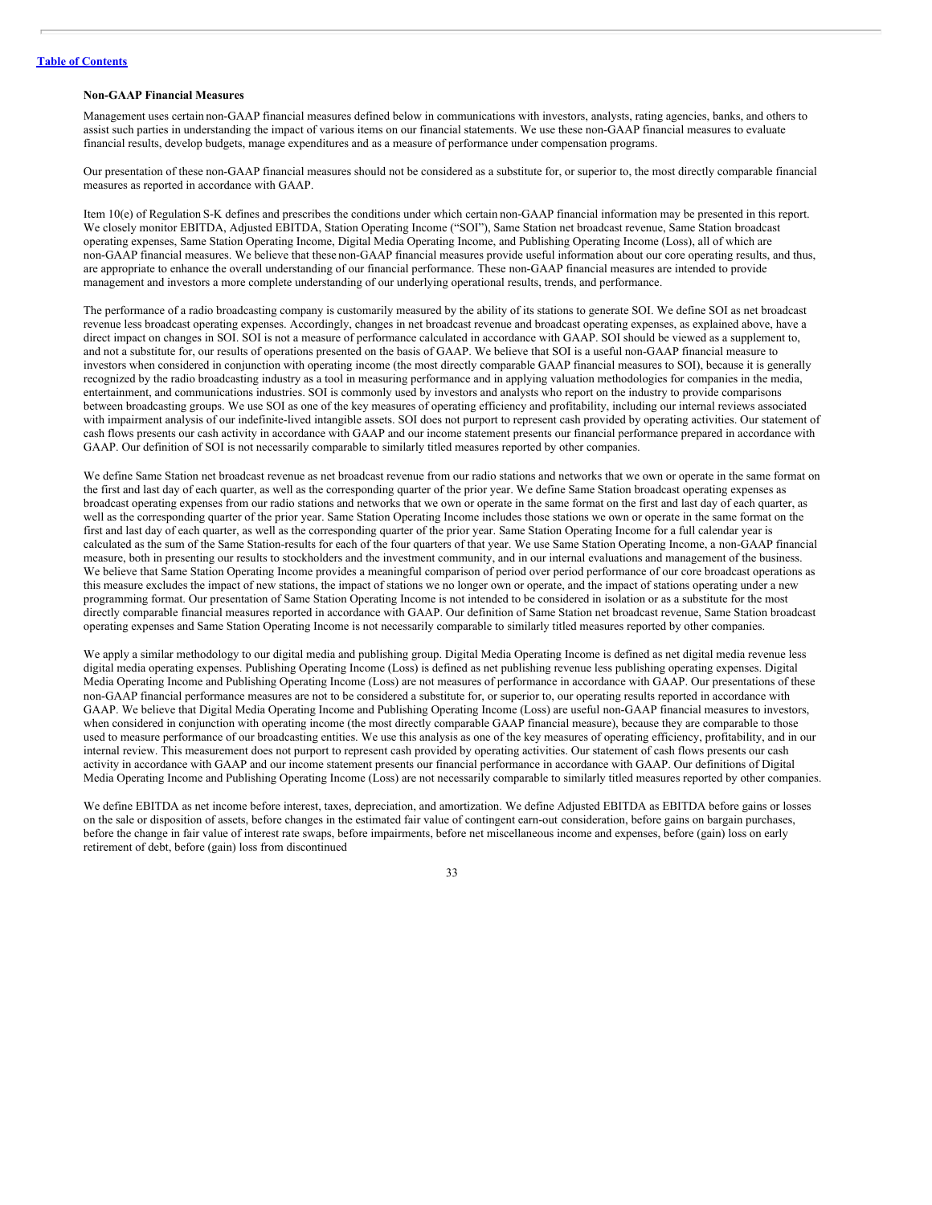### Non-GAAP Financial Measures

Management uses certain non-GAAP financial measures defined below in communications with investors, analysts, rating agencies, banks, and others to assist such parties in understanding the impact of various items on our financial statements. We use these non-GAAP financial measures to evaluate financial results, develop budgets, manage expenditures and as a measure of performance under compensation programs.

Our presentation of these non-GAAP financial measures should not be considered as a substitute for, or superior to, the most directly comparable financial measures as reported in accordance with GAAP.

Item 10(e) of Regulation S-K defines and prescribes the conditions under which certain non-GAAP financial information may be presented in this report. We closely monitor EBITDA, Adjusted EBITDA, Station Operating Income ("SOI"), Same Station net broadcast revenue, Same Station broadcast operating expenses, Same Station Operating Income, Digital Media Operating Income, and Publishing Operating Income (Loss), all of which are non-GAAP financial measures. We believe that these non-GAAP financial measures provide useful information about our core operating results, and thus, are appropriate to enhance the overall understanding of our financial performance. These non-GAAP financial measures are intended to provide management and investors a more complete understanding of our underlying operational results, trends, and performance.

The performance of a radio broadcasting company is customarily measured by the ability of its stations to generate SOI. We define SOI as net broadcast revenue less broadcast operating expenses. Accordingly, changes in net broadcast revenue and broadcast operating expenses, as explained above, have a direct impact on changes in SOI. SOI is not a measure of performance calculated in accordance with GAAP. SOI should be viewed as a supplement to, and not a substitute for, our results of operations presented on the basis of GAAP. We believe that SOI is a useful non-GAAP financial measure to investors when considered in conjunction with operating income (the most directly comparable GAAP financial measures to SOI), because it is generally recognized by the radio broadcasting industry as a tool in measuring performance and in applying valuation methodologies for companies in the media, entertainment, and communications industries. SOI is commonly used by investors and analysts who report on the industry to provide comparisons between broadcasting groups. We use SOI as one of the key measures of operating efficiency and profitability, including our internal reviews associated with impairment analysis of our indefinite-lived intangible assets. SOI does not purport to represent cash provided by operating activities. Our statement of cash flows presents our cash activity in accordance with GAAP and our income statement presents our financial performance prepared in accordance with GAAP. Our definition of SOI is not necessarily comparable to similarly titled measures reported by other companies.

We define Same Station net broadcast revenue as net broadcast revenue from our radio stations and networks that we own or operate in the same format on the first and last day of each quarter, as well as the corresponding quarter of the prior year. We define Same Station broadcast operating expenses as broadcast operating expenses from our radio stations and networks that we own or operate in the same format on the first and last day of each quarter, as well as the corresponding quarter of the prior year. Same Station Operating Income includes those stations we own or operate in the same format on the first and last day of each quarter, as well as the corresponding quarter of the prior year. Same Station Operating Income for a full calendar year is calculated as the sum of the Same Station-results for each of the four quarters of that year. We use Same Station Operating Income, a non-GAAP financial measure, both in presenting our results to stockholders and the investment community, and in our internal evaluations and management of the business. We believe that Same Station Operating Income provides a meaningful comparison of period over period performance of our core broadcast operations as this measure excludes the impact of new stations, the impact of stations we no longer own or operate, and the impact of stations operating under a new programming format. Our presentation of Same Station Operating Income is not intended to be considered in isolation or as a substitute for the most directly comparable financial measures reported in accordance with GAAP. Our definition of Same Station net broadcast revenue, Same Station broadcast operating expenses and Same Station Operating Income is not necessarily comparable to similarly titled measures reported by other companies.

We apply a similar methodology to our digital media and publishing group. Digital Media Operating Income is defined as net digital media revenue less digital media operating expenses. Publishing Operating Income (Loss) is defined as net publishing revenue less publishing operating expenses. Digital Media Operating Income and Publishing Operating Income (Loss) are not measures of performance in accordance with GAAP. Our presentations of these non-GAAP financial performance measures are not to be considered a substitute for, or superior to, our operating results reported in accordance with GAAP. We believe that Digital Media Operating Income and Publishing Operating Income (Loss) are useful non-GAAP financial measures to investors, when considered in conjunction with operating income (the most directly comparable GAAP financial measure), because they are comparable to those used to measure performance of our broadcasting entities. We use this analysis as one of the key measures of operating efficiency, profitability, and in our internal review. This measurement does not purport to represent cash provided by operating activities. Our statement of cash flows presents our cash activity in accordance with GAAP and our income statement presents our financial performance in accordance with GAAP. Our definitions of Digital Media Operating Income and Publishing Operating Income (Loss) are not necessarily comparable to similarly titled measures reported by other companies.

We define EBITDA as net income before interest, taxes, depreciation, and amortization. We define Adjusted EBITDA as EBITDA before gains or losses on the sale or disposition of assets, before changes in the estimated fair value of contingent earn-out consideration, before gains on bargain purchases, before the change in fair value of interest rate swaps, before impairments, before net miscellaneous income and expenses, before (gain) loss on early retirement of debt, before (gain) loss from discontinued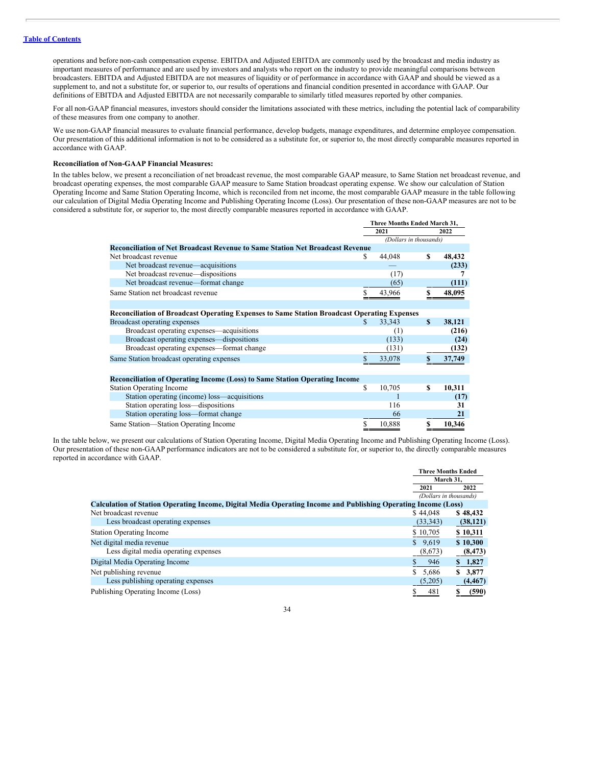operations and before non-cash compensation expense. EBITDA and Adjusted EBITDA are commonly used by the broadcast and media industry as important measures of performance and are used by investors and analysts who report on the industry to provide meaningful comparisons between broadcasters. EBITDA and Adjusted EBITDA are not measures of liquidity or of performance in accordance with GAAP and should be viewed as a supplement to, and not a substitute for, or superior to, our results of operations and financial condition presented in accordance with GAAP. Our definitions of EBITDA and Adjusted EBITDA are not necessarily comparable to similarly titled measures reported by other companies.

For all non-GAAP financial measures, investors should consider the limitations associated with these metrics, including the potential lack of comparability of these measures from one company to another.

We use non-GAAP financial measures to evaluate financial performance, develop budgets, manage expenditures, and determine employee compensation. Our presentation of this additional information is not to be considered as a substitute for, or superior to, the most directly comparable measures reported in accordance with GAAP.

**Reconciliation of Non-GAAP Financial Measures:**

In the tables below, we present a reconciliation of net broadcast revenue, the most comparable GAAP measure, to Same Station net broadcast revenue, and broadcast operating expenses, the most comparable GAAP measure to Same Station broadcast operating expense. We show our calculation of Station Operating Income and Same Station Operating Income, which is reconciled from net income, the most comparable GAAP measure in the table following our calculation of Digital Media Operating Income and Publishing Operating Income (Loss). Our presentation of these non-GAAP measures are not to be considered a substitute for, or superior to, the most directly comparable measures reported in accordance with GAAP.

| | Three Months Ended March 31, 2021 | Three Months Ended March 31, 2022 |
|---|---|---|
| | *(Dollars in thousands)* | |
| **Reconciliation of Net Broadcast Revenue to Same Station Net Broadcast Revenue** | | |
| Net broadcast revenue | $ 44,048 | **$ 48,432** |
| Net broadcast revenue—acquisitions | — | **(233)** |
| Net broadcast revenue—dispositions | (17) | **7** |
| Net broadcast revenue—format change | (65) | **(111)** |
| Same Station net broadcast revenue | $ 43,966 | **$ 48,095** |
| | | |
| **Reconciliation of Broadcast Operating Expenses to Same Station Broadcast Operating Expenses** | | |
| Broadcast operating expenses | $ 33,343 | **$ 38,121** |
| Broadcast operating expenses—acquisitions | (1) | **(216)** |
| Broadcast operating expenses—dispositions | (133) | **(24)** |
| Broadcast operating expenses—format change | (131) | **(132)** |
| Same Station broadcast operating expenses | $ 33,078 | **$ 37,749** |
| | | |
| **Reconciliation of Operating Income (Loss) to Same Station Operating Income** | | |
| Station Operating Income | $ 10,705 | **$ 10,311** |
| Station operating (income) loss—acquisitions | 1 | **(17)** |
| Station operating loss—dispositions | 116 | **31** |
| Station operating loss—format change | 66 | **21** |
| Same Station—Station Operating Income | $ 10,888 | **$ 10,346** |

In the table below, we present our calculations of Station Operating Income, Digital Media Operating Income and Publishing Operating Income (Loss). Our presentation of these non-GAAP performance indicators are not to be considered a substitute for, or superior to, the directly comparable measures reported in accordance with GAAP.

| | Three Months Ended March 31, 2021 | Three Months Ended March 31, 2022 |
|---|---|---|
| | *(Dollars in thousands)* | |
| **Calculation of Station Operating Income, Digital Media Operating Income and Publishing Operating Income (Loss)** | | |
| Net broadcast revenue | $ 44,048 | **$ 48,432** |
| Less broadcast operating expenses | (33,343) | **(38,121)** |
| Station Operating Income | $ 10,705 | **$ 10,311** |
| Net digital media revenue | $ 9,619 | **$ 10,300** |
| Less digital media operating expenses | (8,673) | **(8,473)** |
| Digital Media Operating Income | $ 946 | **$ 1,827** |
| Net publishing revenue | $ 5,686 | **$ 3,877** |
| Less publishing operating expenses | (5,205) | **(4,467)** |
| Publishing Operating Income (Loss) | $ 481 | **$ (590)** |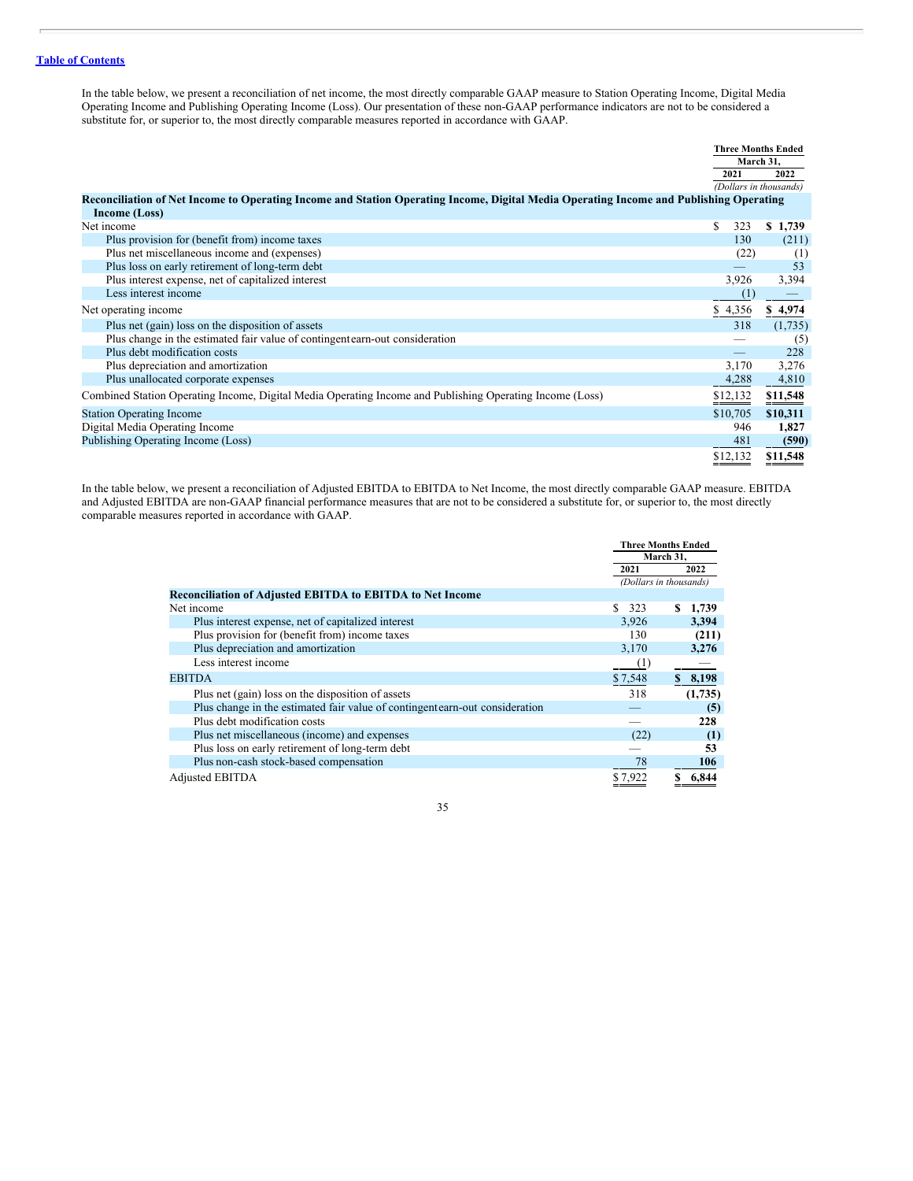In the table below, we present a reconciliation of net income, the most directly comparable GAAP measure to Station Operating Income, Digital Media Operating Income and Publishing Operating Income (Loss). Our presentation of these non-GAAP performance indicators are not to be considered a substitute for, or superior to, the most directly comparable measures reported in accordance with GAAP.

| | Three Months Ended March 31, | |
|---|---|---|
| | 2021 | 2022 |
| | (Dollars in thousands) | |
| **Reconciliation of Net Income to Operating Income and Station Operating Income, Digital Media Operating Income and Publishing Operating Income (Loss)** | | |
| Net income | $ 323 | **$ 1,739** |
| Plus provision for (benefit from) income taxes | 130 | (211) |
| Plus net miscellaneous income and (expenses) | (22) | (1) |
| Plus loss on early retirement of long-term debt | — | 53 |
| Plus interest expense, net of capitalized interest | 3,926 | 3,394 |
| Less interest income | (1) | — |
| Net operating income | $ 4,356 | **$ 4,974** |
| Plus net (gain) loss on the disposition of assets | 318 | (1,735) |
| Plus change in the estimated fair value of contingent earn-out consideration | — | (5) |
| Plus debt modification costs | — | 228 |
| Plus depreciation and amortization | 3,170 | 3,276 |
| Plus unallocated corporate expenses | 4,288 | 4,810 |
| Combined Station Operating Income, Digital Media Operating Income and Publishing Operating Income (Loss) | $12,132 | **$11,548** |
| Station Operating Income | $10,705 | **$10,311** |
| Digital Media Operating Income | 946 | **1,827** |
| Publishing Operating Income (Loss) | 481 | **(590)** |
| | $12,132 | **$11,548** |

In the table below, we present a reconciliation of Adjusted EBITDA to EBITDA to Net Income, the most directly comparable GAAP measure. EBITDA and Adjusted EBITDA are non-GAAP financial performance measures that are not to be considered a substitute for, or superior to, the most directly comparable measures reported in accordance with GAAP.

| | Three Months Ended March 31, | |
|---|---|---|
| | 2021 | 2022 |
| | (Dollars in thousands) | |
| **Reconciliation of Adjusted EBITDA to EBITDA to Net Income** | | |
| Net income | $ 323 | **$ 1,739** |
| Plus interest expense, net of capitalized interest | 3,926 | **3,394** |
| Plus provision for (benefit from) income taxes | 130 | **(211)** |
| Plus depreciation and amortization | 3,170 | **3,276** |
| Less interest income | (1) | — |
| EBITDA | $ 7,548 | **$ 8,198** |
| Plus net (gain) loss on the disposition of assets | 318 | **(1,735)** |
| Plus change in the estimated fair value of contingent earn-out consideration | — | **(5)** |
| Plus debt modification costs | — | **228** |
| Plus net miscellaneous (income) and expenses | (22) | **(1)** |
| Plus loss on early retirement of long-term debt | — | **53** |
| Plus non-cash stock-based compensation | 78 | **106** |
| Adjusted EBITDA | $ 7,922 | **$ 6,844** |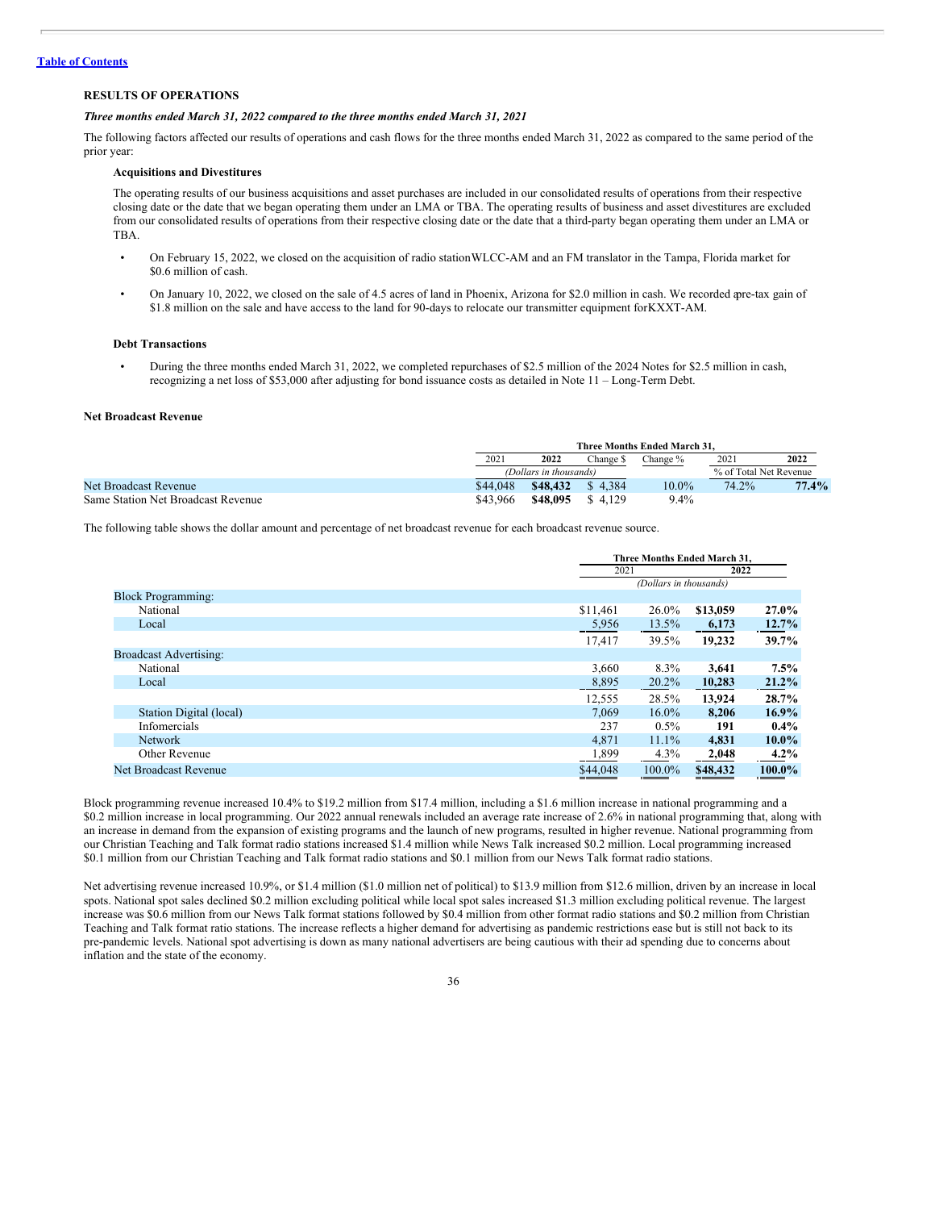Table of Contents

## RESULTS OF OPERATIONS

***Three months ended March 31, 2022 compared to the three months ended March 31, 2021***

The following factors affected our results of operations and cash flows for the three months ended March 31, 2022 as compared to the same period of the prior year:

**Acquisitions and Divestitures**

The operating results of our business acquisitions and asset purchases are included in our consolidated results of operations from their respective closing date or the date that we began operating them under an LMA or TBA. The operating results of business and asset divestitures are excluded from our consolidated results of operations from their respective closing date or the date that a third-party began operating them under an LMA or TBA.

- On February 15, 2022, we closed on the acquisition of radio station WLCC-AM and an FM translator in the Tampa, Florida market for $0.6 million of cash.
- On January 10, 2022, we closed on the sale of 4.5 acres of land in Phoenix, Arizona for $2.0 million in cash. We recorded a pre-tax gain of $1.8 million on the sale and have access to the land for 90-days to relocate our transmitter equipment for KXXT-AM.

**Debt Transactions**

- During the three months ended March 31, 2022, we completed repurchases of $2.5 million of the 2024 Notes for $2.5 million in cash, recognizing a net loss of $53,000 after adjusting for bond issuance costs as detailed in Note 11 – Long-Term Debt.

**Net Broadcast Revenue**

| | Three Months Ended March 31, | | | | | |
|---|---|---|---|---|---|---|
| | 2021 | **2022** | Change $ | Change % | 2021 | **2022** |
| | *(Dollars in thousands)* | | | | % of Total Net Revenue | |
| Net Broadcast Revenue | $44,048 | **$48,432** | $ 4,384 | 10.0% | 74.2% | **77.4%** |
| Same Station Net Broadcast Revenue | $43,966 | **$48,095** | $ 4,129 | 9.4% | | |

The following table shows the dollar amount and percentage of net broadcast revenue for each broadcast revenue source.

| | Three Months Ended March 31, | | | |
|---|---|---|---|---|
| | 2021 | | **2022** | |
| | *(Dollars in thousands)* | | | |
| Block Programming: | | | | |
| National | $11,461 | 26.0% | **$13,059** | **27.0%** |
| Local | 5,956 | 13.5% | **6,173** | **12.7%** |
| | 17,417 | 39.5% | **19,232** | **39.7%** |
| Broadcast Advertising: | | | | |
| National | 3,660 | 8.3% | **3,641** | **7.5%** |
| Local | 8,895 | 20.2% | **10,283** | **21.2%** |
| | 12,555 | 28.5% | **13,924** | **28.7%** |
| Station Digital (local) | 7,069 | 16.0% | **8,206** | **16.9%** |
| Infomercials | 237 | 0.5% | **191** | **0.4%** |
| Network | 4,871 | 11.1% | **4,831** | **10.0%** |
| Other Revenue | 1,899 | 4.3% | **2,048** | **4.2%** |
| Net Broadcast Revenue | $44,048 | 100.0% | **$48,432** | **100.0%** |

Block programming revenue increased 10.4% to $19.2 million from $17.4 million, including a $1.6 million increase in national programming and a $0.2 million increase in local programming. Our 2022 annual renewals included an average rate increase of 2.6% in national programming that, along with an increase in demand from the expansion of existing programs and the launch of new programs, resulted in higher revenue. National programming from our Christian Teaching and Talk format radio stations increased $1.4 million while News Talk increased $0.2 million. Local programming increased $0.1 million from our Christian Teaching and Talk format radio stations and $0.1 million from our News Talk format radio stations.

Net advertising revenue increased 10.9%, or $1.4 million ($1.0 million net of political) to $13.9 million from $12.6 million, driven by an increase in local spots. National spot sales declined $0.2 million excluding political while local spot sales increased $1.3 million excluding political revenue. The largest increase was $0.6 million from our News Talk format stations followed by $0.4 million from other format radio stations and $0.2 million from Christian Teaching and Talk format ratio stations. The increase reflects a higher demand for advertising as pandemic restrictions ease but is still not back to its pre-pandemic levels. National spot advertising is down as many national advertisers are being cautious with their ad spending due to concerns about inflation and the state of the economy.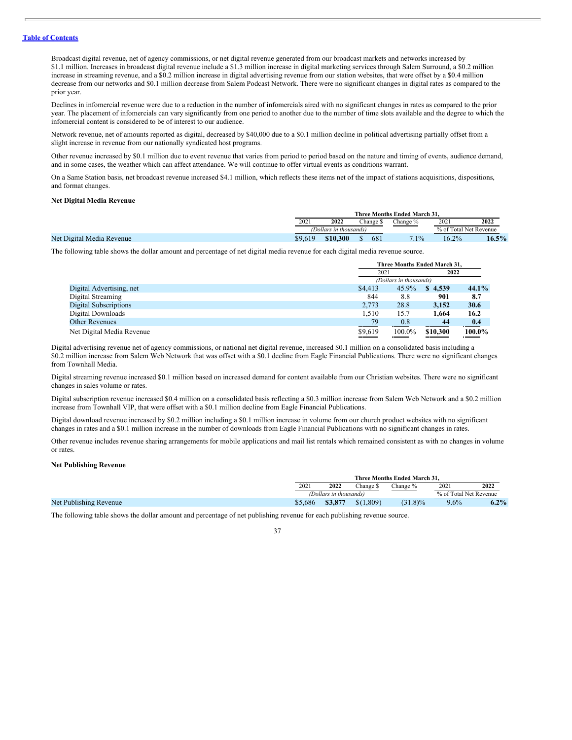Broadcast digital revenue, net of agency commissions, or net digital revenue generated from our broadcast markets and networks increased by $1.1 million. Increases in broadcast digital revenue include a $1.3 million increase in digital marketing services through Salem Surround, a $0.2 million increase in streaming revenue, and a $0.2 million increase in digital advertising revenue from our station websites, that were offset by a $0.4 million decrease from our networks and $0.1 million decrease from Salem Podcast Network. There were no significant changes in digital rates as compared to the prior year.

Declines in infomercial revenue were due to a reduction in the number of infomercials aired with no significant changes in rates as compared to the prior year. The placement of infomercials can vary significantly from one period to another due to the number of time slots available and the degree to which the infomercial content is considered to be of interest to our audience.

Network revenue, net of amounts reported as digital, decreased by $40,000 due to a $0.1 million decline in political advertising partially offset from a slight increase in revenue from our nationally syndicated host programs.

Other revenue increased by $0.1 million due to event revenue that varies from period to period based on the nature and timing of events, audience demand, and in some cases, the weather which can affect attendance. We will continue to offer virtual events as conditions warrant.

On a Same Station basis, net broadcast revenue increased $4.1 million, which reflects these items net of the impact of stations acquisitions, dispositions, and format changes.

**Net Digital Media Revenue**

| | Three Months Ended March 31, | | | | | |
|---|---|---|---|---|---|---|
| | 2021 | **2022** | Change $ | Change % | 2021 | **2022** |
| | *(Dollars in thousands)* | | | | % of Total Net Revenue | |
| Net Digital Media Revenue | $9,619 | **$10,300** | $ 681 | 7.1% | 16.2% | **16.5%** |

The following table shows the dollar amount and percentage of net digital media revenue for each digital media revenue source.

| | Three Months Ended March 31, | | | |
|---|---|---|---|---|
| | 2021 | | **2022** | |
| | *(Dollars in thousands)* | | | |
| Digital Advertising, net | $4,413 | 45.9% | **$ 4,539** | **44.1%** |
| Digital Streaming | 844 | 8.8 | **901** | **8.7** |
| Digital Subscriptions | 2,773 | 28.8 | **3,152** | **30.6** |
| Digital Downloads | 1,510 | 15.7 | **1,664** | **16.2** |
| Other Revenues | 79 | 0.8 | **44** | **0.4** |
| Net Digital Media Revenue | $9,619 | 100.0% | **$10,300** | **100.0%** |

Digital advertising revenue net of agency commissions, or national net digital revenue, increased $0.1 million on a consolidated basis including a $0.2 million increase from Salem Web Network that was offset with a $0.1 decline from Eagle Financial Publications. There were no significant changes from Townhall Media.

Digital streaming revenue increased $0.1 million based on increased demand for content available from our Christian websites. There were no significant changes in sales volume or rates.

Digital subscription revenue increased $0.4 million on a consolidated basis reflecting a $0.3 million increase from Salem Web Network and a $0.2 million increase from Townhall VIP, that were offset with a $0.1 million decline from Eagle Financial Publications.

Digital download revenue increased by $0.2 million including a $0.1 million increase in volume from our church product websites with no significant changes in rates and a $0.1 million increase in the number of downloads from Eagle Financial Publications with no significant changes in rates.

Other revenue includes revenue sharing arrangements for mobile applications and mail list rentals which remained consistent as with no changes in volume or rates.

**Net Publishing Revenue**

| | Three Months Ended March 31, | | | | | |
|---|---|---|---|---|---|---|
| | 2021 | **2022** | Change $ | Change % | 2021 | **2022** |
| | *(Dollars in thousands)* | | | | % of Total Net Revenue | |
| Net Publishing Revenue | $5,686 | **$3,877** | $(1,809) | (31.8)% | 9.6% | **6.2%** |

The following table shows the dollar amount and percentage of net publishing revenue for each publishing revenue source.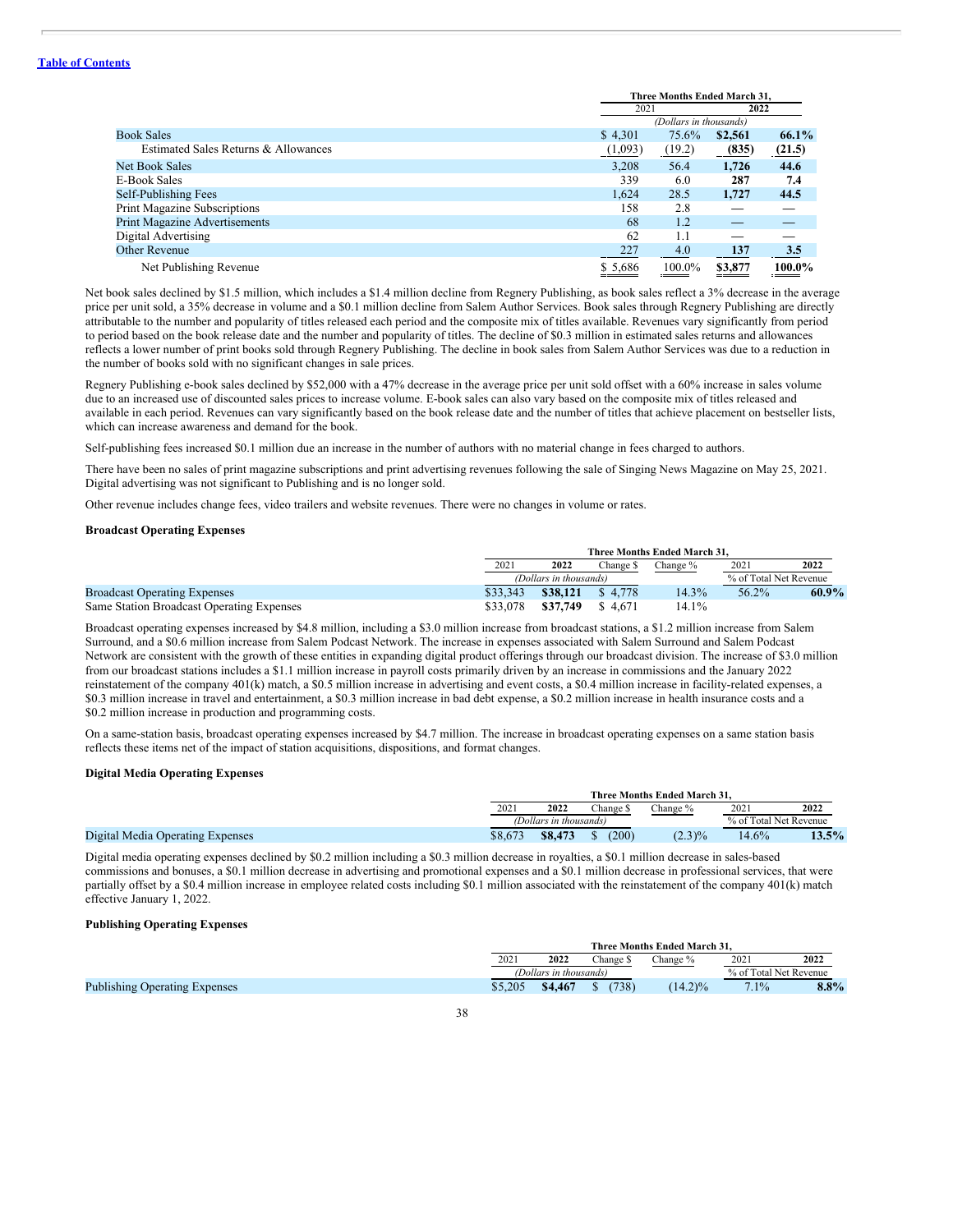| | Three Months Ended March 31, | | | |
|---|---|---|---|---|
| | 2021 | | 2022 | |
| | (Dollars in thousands) | | | |
| Book Sales | $ 4,301 | 75.6% | **$2,561** | **66.1%** |
| Estimated Sales Returns & Allowances | (1,093) | (19.2) | **(835)** | **(21.5)** |
| Net Book Sales | 3,208 | 56.4 | **1,726** | **44.6** |
| E-Book Sales | 339 | 6.0 | **287** | **7.4** |
| Self-Publishing Fees | 1,624 | 28.5 | **1,727** | **44.5** |
| Print Magazine Subscriptions | 158 | 2.8 | — | — |
| Print Magazine Advertisements | 68 | 1.2 | — | — |
| Digital Advertising | 62 | 1.1 | — | — |
| Other Revenue | 227 | 4.0 | **137** | **3.5** |
| Net Publishing Revenue | $ 5,686 | 100.0% | **$3,877** | **100.0%** |

Net book sales declined by $1.5 million, which includes a $1.4 million decline from Regnery Publishing, as book sales reflect a 3% decrease in the average price per unit sold, a 35% decrease in volume and a $0.1 million decline from Salem Author Services. Book sales through Regnery Publishing are directly attributable to the number and popularity of titles released each period and the composite mix of titles available. Revenues vary significantly from period to period based on the book release date and the number and popularity of titles. The decline of $0.3 million in estimated sales returns and allowances reflects a lower number of print books sold through Regnery Publishing. The decline in book sales from Salem Author Services was due to a reduction in the number of books sold with no significant changes in sale prices.

Regnery Publishing e-book sales declined by $52,000 with a 47% decrease in the average price per unit sold offset with a 60% increase in sales volume due to an increased use of discounted sales prices to increase volume. E-book sales can also vary based on the composite mix of titles released and available in each period. Revenues can vary significantly based on the book release date and the number of titles that achieve placement on bestseller lists, which can increase awareness and demand for the book.

Self-publishing fees increased $0.1 million due an increase in the number of authors with no material change in fees charged to authors.

There have been no sales of print magazine subscriptions and print advertising revenues following the sale of Singing News Magazine on May 25, 2021. Digital advertising was not significant to Publishing and is no longer sold.

Other revenue includes change fees, video trailers and website revenues. There were no changes in volume or rates.

**Broadcast Operating Expenses**

| | Three Months Ended March 31, | | | | | |
|---|---|---|---|---|---|---|
| | 2021 | 2022 | Change $ | Change % | 2021 | 2022 |
| | (Dollars in thousands) | | | | % of Total Net Revenue | |
| Broadcast Operating Expenses | $33,343 | **$38,121** | $ 4,778 | 14.3% | 56.2% | **60.9%** |
| Same Station Broadcast Operating Expenses | $33,078 | **$37,749** | $ 4,671 | 14.1% | | |

Broadcast operating expenses increased by $4.8 million, including a $3.0 million increase from broadcast stations, a $1.2 million increase from Salem Surround, and a $0.6 million increase from Salem Podcast Network. The increase in expenses associated with Salem Surround and Salem Podcast Network are consistent with the growth of these entities in expanding digital product offerings through our broadcast division. The increase of $3.0 million from our broadcast stations includes a $1.1 million increase in payroll costs primarily driven by an increase in commissions and the January 2022 reinstatement of the company 401(k) match, a $0.5 million increase in advertising and event costs, a $0.4 million increase in facility-related expenses, a $0.3 million increase in travel and entertainment, a $0.3 million increase in bad debt expense, a $0.2 million increase in health insurance costs and a $0.2 million increase in production and programming costs.

On a same-station basis, broadcast operating expenses increased by $4.7 million. The increase in broadcast operating expenses on a same station basis reflects these items net of the impact of station acquisitions, dispositions, and format changes.

**Digital Media Operating Expenses**

| | Three Months Ended March 31, | | | | | |
|---|---|---|---|---|---|---|
| | 2021 | 2022 | Change $ | Change % | 2021 | 2022 |
| | (Dollars in thousands) | | | | % of Total Net Revenue | |
| Digital Media Operating Expenses | $8,673 | **$8,473** | $ (200) | (2.3)% | 14.6% | **13.5%** |

Digital media operating expenses declined by $0.2 million including a $0.3 million decrease in royalties, a $0.1 million decrease in sales-based commissions and bonuses, a $0.1 million decrease in advertising and promotional expenses and a $0.1 million decrease in professional services, that were partially offset by a $0.4 million increase in employee related costs including $0.1 million associated with the reinstatement of the company 401(k) match effective January 1, 2022.

**Publishing Operating Expenses**

| | Three Months Ended March 31, | | | | | |
|---|---|---|---|---|---|---|
| | 2021 | 2022 | Change $ | Change % | 2021 | 2022 |
| | (Dollars in thousands) | | | | % of Total Net Revenue | |
| Publishing Operating Expenses | $5,205 | **$4,467** | $ (738) | (14.2)% | 7.1% | **8.8%** |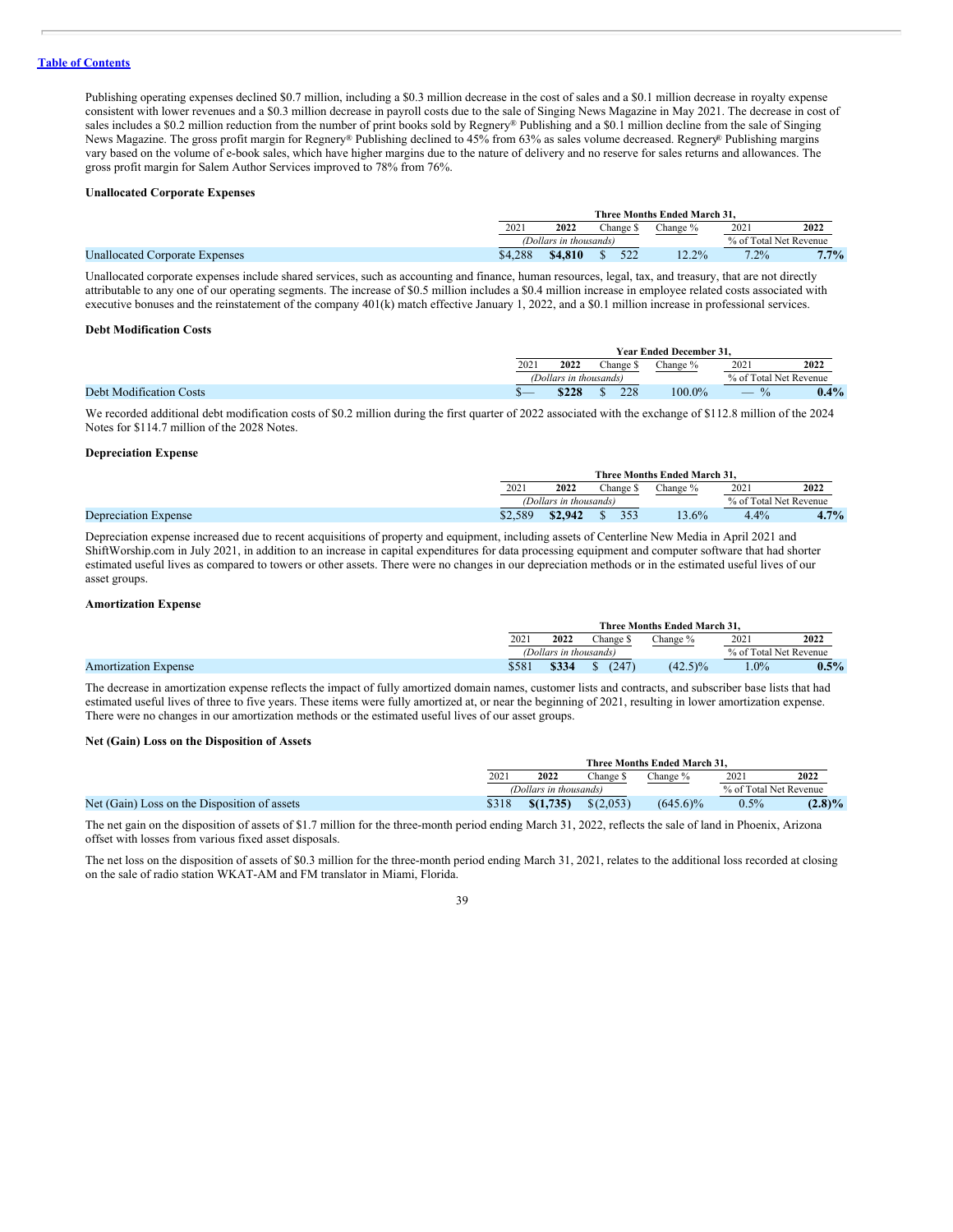Table of Contents

Publishing operating expenses declined $0.7 million, including a $0.3 million decrease in the cost of sales and a $0.1 million decrease in royalty expense consistent with lower revenues and a $0.3 million decrease in payroll costs due to the sale of Singing News Magazine in May 2021. The decrease in cost of sales includes a $0.2 million reduction from the number of print books sold by Regnery® Publishing and a $0.1 million decline from the sale of Singing News Magazine. The gross profit margin for Regnery® Publishing declined to 45% from 63% as sales volume decreased. Regnery® Publishing margins vary based on the volume of e-book sales, which have higher margins due to the nature of delivery and no reserve for sales returns and allowances. The gross profit margin for Salem Author Services improved to 78% from 76%.

**Unallocated Corporate Expenses**

| | Three Months Ended March 31, | | | | | |
|---|---|---|---|---|---|---|
| | 2021 | **2022** | Change $ | Change % | 2021 | **2022** |
| | *(Dollars in thousands)* | | | | % of Total Net Revenue | |
| Unallocated Corporate Expenses | $4,288 | **$4,810** | $ 522 | 12.2% | 7.2% | **7.7%** |

Unallocated corporate expenses include shared services, such as accounting and finance, human resources, legal, tax, and treasury, that are not directly attributable to any one of our operating segments. The increase of $0.5 million includes a $0.4 million increase in employee related costs associated with executive bonuses and the reinstatement of the company 401(k) match effective January 1, 2022, and a $0.1 million increase in professional services.

**Debt Modification Costs**

| | Year Ended December 31, | | | | | |
|---|---|---|---|---|---|---|
| | 2021 | **2022** | Change $ | Change % | 2021 | **2022** |
| | *(Dollars in thousands)* | | | | % of Total Net Revenue | |
| Debt Modification Costs | $— | **$228** | $ 228 | 100.0% | — % | **0.4%** |

We recorded additional debt modification costs of $0.2 million during the first quarter of 2022 associated with the exchange of $112.8 million of the 2024 Notes for $114.7 million of the 2028 Notes.

**Depreciation Expense**

| | Three Months Ended March 31, | | | | | |
|---|---|---|---|---|---|---|
| | 2021 | **2022** | Change $ | Change % | 2021 | **2022** |
| | *(Dollars in thousands)* | | | | % of Total Net Revenue | |
| Depreciation Expense | $2,589 | **$2,942** | $ 353 | 13.6% | 4.4% | **4.7%** |

Depreciation expense increased due to recent acquisitions of property and equipment, including assets of Centerline New Media in April 2021 and ShiftWorship.com in July 2021, in addition to an increase in capital expenditures for data processing equipment and computer software that had shorter estimated useful lives as compared to towers or other assets. There were no changes in our depreciation methods or in the estimated useful lives of our asset groups.

**Amortization Expense**

| | Three Months Ended March 31, | | | | | |
|---|---|---|---|---|---|---|
| | 2021 | **2022** | Change $ | Change % | 2021 | **2022** |
| | *(Dollars in thousands)* | | | | % of Total Net Revenue | |
| Amortization Expense | $581 | **$334** | $ (247) | (42.5)% | 1.0% | **0.5%** |

The decrease in amortization expense reflects the impact of fully amortized domain names, customer lists and contracts, and subscriber base lists that had estimated useful lives of three to five years. These items were fully amortized at, or near the beginning of 2021, resulting in lower amortization expense. There were no changes in our amortization methods or the estimated useful lives of our asset groups.

**Net (Gain) Loss on the Disposition of Assets**

| | Three Months Ended March 31, | | | | | |
|---|---|---|---|---|---|---|
| | 2021 | **2022** | Change $ | Change % | 2021 | **2022** |
| | *(Dollars in thousands)* | | | | % of Total Net Revenue | |
| Net (Gain) Loss on the Disposition of assets | $318 | **$(1,735)** | $(2,053) | (645.6)% | 0.5% | **(2.8)%** |

The net gain on the disposition of assets of $1.7 million for the three-month period ending March 31, 2022, reflects the sale of land in Phoenix, Arizona offset with losses from various fixed asset disposals.

The net loss on the disposition of assets of $0.3 million for the three-month period ending March 31, 2021, relates to the additional loss recorded at closing on the sale of radio station WKAT-AM and FM translator in Miami, Florida.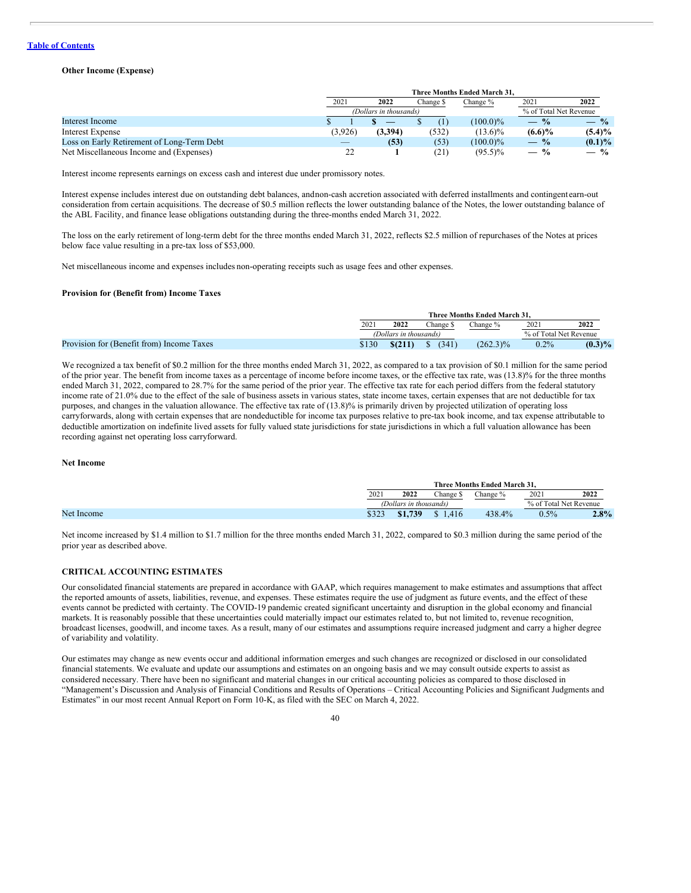[Table of Contents](#)

**Other Income (Expense)**

| | Three Months Ended March 31, | | | | | |
|---|---|---|---|---|---|---|
| | 2021 | **2022** | Change $ | Change % | 2021 | **2022** |
| | *(Dollars in thousands)* | | | | % of Total Net Revenue | |
| Interest Income | $ 1 | **$ —** | $ (1) | (100.0)% | **— %** | **— %** |
| Interest Expense | (3,926) | **(3,394)** | (532) | (13.6)% | **(6.6)%** | **(5.4)%** |
| Loss on Early Retirement of Long-Term Debt | — | **(53)** | (53) | (100.0)% | **— %** | **(0.1)%** |
| Net Miscellaneous Income and (Expenses) | 22 | **1** | (21) | (95.5)% | **— %** | **— %** |

Interest income represents earnings on excess cash and interest due under promissory notes.

Interest expense includes interest due on outstanding debt balances, and non-cash accretion associated with deferred installments and contingent earn-out consideration from certain acquisitions. The decrease of $0.5 million reflects the lower outstanding balance of the Notes, the lower outstanding balance of the ABL Facility, and finance lease obligations outstanding during the three-months ended March 31, 2022.

The loss on the early retirement of long-term debt for the three months ended March 31, 2022, reflects $2.5 million of repurchases of the Notes at prices below face value resulting in a pre-tax loss of $53,000.

Net miscellaneous income and expenses includes non-operating receipts such as usage fees and other expenses.

**Provision for (Benefit from) Income Taxes**

| | Three Months Ended March 31, | | | | | |
|---|---|---|---|---|---|---|
| | 2021 | **2022** | Change $ | Change % | 2021 | **2022** |
| | *(Dollars in thousands)* | | | | % of Total Net Revenue | |
| Provision for (Benefit from) Income Taxes | $130 | **$(211)** | $ (341) | (262.3)% | 0.2% | **(0.3)%** |

We recognized a tax benefit of $0.2 million for the three months ended March 31, 2022, as compared to a tax provision of $0.1 million for the same period of the prior year. The benefit from income taxes as a percentage of income before income taxes, or the effective tax rate, was (13.8)% for the three months ended March 31, 2022, compared to 28.7% for the same period of the prior year. The effective tax rate for each period differs from the federal statutory income rate of 21.0% due to the effect of the sale of business assets in various states, state income taxes, certain expenses that are not deductible for tax purposes, and changes in the valuation allowance. The effective tax rate of (13.8)% is primarily driven by projected utilization of operating loss carryforwards, along with certain expenses that are nondeductible for income tax purposes relative to pre-tax book income, and tax expense attributable to deductible amortization on indefinite lived assets for fully valued state jurisdictions for state jurisdictions in which a full valuation allowance has been recording against net operating loss carryforward.

**Net Income**

| | Three Months Ended March 31, | | | | | |
|---|---|---|---|---|---|---|
| | 2021 | **2022** | Change $ | Change % | 2021 | **2022** |
| | *(Dollars in thousands)* | | | | % of Total Net Revenue | |
| Net Income | $323 | **$1,739** | $ 1,416 | 438.4% | 0.5% | **2.8%** |

Net income increased by $1.4 million to $1.7 million for the three months ended March 31, 2022, compared to $0.3 million during the same period of the prior year as described above.

**CRITICAL ACCOUNTING ESTIMATES**

Our consolidated financial statements are prepared in accordance with GAAP, which requires management to make estimates and assumptions that affect the reported amounts of assets, liabilities, revenue, and expenses. These estimates require the use of judgment as future events, and the effect of these events cannot be predicted with certainty. The COVID-19 pandemic created significant uncertainty and disruption in the global economy and financial markets. It is reasonably possible that these uncertainties could materially impact our estimates related to, but not limited to, revenue recognition, broadcast licenses, goodwill, and income taxes. As a result, many of our estimates and assumptions require increased judgment and carry a higher degree of variability and volatility.

Our estimates may change as new events occur and additional information emerges and such changes are recognized or disclosed in our consolidated financial statements. We evaluate and update our assumptions and estimates on an ongoing basis and we may consult outside experts to assist as considered necessary. There have been no significant and material changes in our critical accounting policies as compared to those disclosed in "Management's Discussion and Analysis of Financial Conditions and Results of Operations – Critical Accounting Policies and Significant Judgments and Estimates" in our most recent Annual Report on Form 10-K, as filed with the SEC on March 4, 2022.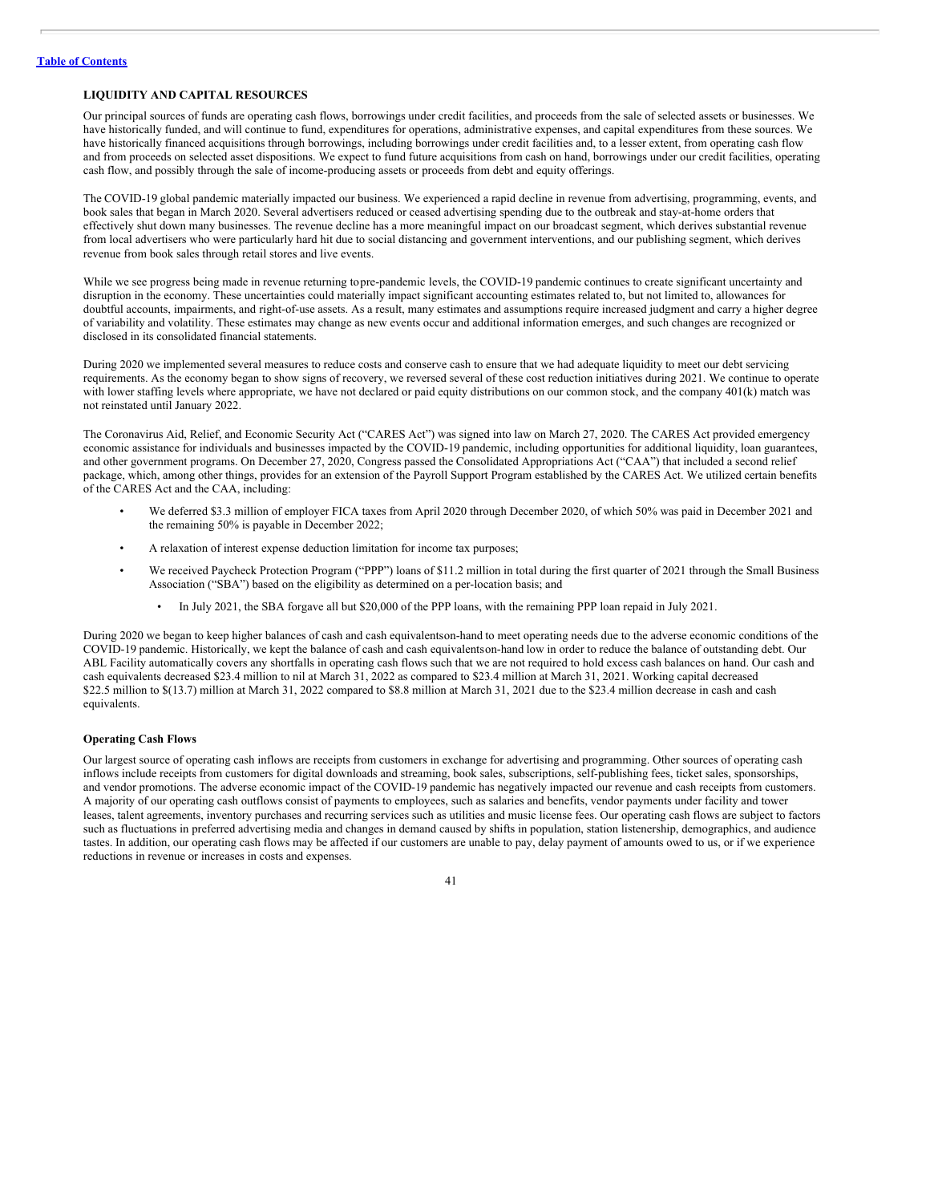## LIQUIDITY AND CAPITAL RESOURCES

Our principal sources of funds are operating cash flows, borrowings under credit facilities, and proceeds from the sale of selected assets or businesses. We have historically funded, and will continue to fund, expenditures for operations, administrative expenses, and capital expenditures from these sources. We have historically financed acquisitions through borrowings, including borrowings under credit facilities and, to a lesser extent, from operating cash flow and from proceeds on selected asset dispositions. We expect to fund future acquisitions from cash on hand, borrowings under our credit facilities, operating cash flow, and possibly through the sale of income-producing assets or proceeds from debt and equity offerings.

The COVID-19 global pandemic materially impacted our business. We experienced a rapid decline in revenue from advertising, programming, events, and book sales that began in March 2020. Several advertisers reduced or ceased advertising spending due to the outbreak and stay-at-home orders that effectively shut down many businesses. The revenue decline has a more meaningful impact on our broadcast segment, which derives substantial revenue from local advertisers who were particularly hard hit due to social distancing and government interventions, and our publishing segment, which derives revenue from book sales through retail stores and live events.

While we see progress being made in revenue returning to pre-pandemic levels, the COVID-19 pandemic continues to create significant uncertainty and disruption in the economy. These uncertainties could materially impact significant accounting estimates related to, but not limited to, allowances for doubtful accounts, impairments, and right-of-use assets. As a result, many estimates and assumptions require increased judgment and carry a higher degree of variability and volatility. These estimates may change as new events occur and additional information emerges, and such changes are recognized or disclosed in its consolidated financial statements.

During 2020 we implemented several measures to reduce costs and conserve cash to ensure that we had adequate liquidity to meet our debt servicing requirements. As the economy began to show signs of recovery, we reversed several of these cost reduction initiatives during 2021. We continue to operate with lower staffing levels where appropriate, we have not declared or paid equity distributions on our common stock, and the company 401(k) match was not reinstated until January 2022.

The Coronavirus Aid, Relief, and Economic Security Act ("CARES Act") was signed into law on March 27, 2020. The CARES Act provided emergency economic assistance for individuals and businesses impacted by the COVID-19 pandemic, including opportunities for additional liquidity, loan guarantees, and other government programs. On December 27, 2020, Congress passed the Consolidated Appropriations Act ("CAA") that included a second relief package, which, among other things, provides for an extension of the Payroll Support Program established by the CARES Act. We utilized certain benefits of the CARES Act and the CAA, including:

- We deferred $3.3 million of employer FICA taxes from April 2020 through December 2020, of which 50% was paid in December 2021 and the remaining 50% is payable in December 2022;
- A relaxation of interest expense deduction limitation for income tax purposes;
- We received Paycheck Protection Program ("PPP") loans of $11.2 million in total during the first quarter of 2021 through the Small Business Association ("SBA") based on the eligibility as determined on a per-location basis; and
  - In July 2021, the SBA forgave all but $20,000 of the PPP loans, with the remaining PPP loan repaid in July 2021.

During 2020 we began to keep higher balances of cash and cash equivalents on-hand to meet operating needs due to the adverse economic conditions of the COVID-19 pandemic. Historically, we kept the balance of cash and cash equivalents on-hand low in order to reduce the balance of outstanding debt. Our ABL Facility automatically covers any shortfalls in operating cash flows such that we are not required to hold excess cash balances on hand. Our cash and cash equivalents decreased $23.4 million to nil at March 31, 2022 as compared to $23.4 million at March 31, 2021. Working capital decreased $22.5 million to $(13.7) million at March 31, 2022 compared to $8.8 million at March 31, 2021 due to the $23.4 million decrease in cash and cash equivalents.

### Operating Cash Flows

Our largest source of operating cash inflows are receipts from customers in exchange for advertising and programming. Other sources of operating cash inflows include receipts from customers for digital downloads and streaming, book sales, subscriptions, self-publishing fees, ticket sales, sponsorships, and vendor promotions. The adverse economic impact of the COVID-19 pandemic has negatively impacted our revenue and cash receipts from customers. A majority of our operating cash outflows consist of payments to employees, such as salaries and benefits, vendor payments under facility and tower leases, talent agreements, inventory purchases and recurring services such as utilities and music license fees. Our operating cash flows are subject to factors such as fluctuations in preferred advertising media and changes in demand caused by shifts in population, station listenership, demographics, and audience tastes. In addition, our operating cash flows may be affected if our customers are unable to pay, delay payment of amounts owed to us, or if we experience reductions in revenue or increases in costs and expenses.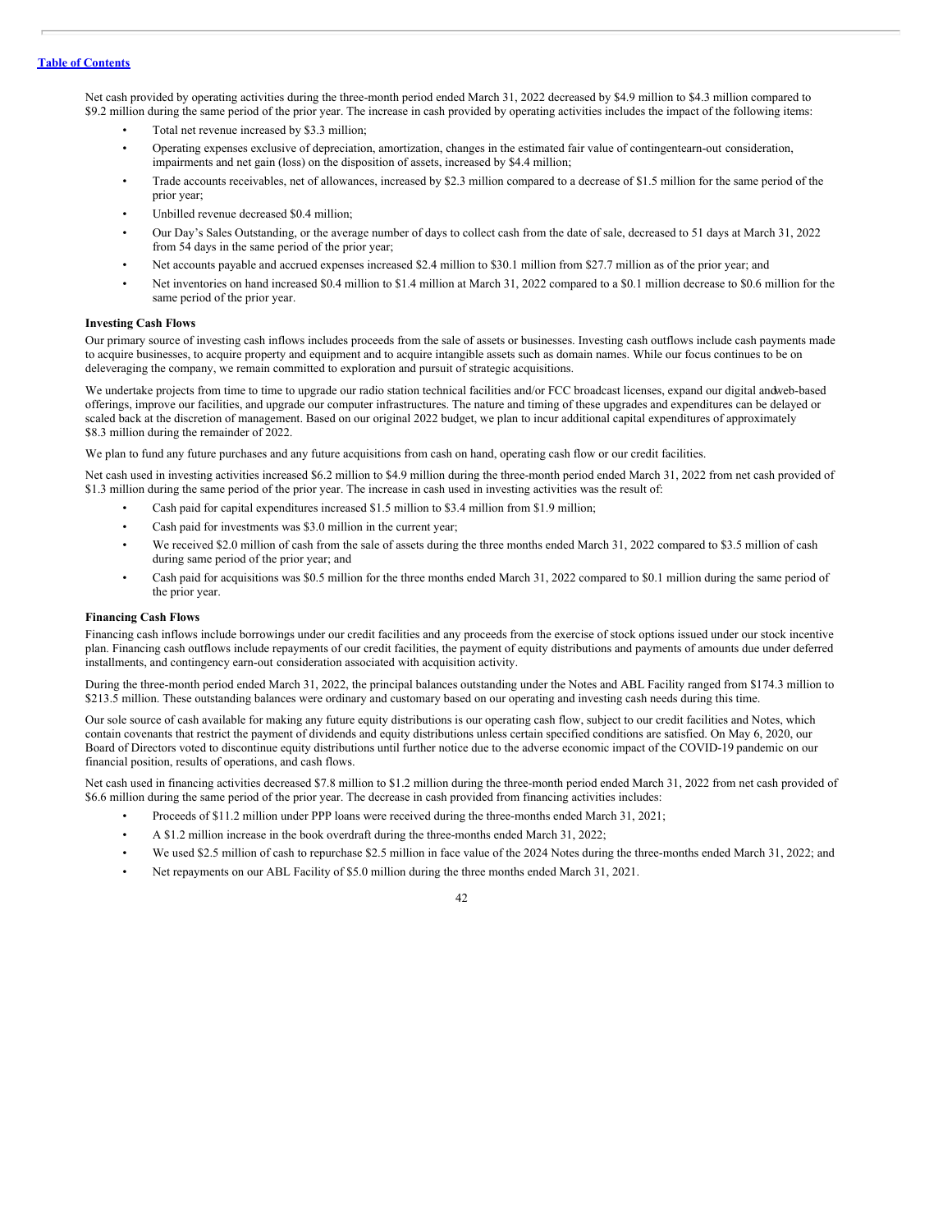Net cash provided by operating activities during the three-month period ended March 31, 2022 decreased by $4.9 million to $4.3 million compared to $9.2 million during the same period of the prior year. The increase in cash provided by operating activities includes the impact of the following items:

- Total net revenue increased by $3.3 million;
- Operating expenses exclusive of depreciation, amortization, changes in the estimated fair value of contingentearn-out consideration, impairments and net gain (loss) on the disposition of assets, increased by $4.4 million;
- Trade accounts receivables, net of allowances, increased by $2.3 million compared to a decrease of $1.5 million for the same period of the prior year;
- Unbilled revenue decreased $0.4 million;
- Our Day's Sales Outstanding, or the average number of days to collect cash from the date of sale, decreased to 51 days at March 31, 2022 from 54 days in the same period of the prior year;
- Net accounts payable and accrued expenses increased $2.4 million to $30.1 million from $27.7 million as of the prior year; and
- Net inventories on hand increased $0.4 million to $1.4 million at March 31, 2022 compared to a $0.1 million decrease to $0.6 million for the same period of the prior year.

**Investing Cash Flows**

Our primary source of investing cash inflows includes proceeds from the sale of assets or businesses. Investing cash outflows include cash payments made to acquire businesses, to acquire property and equipment and to acquire intangible assets such as domain names. While our focus continues to be on deleveraging the company, we remain committed to exploration and pursuit of strategic acquisitions.

We undertake projects from time to time to upgrade our radio station technical facilities and/or FCC broadcast licenses, expand our digital andweb-based offerings, improve our facilities, and upgrade our computer infrastructures. The nature and timing of these upgrades and expenditures can be delayed or scaled back at the discretion of management. Based on our original 2022 budget, we plan to incur additional capital expenditures of approximately $8.3 million during the remainder of 2022.

We plan to fund any future purchases and any future acquisitions from cash on hand, operating cash flow or our credit facilities.

Net cash used in investing activities increased $6.2 million to $4.9 million during the three-month period ended March 31, 2022 from net cash provided of $1.3 million during the same period of the prior year. The increase in cash used in investing activities was the result of:

- Cash paid for capital expenditures increased $1.5 million to $3.4 million from $1.9 million;
- Cash paid for investments was $3.0 million in the current year;
- We received $2.0 million of cash from the sale of assets during the three months ended March 31, 2022 compared to $3.5 million of cash during same period of the prior year; and
- Cash paid for acquisitions was $0.5 million for the three months ended March 31, 2022 compared to $0.1 million during the same period of the prior year.

**Financing Cash Flows**

Financing cash inflows include borrowings under our credit facilities and any proceeds from the exercise of stock options issued under our stock incentive plan. Financing cash outflows include repayments of our credit facilities, the payment of equity distributions and payments of amounts due under deferred installments, and contingency earn-out consideration associated with acquisition activity.

During the three-month period ended March 31, 2022, the principal balances outstanding under the Notes and ABL Facility ranged from $174.3 million to $213.5 million. These outstanding balances were ordinary and customary based on our operating and investing cash needs during this time.

Our sole source of cash available for making any future equity distributions is our operating cash flow, subject to our credit facilities and Notes, which contain covenants that restrict the payment of dividends and equity distributions unless certain specified conditions are satisfied. On May 6, 2020, our Board of Directors voted to discontinue equity distributions until further notice due to the adverse economic impact of the COVID-19 pandemic on our financial position, results of operations, and cash flows.

Net cash used in financing activities decreased $7.8 million to $1.2 million during the three-month period ended March 31, 2022 from net cash provided of $6.6 million during the same period of the prior year. The decrease in cash provided from financing activities includes:

- Proceeds of $11.2 million under PPP loans were received during the three-months ended March 31, 2021;
- A $1.2 million increase in the book overdraft during the three-months ended March 31, 2022;
- We used $2.5 million of cash to repurchase $2.5 million in face value of the 2024 Notes during the three-months ended March 31, 2022; and
- Net repayments on our ABL Facility of $5.0 million during the three months ended March 31, 2021.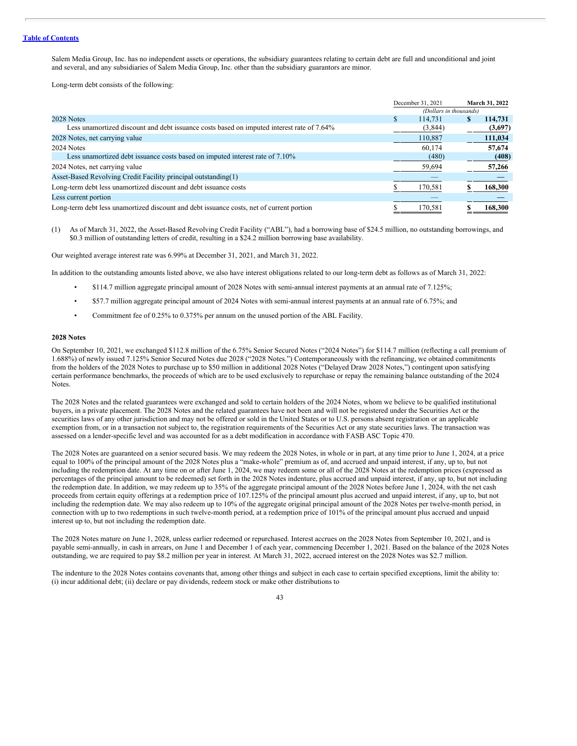Salem Media Group, Inc. has no independent assets or operations, the subsidiary guarantees relating to certain debt are full and unconditional and joint and several, and any subsidiaries of Salem Media Group, Inc. other than the subsidiary guarantors are minor.

Long-term debt consists of the following:

| | December 31, 2021 | **March 31, 2022** |
|---|---|---|
| | *(Dollars in thousands)* | |
| 2028 Notes | $ 114,731 | **$ 114,731** |
| Less unamortized discount and debt issuance costs based on imputed interest rate of 7.64% | (3,844) | **(3,697)** |
| 2028 Notes, net carrying value | 110,887 | **111,034** |
| 2024 Notes | 60,174 | **57,674** |
| Less unamortized debt issuance costs based on imputed interest rate of 7.10% | (480) | **(408)** |
| 2024 Notes, net carrying value | 59,694 | **57,266** |
| Asset-Based Revolving Credit Facility principal outstanding(1) | — | **—** |
| Long-term debt less unamortized discount and debt issuance costs | $ 170,581 | **$ 168,300** |
| Less current portion | — | **—** |
| Long-term debt less unamortized discount and debt issuance costs, net of current portion | $ 170,581 | **$ 168,300** |

(1) As of March 31, 2022, the Asset-Based Revolving Credit Facility ("ABL"), had a borrowing base of $24.5 million, no outstanding borrowings, and $0.3 million of outstanding letters of credit, resulting in a $24.2 million borrowing base availability.

Our weighted average interest rate was 6.99% at December 31, 2021, and March 31, 2022.

In addition to the outstanding amounts listed above, we also have interest obligations related to our long-term debt as follows as of March 31, 2022:

- $114.7 million aggregate principal amount of 2028 Notes with semi-annual interest payments at an annual rate of 7.125%;
- $57.7 million aggregate principal amount of 2024 Notes with semi-annual interest payments at an annual rate of 6.75%; and
- Commitment fee of 0.25% to 0.375% per annum on the unused portion of the ABL Facility.

**2028 Notes**

On September 10, 2021, we exchanged $112.8 million of the 6.75% Senior Secured Notes ("2024 Notes") for $114.7 million (reflecting a call premium of 1.688%) of newly issued 7.125% Senior Secured Notes due 2028 ("2028 Notes.") Contemporaneously with the refinancing, we obtained commitments from the holders of the 2028 Notes to purchase up to $50 million in additional 2028 Notes ("Delayed Draw 2028 Notes,") contingent upon satisfying certain performance benchmarks, the proceeds of which are to be used exclusively to repurchase or repay the remaining balance outstanding of the 2024 Notes.

The 2028 Notes and the related guarantees were exchanged and sold to certain holders of the 2024 Notes, whom we believe to be qualified institutional buyers, in a private placement. The 2028 Notes and the related guarantees have not been and will not be registered under the Securities Act or the securities laws of any other jurisdiction and may not be offered or sold in the United States or to U.S. persons absent registration or an applicable exemption from, or in a transaction not subject to, the registration requirements of the Securities Act or any state securities laws. The transaction was assessed on a lender-specific level and was accounted for as a debt modification in accordance with FASB ASC Topic 470.

The 2028 Notes are guaranteed on a senior secured basis. We may redeem the 2028 Notes, in whole or in part, at any time prior to June 1, 2024, at a price equal to 100% of the principal amount of the 2028 Notes plus a "make-whole" premium as of, and accrued and unpaid interest, if any, up to, but not including the redemption date. At any time on or after June 1, 2024, we may redeem some or all of the 2028 Notes at the redemption prices (expressed as percentages of the principal amount to be redeemed) set forth in the 2028 Notes indenture, plus accrued and unpaid interest, if any, up to, but not including the redemption date. In addition, we may redeem up to 35% of the aggregate principal amount of the 2028 Notes before June 1, 2024, with the net cash proceeds from certain equity offerings at a redemption price of 107.125% of the principal amount plus accrued and unpaid interest, if any, up to, but not including the redemption date. We may also redeem up to 10% of the aggregate original principal amount of the 2028 Notes per twelve-month period, in connection with up to two redemptions in such twelve-month period, at a redemption price of 101% of the principal amount plus accrued and unpaid interest up to, but not including the redemption date.

The 2028 Notes mature on June 1, 2028, unless earlier redeemed or repurchased. Interest accrues on the 2028 Notes from September 10, 2021, and is payable semi-annually, in cash in arrears, on June 1 and December 1 of each year, commencing December 1, 2021. Based on the balance of the 2028 Notes outstanding, we are required to pay $8.2 million per year in interest. At March 31, 2022, accrued interest on the 2028 Notes was $2.7 million.

The indenture to the 2028 Notes contains covenants that, among other things and subject in each case to certain specified exceptions, limit the ability to: (i) incur additional debt; (ii) declare or pay dividends, redeem stock or make other distributions to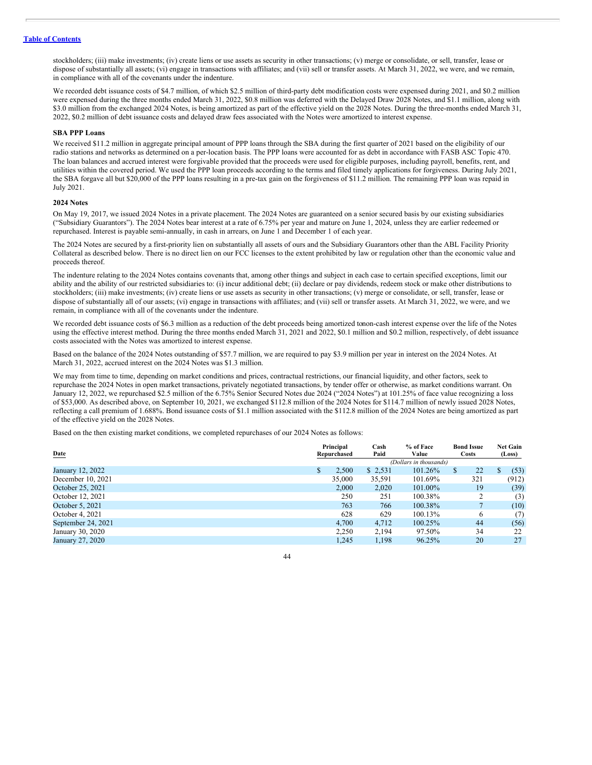stockholders; (iii) make investments; (iv) create liens or use assets as security in other transactions; (v) merge or consolidate, or sell, transfer, lease or dispose of substantially all assets; (vi) engage in transactions with affiliates; and (vii) sell or transfer assets. At March 31, 2022, we were, and we remain, in compliance with all of the covenants under the indenture.

We recorded debt issuance costs of $4.7 million, of which $2.5 million of third-party debt modification costs were expensed during 2021, and $0.2 million were expensed during the three months ended March 31, 2022, $0.8 million was deferred with the Delayed Draw 2028 Notes, and $1.1 million, along with $3.0 million from the exchanged 2024 Notes, is being amortized as part of the effective yield on the 2028 Notes. During the three-months ended March 31, 2022, $0.2 million of debt issuance costs and delayed draw fees associated with the Notes were amortized to interest expense.

**SBA PPP Loans**

We received $11.2 million in aggregate principal amount of PPP loans through the SBA during the first quarter of 2021 based on the eligibility of our radio stations and networks as determined on a per-location basis. The PPP loans were accounted for as debt in accordance with FASB ASC Topic 470. The loan balances and accrued interest were forgivable provided that the proceeds were used for eligible purposes, including payroll, benefits, rent, and utilities within the covered period. We used the PPP loan proceeds according to the terms and filed timely applications for forgiveness. During July 2021, the SBA forgave all but $20,000 of the PPP loans resulting in a pre-tax gain on the forgiveness of $11.2 million. The remaining PPP loan was repaid in July 2021.

**2024 Notes**

On May 19, 2017, we issued 2024 Notes in a private placement. The 2024 Notes are guaranteed on a senior secured basis by our existing subsidiaries ("Subsidiary Guarantors"). The 2024 Notes bear interest at a rate of 6.75% per year and mature on June 1, 2024, unless they are earlier redeemed or repurchased. Interest is payable semi-annually, in cash in arrears, on June 1 and December 1 of each year.

The 2024 Notes are secured by a first-priority lien on substantially all assets of ours and the Subsidiary Guarantors other than the ABL Facility Priority Collateral as described below. There is no direct lien on our FCC licenses to the extent prohibited by law or regulation other than the economic value and proceeds thereof.

The indenture relating to the 2024 Notes contains covenants that, among other things and subject in each case to certain specified exceptions, limit our ability and the ability of our restricted subsidiaries to: (i) incur additional debt; (ii) declare or pay dividends, redeem stock or make other distributions to stockholders; (iii) make investments; (iv) create liens or use assets as security in other transactions; (v) merge or consolidate, or sell, transfer, lease or dispose of substantially all of our assets; (vi) engage in transactions with affiliates; and (vii) sell or transfer assets. At March 31, 2022, we were, and we remain, in compliance with all of the covenants under the indenture.

We recorded debt issuance costs of $6.3 million as a reduction of the debt proceeds being amortized tonon-cash interest expense over the life of the Notes using the effective interest method. During the three months ended March 31, 2021 and 2022, $0.1 million and $0.2 million, respectively, of debt issuance costs associated with the Notes was amortized to interest expense.

Based on the balance of the 2024 Notes outstanding of $57.7 million, we are required to pay $3.9 million per year in interest on the 2024 Notes. At March 31, 2022, accrued interest on the 2024 Notes was $1.3 million.

We may from time to time, depending on market conditions and prices, contractual restrictions, our financial liquidity, and other factors, seek to repurchase the 2024 Notes in open market transactions, privately negotiated transactions, by tender offer or otherwise, as market conditions warrant. On January 12, 2022, we repurchased $2.5 million of the 6.75% Senior Secured Notes due 2024 ("2024 Notes") at 101.25% of face value recognizing a loss of $53,000. As described above, on September 10, 2021, we exchanged $112.8 million of the 2024 Notes for $114.7 million of newly issued 2028 Notes, reflecting a call premium of 1.688%. Bond issuance costs of $1.1 million associated with the $112.8 million of the 2024 Notes are being amortized as part of the effective yield on the 2028 Notes.

Based on the then existing market conditions, we completed repurchases of our 2024 Notes as follows:

| Date | Principal Repurchased | Cash Paid | % of Face Value | Bond Issue Costs | Net Gain (Loss) |
|---|---|---|---|---|---|
| | | | *(Dollars in thousands)* | | |
| January 12, 2022 | $ 2,500 | $ 2,531 | 101.26% | $ 22 | $ (53) |
| December 10, 2021 | 35,000 | 35,591 | 101.69% | 321 | (912) |
| October 25, 2021 | 2,000 | 2,020 | 101.00% | 19 | (39) |
| October 12, 2021 | 250 | 251 | 100.38% | 2 | (3) |
| October 5, 2021 | 763 | 766 | 100.38% | 7 | (10) |
| October 4, 2021 | 628 | 629 | 100.13% | 6 | (7) |
| September 24, 2021 | 4,700 | 4,712 | 100.25% | 44 | (56) |
| January 30, 2020 | 2,250 | 2,194 | 97.50% | 34 | 22 |
| January 27, 2020 | 1,245 | 1,198 | 96.25% | 20 | 27 |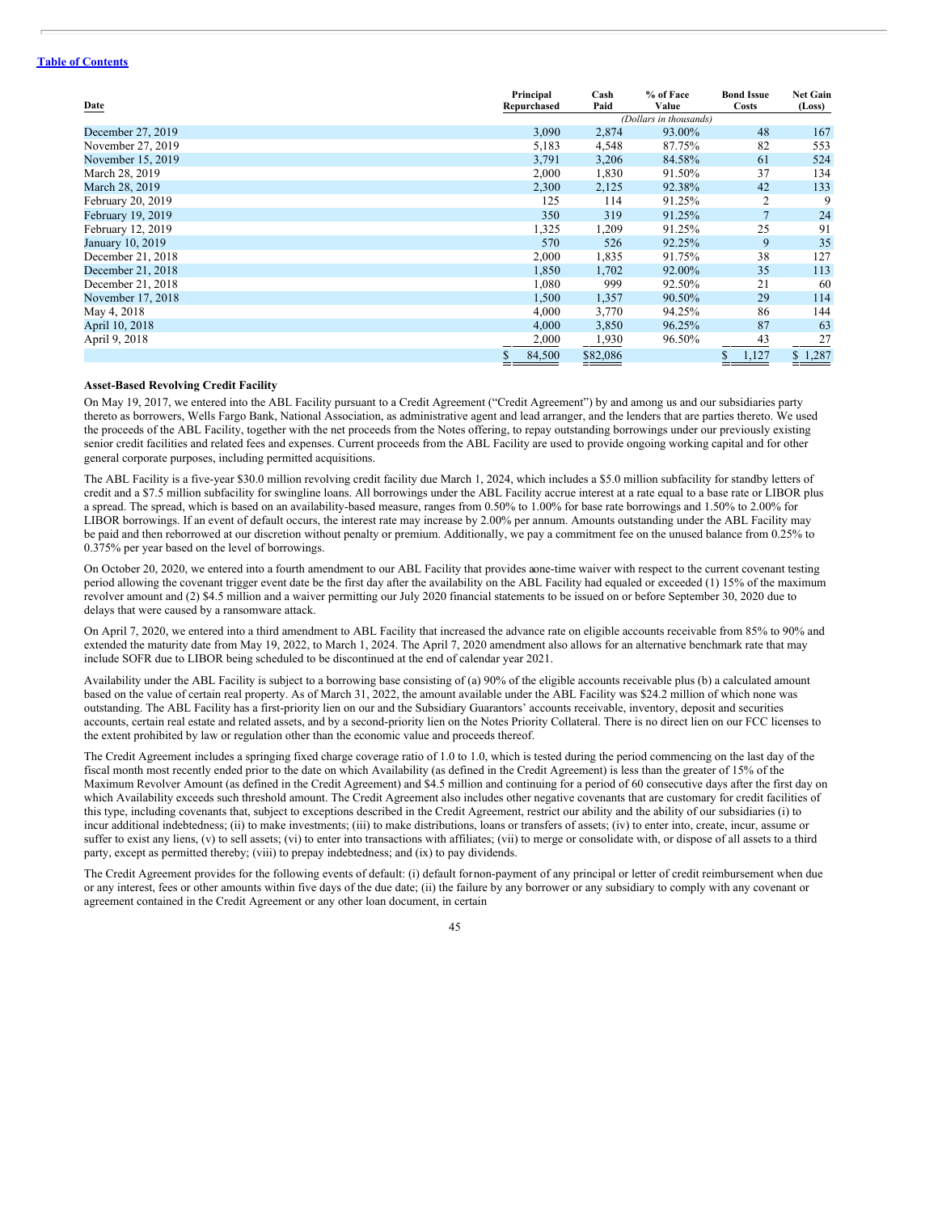[Table of Contents](#)

| Date | Principal Repurchased | Cash Paid | % of Face Value | Bond Issue Costs | Net Gain (Loss) |
|---|---|---|---|---|---|
| | | | *(Dollars in thousands)* | | |
| December 27, 2019 | 3,090 | 2,874 | 93.00% | 48 | 167 |
| November 27, 2019 | 5,183 | 4,548 | 87.75% | 82 | 553 |
| November 15, 2019 | 3,791 | 3,206 | 84.58% | 61 | 524 |
| March 28, 2019 | 2,000 | 1,830 | 91.50% | 37 | 134 |
| March 28, 2019 | 2,300 | 2,125 | 92.38% | 42 | 133 |
| February 20, 2019 | 125 | 114 | 91.25% | 2 | 9 |
| February 19, 2019 | 350 | 319 | 91.25% | 7 | 24 |
| February 12, 2019 | 1,325 | 1,209 | 91.25% | 25 | 91 |
| January 10, 2019 | 570 | 526 | 92.25% | 9 | 35 |
| December 21, 2018 | 2,000 | 1,835 | 91.75% | 38 | 127 |
| December 21, 2018 | 1,850 | 1,702 | 92.00% | 35 | 113 |
| December 21, 2018 | 1,080 | 999 | 92.50% | 21 | 60 |
| November 17, 2018 | 1,500 | 1,357 | 90.50% | 29 | 114 |
| May 4, 2018 | 4,000 | 3,770 | 94.25% | 86 | 144 |
| April 10, 2018 | 4,000 | 3,850 | 96.25% | 87 | 63 |
| April 9, 2018 | 2,000 | 1,930 | 96.50% | 43 | 27 |
| | $ 84,500 | $82,086 | | $ 1,127 | $ 1,287 |

**Asset-Based Revolving Credit Facility**

On May 19, 2017, we entered into the ABL Facility pursuant to a Credit Agreement ("Credit Agreement") by and among us and our subsidiaries party thereto as borrowers, Wells Fargo Bank, National Association, as administrative agent and lead arranger, and the lenders that are parties thereto. We used the proceeds of the ABL Facility, together with the net proceeds from the Notes offering, to repay outstanding borrowings under our previously existing senior credit facilities and related fees and expenses. Current proceeds from the ABL Facility are used to provide ongoing working capital and for other general corporate purposes, including permitted acquisitions.

The ABL Facility is a five-year $30.0 million revolving credit facility due March 1, 2024, which includes a $5.0 million subfacility for standby letters of credit and a $7.5 million subfacility for swingline loans. All borrowings under the ABL Facility accrue interest at a rate equal to a base rate or LIBOR plus a spread. The spread, which is based on an availability-based measure, ranges from 0.50% to 1.00% for base rate borrowings and 1.50% to 2.00% for LIBOR borrowings. If an event of default occurs, the interest rate may increase by 2.00% per annum. Amounts outstanding under the ABL Facility may be paid and then reborrowed at our discretion without penalty or premium. Additionally, we pay a commitment fee on the unused balance from 0.25% to 0.375% per year based on the level of borrowings.

On October 20, 2020, we entered into a fourth amendment to our ABL Facility that provides a one-time waiver with respect to the current covenant testing period allowing the covenant trigger event date be the first day after the availability on the ABL Facility had equaled or exceeded (1) 15% of the maximum revolver amount and (2) $4.5 million and a waiver permitting our July 2020 financial statements to be issued on or before September 30, 2020 due to delays that were caused by a ransomware attack.

On April 7, 2020, we entered into a third amendment to ABL Facility that increased the advance rate on eligible accounts receivable from 85% to 90% and extended the maturity date from May 19, 2022, to March 1, 2024. The April 7, 2020 amendment also allows for an alternative benchmark rate that may include SOFR due to LIBOR being scheduled to be discontinued at the end of calendar year 2021.

Availability under the ABL Facility is subject to a borrowing base consisting of (a) 90% of the eligible accounts receivable plus (b) a calculated amount based on the value of certain real property. As of March 31, 2022, the amount available under the ABL Facility was $24.2 million of which none was outstanding. The ABL Facility has a first-priority lien on our and the Subsidiary Guarantors' accounts receivable, inventory, deposit and securities accounts, certain real estate and related assets, and by a second-priority lien on the Notes Priority Collateral. There is no direct lien on our FCC licenses to the extent prohibited by law or regulation other than the economic value and proceeds thereof.

The Credit Agreement includes a springing fixed charge coverage ratio of 1.0 to 1.0, which is tested during the period commencing on the last day of the fiscal month most recently ended prior to the date on which Availability (as defined in the Credit Agreement) is less than the greater of 15% of the Maximum Revolver Amount (as defined in the Credit Agreement) and $4.5 million and continuing for a period of 60 consecutive days after the first day on which Availability exceeds such threshold amount. The Credit Agreement also includes other negative covenants that are customary for credit facilities of this type, including covenants that, subject to exceptions described in the Credit Agreement, restrict our ability and the ability of our subsidiaries (i) to incur additional indebtedness; (ii) to make investments; (iii) to make distributions, loans or transfers of assets; (iv) to enter into, create, incur, assume or suffer to exist any liens, (v) to sell assets; (vi) to enter into transactions with affiliates; (vii) to merge or consolidate with, or dispose of all assets to a third party, except as permitted thereby; (viii) to prepay indebtedness; and (ix) to pay dividends.

The Credit Agreement provides for the following events of default: (i) default for non-payment of any principal or letter of credit reimbursement when due or any interest, fees or other amounts within five days of the due date; (ii) the failure by any borrower or any subsidiary to comply with any covenant or agreement contained in the Credit Agreement or any other loan document, in certain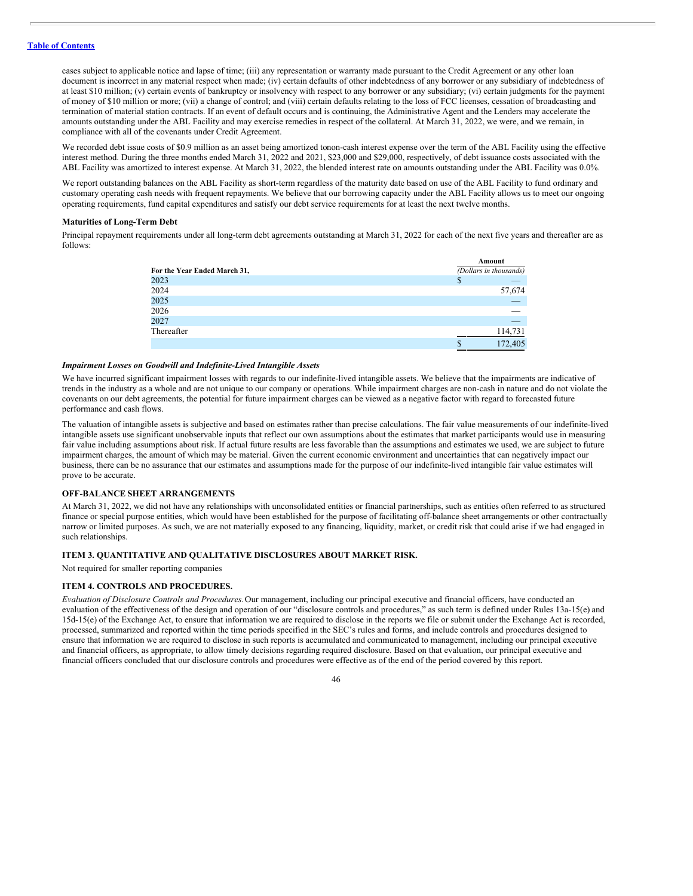cases subject to applicable notice and lapse of time; (iii) any representation or warranty made pursuant to the Credit Agreement or any other loan document is incorrect in any material respect when made; (iv) certain defaults of other indebtedness of any borrower or any subsidiary of indebtedness of at least $10 million; (v) certain events of bankruptcy or insolvency with respect to any borrower or any subsidiary; (vi) certain judgments for the payment of money of $10 million or more; (vii) a change of control; and (viii) certain defaults relating to the loss of FCC licenses, cessation of broadcasting and termination of material station contracts. If an event of default occurs and is continuing, the Administrative Agent and the Lenders may accelerate the amounts outstanding under the ABL Facility and may exercise remedies in respect of the collateral. At March 31, 2022, we were, and we remain, in compliance with all of the covenants under Credit Agreement.

We recorded debt issue costs of $0.9 million as an asset being amortized tonon-cash interest expense over the term of the ABL Facility using the effective interest method. During the three months ended March 31, 2022 and 2021, $23,000 and $29,000, respectively, of debt issuance costs associated with the ABL Facility was amortized to interest expense. At March 31, 2022, the blended interest rate on amounts outstanding under the ABL Facility was 0.0%.

We report outstanding balances on the ABL Facility as short-term regardless of the maturity date based on use of the ABL Facility to fund ordinary and customary operating cash needs with frequent repayments. We believe that our borrowing capacity under the ABL Facility allows us to meet our ongoing operating requirements, fund capital expenditures and satisfy our debt service requirements for at least the next twelve months.

**Maturities of Long-Term Debt**

Principal repayment requirements under all long-term debt agreements outstanding at March 31, 2022 for each of the next five years and thereafter are as follows:

| | Amount |
|---|---|
| **For the Year Ended March 31,** | *(Dollars in thousands)* |
| 2023 | $ — |
| 2024 | 57,674 |
| 2025 | — |
| 2026 | — |
| 2027 | — |
| Thereafter | 114,731 |
| | $ 172,405 |

***Impairment Losses on Goodwill and Indefinite-Lived Intangible Assets***

We have incurred significant impairment losses with regards to our indefinite-lived intangible assets. We believe that the impairments are indicative of trends in the industry as a whole and are not unique to our company or operations. While impairment charges are non-cash in nature and do not violate the covenants on our debt agreements, the potential for future impairment charges can be viewed as a negative factor with regard to forecasted future performance and cash flows.

The valuation of intangible assets is subjective and based on estimates rather than precise calculations. The fair value measurements of our indefinite-lived intangible assets use significant unobservable inputs that reflect our own assumptions about the estimates that market participants would use in measuring fair value including assumptions about risk. If actual future results are less favorable than the assumptions and estimates we used, we are subject to future impairment charges, the amount of which may be material. Given the current economic environment and uncertainties that can negatively impact our business, there can be no assurance that our estimates and assumptions made for the purpose of our indefinite-lived intangible fair value estimates will prove to be accurate.

**OFF-BALANCE SHEET ARRANGEMENTS**

At March 31, 2022, we did not have any relationships with unconsolidated entities or financial partnerships, such as entities often referred to as structured finance or special purpose entities, which would have been established for the purpose of facilitating off-balance sheet arrangements or other contractually narrow or limited purposes. As such, we are not materially exposed to any financing, liquidity, market, or credit risk that could arise if we had engaged in such relationships.

**ITEM 3. QUANTITATIVE AND QUALITATIVE DISCLOSURES ABOUT MARKET RISK.**

Not required for smaller reporting companies

**ITEM 4. CONTROLS AND PROCEDURES.**

*Evaluation of Disclosure Controls and Procedures.* Our management, including our principal executive and financial officers, have conducted an evaluation of the effectiveness of the design and operation of our "disclosure controls and procedures," as such term is defined under Rules 13a-15(e) and 15d-15(e) of the Exchange Act, to ensure that information we are required to disclose in the reports we file or submit under the Exchange Act is recorded, processed, summarized and reported within the time periods specified in the SEC's rules and forms, and include controls and procedures designed to ensure that information we are required to disclose in such reports is accumulated and communicated to management, including our principal executive and financial officers, as appropriate, to allow timely decisions regarding required disclosure. Based on that evaluation, our principal executive and financial officers concluded that our disclosure controls and procedures were effective as of the end of the period covered by this report.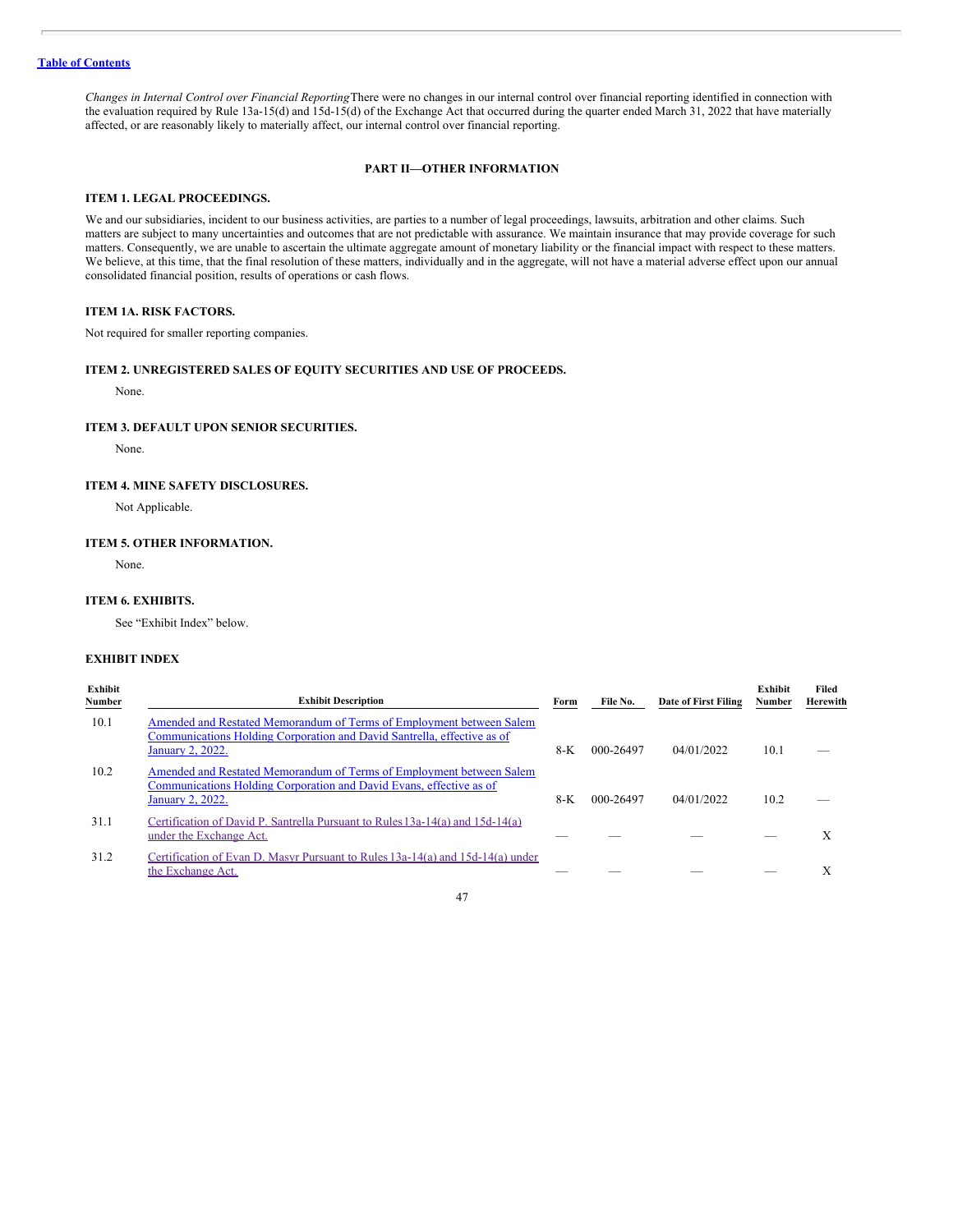[Table of Contents](#)

*Changes in Internal Control over Financial Reporting* There were no changes in our internal control over financial reporting identified in connection with the evaluation required by Rule 13a-15(d) and 15d-15(d) of the Exchange Act that occurred during the quarter ended March 31, 2022 that have materially affected, or are reasonably likely to materially affect, our internal control over financial reporting.

## PART II—OTHER INFORMATION

### ITEM 1. LEGAL PROCEEDINGS.

We and our subsidiaries, incident to our business activities, are parties to a number of legal proceedings, lawsuits, arbitration and other claims. Such matters are subject to many uncertainties and outcomes that are not predictable with assurance. We maintain insurance that may provide coverage for such matters. Consequently, we are unable to ascertain the ultimate aggregate amount of monetary liability or the financial impact with respect to these matters. We believe, at this time, that the final resolution of these matters, individually and in the aggregate, will not have a material adverse effect upon our annual consolidated financial position, results of operations or cash flows.

### ITEM 1A. RISK FACTORS.

Not required for smaller reporting companies.

### ITEM 2. UNREGISTERED SALES OF EQUITY SECURITIES AND USE OF PROCEEDS.

None.

### ITEM 3. DEFAULT UPON SENIOR SECURITIES.

None.

### ITEM 4. MINE SAFETY DISCLOSURES.

Not Applicable.

### ITEM 5. OTHER INFORMATION.

None.

### ITEM 6. EXHIBITS.

See "Exhibit Index" below.

### EXHIBIT INDEX

| Exhibit Number | Exhibit Description | Form | File No. | Date of First Filing | Exhibit Number | Filed Herewith |
|---|---|---|---|---|---|---|
| 10.1 | Amended and Restated Memorandum of Terms of Employment between Salem Communications Holding Corporation and David Santrella, effective as of January 2, 2022. | 8-K | 000-26497 | 04/01/2022 | 10.1 | — |
| 10.2 | Amended and Restated Memorandum of Terms of Employment between Salem Communications Holding Corporation and David Evans, effective as of January 2, 2022. | 8-K | 000-26497 | 04/01/2022 | 10.2 | — |
| 31.1 | Certification of David P. Santrella Pursuant to Rules 13a-14(a) and 15d-14(a) under the Exchange Act. | — | — | — | — | X |
| 31.2 | Certification of Evan D. Masyr Pursuant to Rules 13a-14(a) and 15d-14(a) under the Exchange Act. | — | — | — | — | X |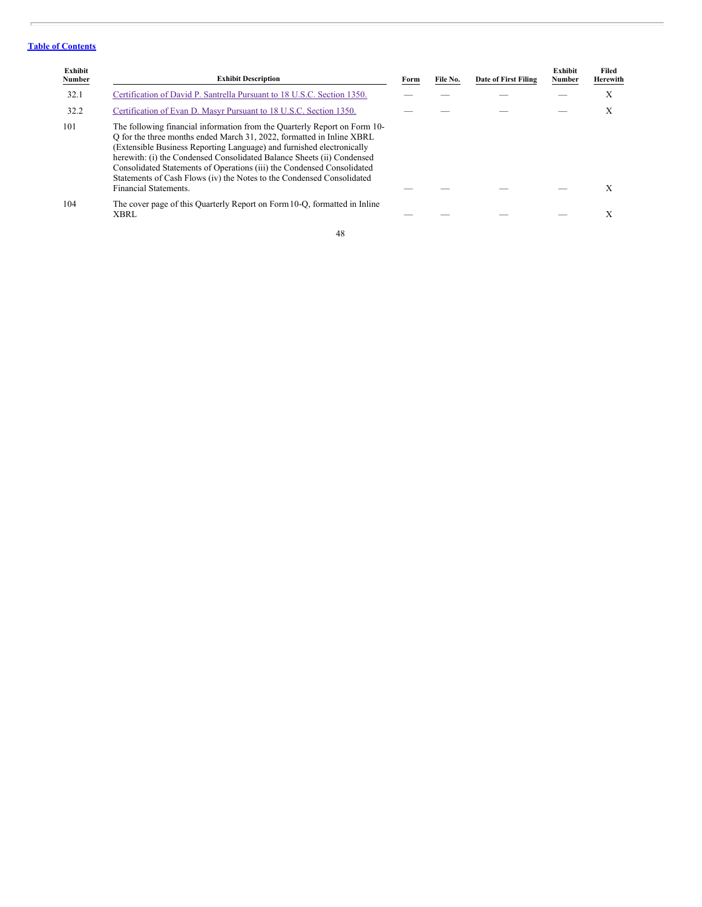[Table of Contents](#)

| Exhibit Number | Exhibit Description | Form | File No. | Date of First Filing | Exhibit Number | Filed Herewith |
|---|---|---|---|---|---|---|
| 32.1 | Certification of David P. Santrella Pursuant to 18 U.S.C. Section 1350. | — | — | — | — | X |
| 32.2 | Certification of Evan D. Masyr Pursuant to 18 U.S.C. Section 1350. | — | — | — | — | X |
| 101 | The following financial information from the Quarterly Report on Form 10-Q for the three months ended March 31, 2022, formatted in Inline XBRL (Extensible Business Reporting Language) and furnished electronically herewith: (i) the Condensed Consolidated Balance Sheets (ii) Condensed Consolidated Statements of Operations (iii) the Condensed Consolidated Statements of Cash Flows (iv) the Notes to the Condensed Consolidated Financial Statements. | — | — | — | — | X |
| 104 | The cover page of this Quarterly Report on Form10-Q, formatted in Inline XBRL | — | — | — | — | X |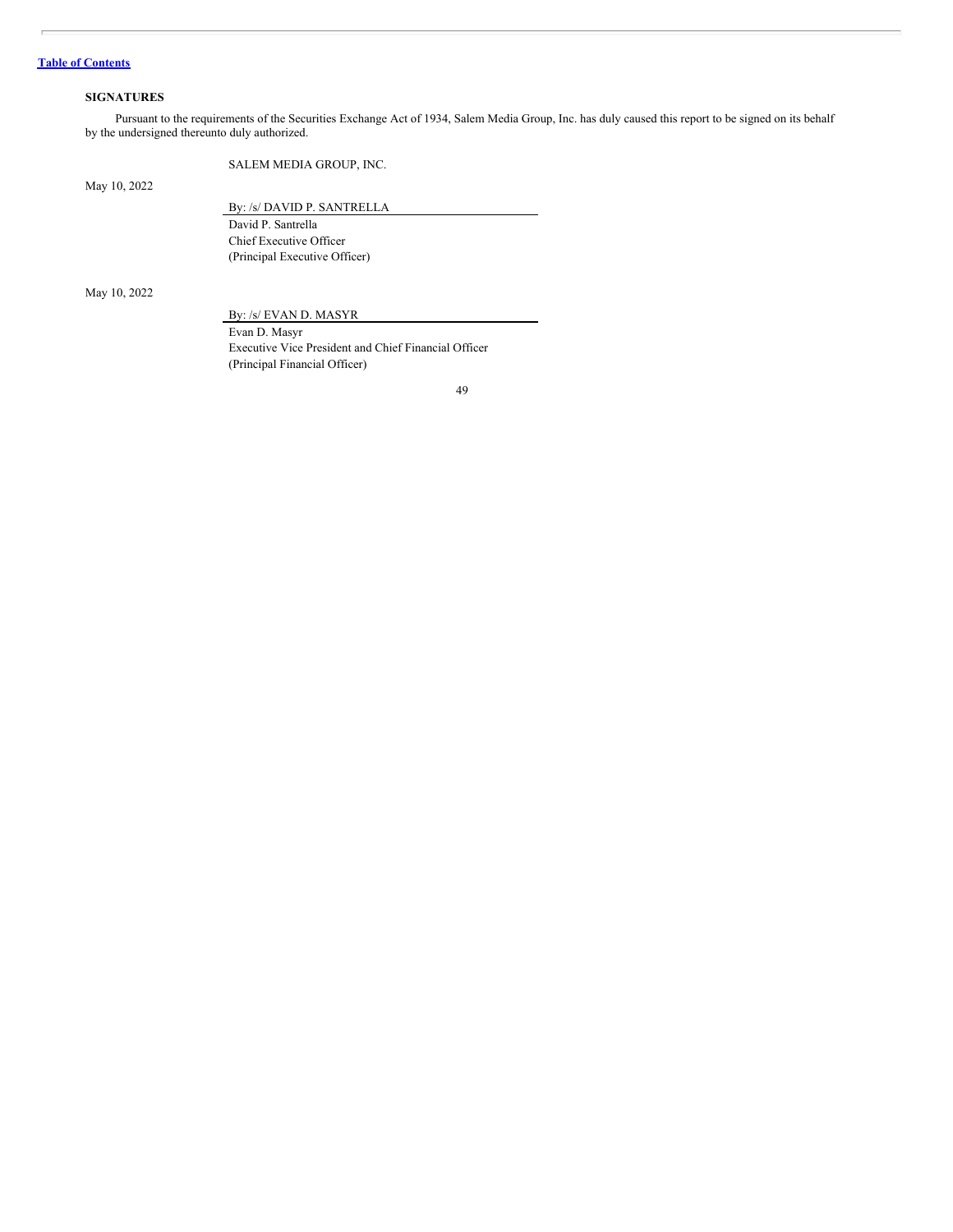[Table of Contents](#)

**SIGNATURES**

Pursuant to the requirements of the Securities Exchange Act of 1934, Salem Media Group, Inc. has duly caused this report to be signed on its behalf by the undersigned thereunto duly authorized.

SALEM MEDIA GROUP, INC.

May 10, 2022

By: /s/ DAVID P. SANTRELLA

David P. Santrella
Chief Executive Officer
(Principal Executive Officer)

May 10, 2022

By: /s/ EVAN D. MASYR

Evan D. Masyr
Executive Vice President and Chief Financial Officer
(Principal Financial Officer)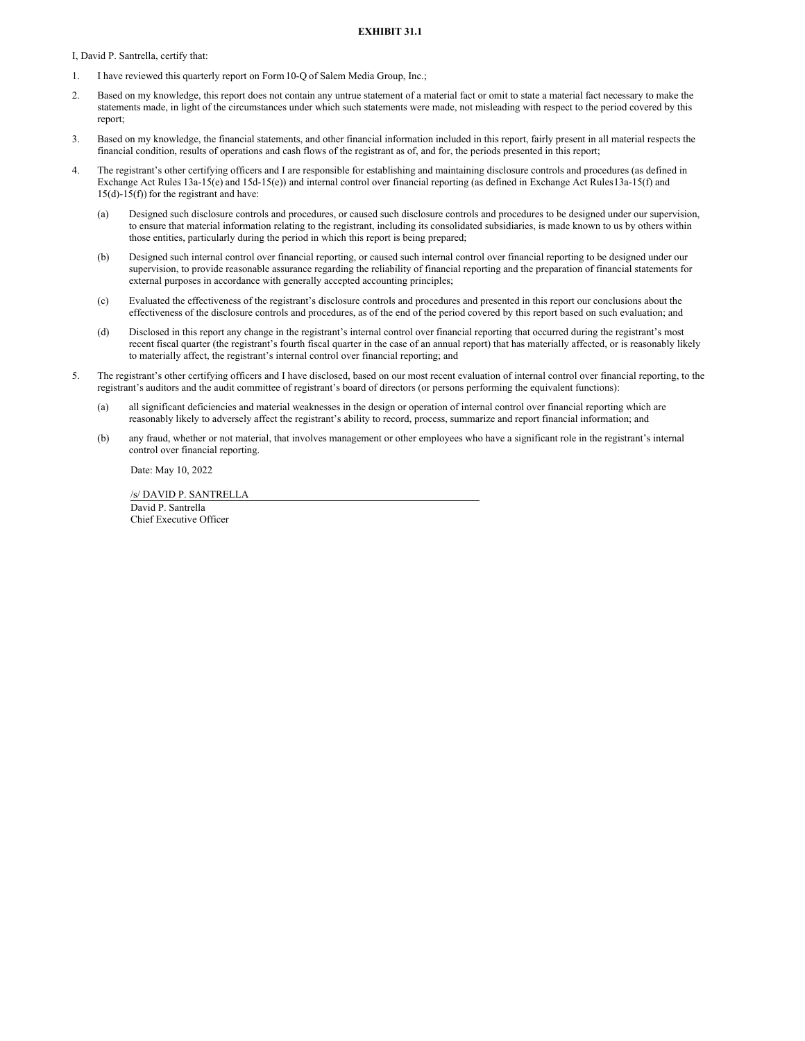**EXHIBIT 31.1**

I, David P. Santrella, certify that:

1. I have reviewed this quarterly report on Form 10-Q of Salem Media Group, Inc.;

2. Based on my knowledge, this report does not contain any untrue statement of a material fact or omit to state a material fact necessary to make the statements made, in light of the circumstances under which such statements were made, not misleading with respect to the period covered by this report;

3. Based on my knowledge, the financial statements, and other financial information included in this report, fairly present in all material respects the financial condition, results of operations and cash flows of the registrant as of, and for, the periods presented in this report;

4. The registrant's other certifying officers and I are responsible for establishing and maintaining disclosure controls and procedures (as defined in Exchange Act Rules 13a-15(e) and 15d-15(e)) and internal control over financial reporting (as defined in Exchange Act Rules13a-15(f) and 15(d)-15(f)) for the registrant and have:

   (a) Designed such disclosure controls and procedures, or caused such disclosure controls and procedures to be designed under our supervision, to ensure that material information relating to the registrant, including its consolidated subsidiaries, is made known to us by others within those entities, particularly during the period in which this report is being prepared;

   (b) Designed such internal control over financial reporting, or caused such internal control over financial reporting to be designed under our supervision, to provide reasonable assurance regarding the reliability of financial reporting and the preparation of financial statements for external purposes in accordance with generally accepted accounting principles;

   (c) Evaluated the effectiveness of the registrant's disclosure controls and procedures and presented in this report our conclusions about the effectiveness of the disclosure controls and procedures, as of the end of the period covered by this report based on such evaluation; and

   (d) Disclosed in this report any change in the registrant's internal control over financial reporting that occurred during the registrant's most recent fiscal quarter (the registrant's fourth fiscal quarter in the case of an annual report) that has materially affected, or is reasonably likely to materially affect, the registrant's internal control over financial reporting; and

5. The registrant's other certifying officers and I have disclosed, based on our most recent evaluation of internal control over financial reporting, to the registrant's auditors and the audit committee of registrant's board of directors (or persons performing the equivalent functions):

   (a) all significant deficiencies and material weaknesses in the design or operation of internal control over financial reporting which are reasonably likely to adversely affect the registrant's ability to record, process, summarize and report financial information; and

   (b) any fraud, whether or not material, that involves management or other employees who have a significant role in the registrant's internal control over financial reporting.

Date: May 10, 2022

/s/ DAVID P. SANTRELLA
David P. Santrella
Chief Executive Officer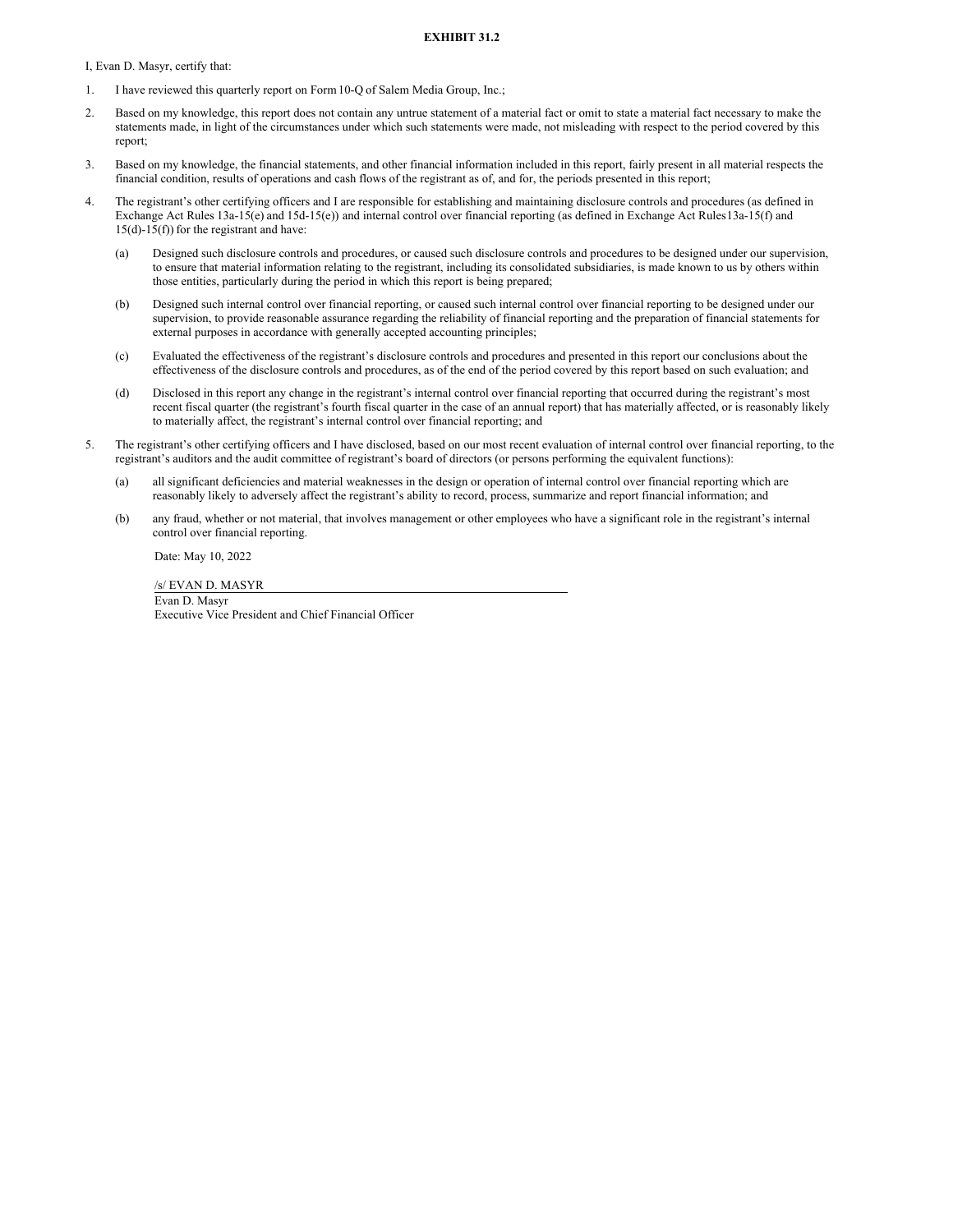**EXHIBIT 31.2**

I, Evan D. Masyr, certify that:

1. I have reviewed this quarterly report on Form 10-Q of Salem Media Group, Inc.;

2. Based on my knowledge, this report does not contain any untrue statement of a material fact or omit to state a material fact necessary to make the statements made, in light of the circumstances under which such statements were made, not misleading with respect to the period covered by this report;

3. Based on my knowledge, the financial statements, and other financial information included in this report, fairly present in all material respects the financial condition, results of operations and cash flows of the registrant as of, and for, the periods presented in this report;

4. The registrant's other certifying officers and I are responsible for establishing and maintaining disclosure controls and procedures (as defined in Exchange Act Rules 13a-15(e) and 15d-15(e)) and internal control over financial reporting (as defined in Exchange Act Rules13a-15(f) and 15(d)-15(f)) for the registrant and have:

   (a) Designed such disclosure controls and procedures, or caused such disclosure controls and procedures to be designed under our supervision, to ensure that material information relating to the registrant, including its consolidated subsidiaries, is made known to us by others within those entities, particularly during the period in which this report is being prepared;

   (b) Designed such internal control over financial reporting, or caused such internal control over financial reporting to be designed under our supervision, to provide reasonable assurance regarding the reliability of financial reporting and the preparation of financial statements for external purposes in accordance with generally accepted accounting principles;

   (c) Evaluated the effectiveness of the registrant's disclosure controls and procedures and presented in this report our conclusions about the effectiveness of the disclosure controls and procedures, as of the end of the period covered by this report based on such evaluation; and

   (d) Disclosed in this report any change in the registrant's internal control over financial reporting that occurred during the registrant's most recent fiscal quarter (the registrant's fourth fiscal quarter in the case of an annual report) that has materially affected, or is reasonably likely to materially affect, the registrant's internal control over financial reporting; and

5. The registrant's other certifying officers and I have disclosed, based on our most recent evaluation of internal control over financial reporting, to the registrant's auditors and the audit committee of registrant's board of directors (or persons performing the equivalent functions):

   (a) all significant deficiencies and material weaknesses in the design or operation of internal control over financial reporting which are reasonably likely to adversely affect the registrant's ability to record, process, summarize and report financial information; and

   (b) any fraud, whether or not material, that involves management or other employees who have a significant role in the registrant's internal control over financial reporting.

Date: May 10, 2022

/s/ EVAN D. MASYR
Evan D. Masyr
Executive Vice President and Chief Financial Officer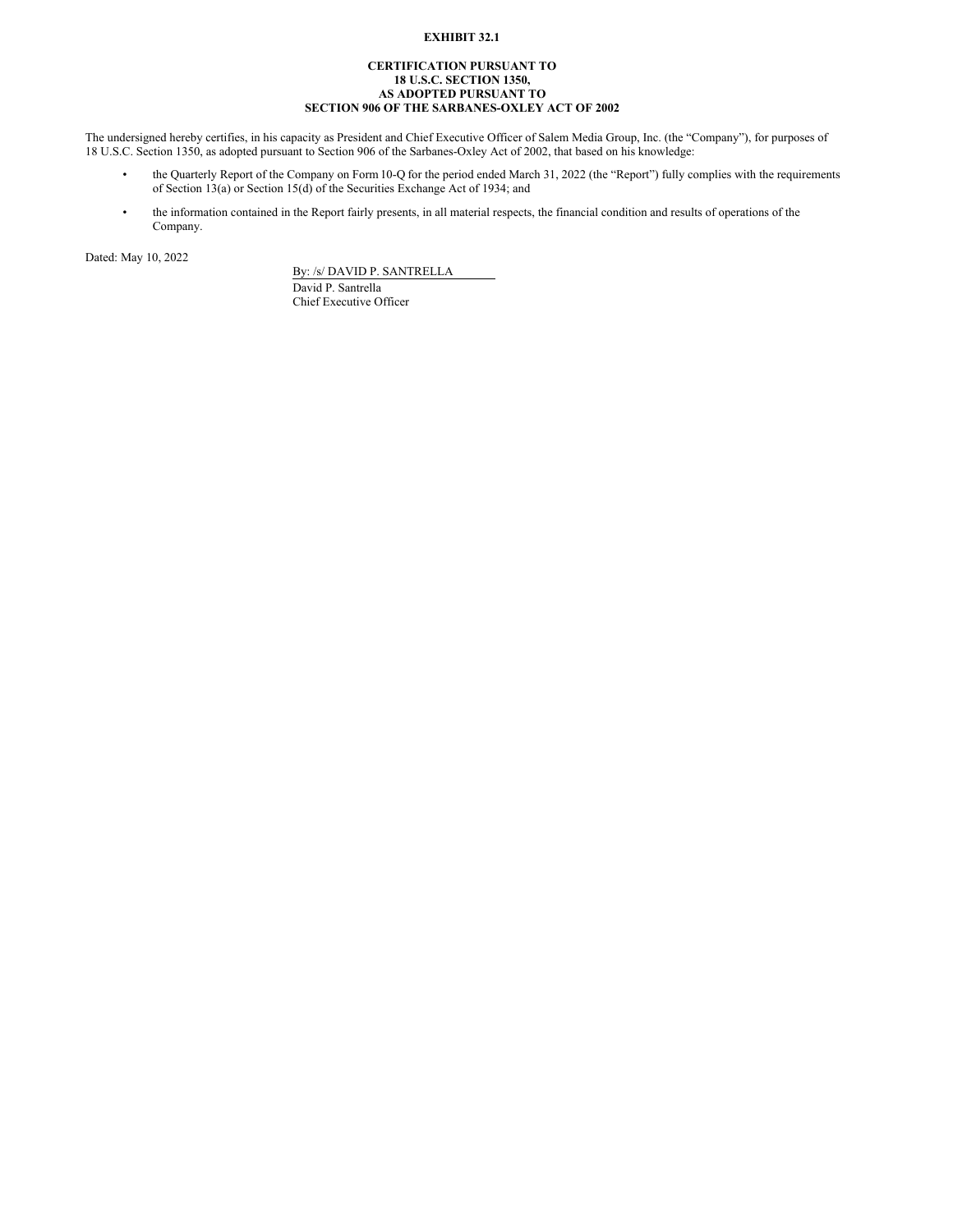**EXHIBIT 32.1**

**CERTIFICATION PURSUANT TO**
**18 U.S.C. SECTION 1350,**
**AS ADOPTED PURSUANT TO**
**SECTION 906 OF THE SARBANES-OXLEY ACT OF 2002**

The undersigned hereby certifies, in his capacity as President and Chief Executive Officer of Salem Media Group, Inc. (the “Company”), for purposes of 18 U.S.C. Section 1350, as adopted pursuant to Section 906 of the Sarbanes-Oxley Act of 2002, that based on his knowledge:

- the Quarterly Report of the Company on Form 10-Q for the period ended March 31, 2022 (the “Report”) fully complies with the requirements of Section 13(a) or Section 15(d) of the Securities Exchange Act of 1934; and
- the information contained in the Report fairly presents, in all material respects, the financial condition and results of operations of the Company.

Dated: May 10, 2022

By: /s/ DAVID P. SANTRELLA

David P. Santrella
Chief Executive Officer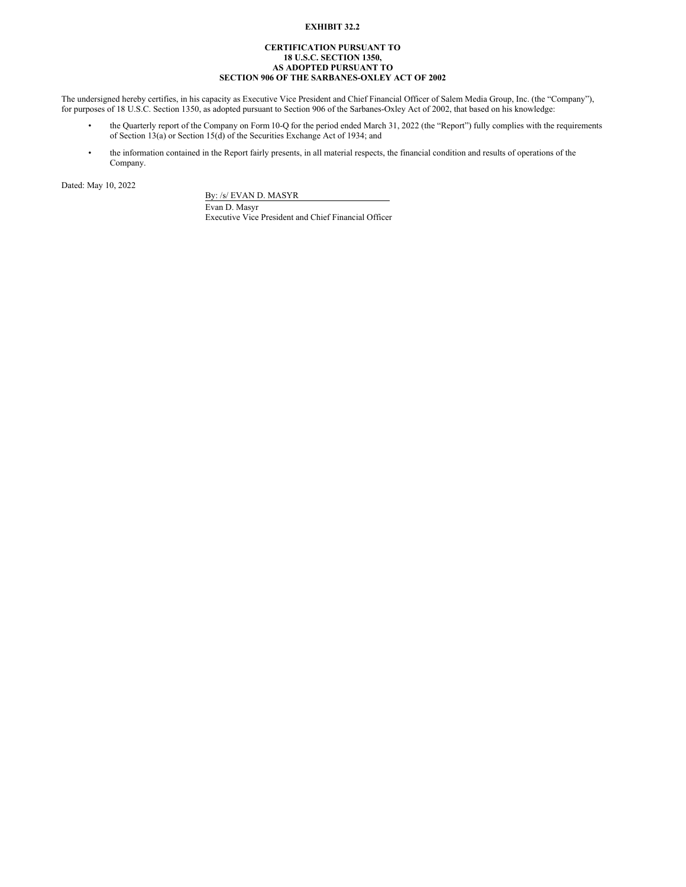**EXHIBIT 32.2**

**CERTIFICATION PURSUANT TO**
**18 U.S.C. SECTION 1350,**
**AS ADOPTED PURSUANT TO**
**SECTION 906 OF THE SARBANES-OXLEY ACT OF 2002**

The undersigned hereby certifies, in his capacity as Executive Vice President and Chief Financial Officer of Salem Media Group, Inc. (the "Company"), for purposes of 18 U.S.C. Section 1350, as adopted pursuant to Section 906 of the Sarbanes-Oxley Act of 2002, that based on his knowledge:

- the Quarterly report of the Company on Form 10-Q for the period ended March 31, 2022 (the "Report") fully complies with the requirements of Section 13(a) or Section 15(d) of the Securities Exchange Act of 1934; and
- the information contained in the Report fairly presents, in all material respects, the financial condition and results of operations of the Company.

Dated: May 10, 2022

By: /s/ EVAN D. MASYR

Evan D. Masyr
Executive Vice President and Chief Financial Officer